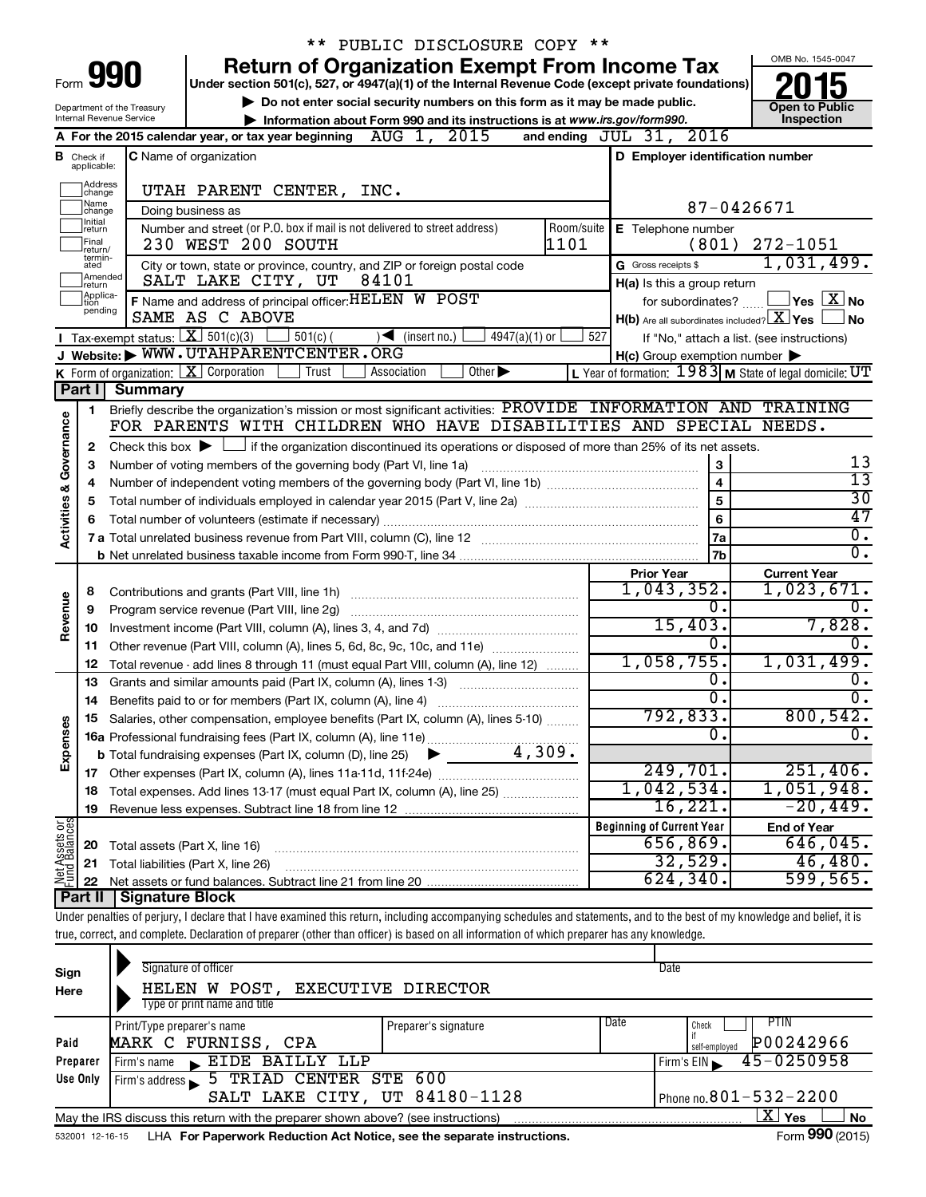** PUBLIC DISCLOSURE COPY **

# Form 990 Return of Organization Exempt From Income Tax

Under section 501(c), 527, or 4947(a)(1) of the Internal Revenue Code (except private foundations)

▶ Do not enter social security numbers on this form as it may be made public.

▶ Information about Form 990 and its instructions is at www.irs.gov/form990.

OMB No. 1545-0047

**2015**

**Open to Public Inspection**

Department of the Treasury
Internal Revenue Service

**A** For the 2015 calendar year, or tax year beginning AUG 1, 2015 and ending JUL 31, 2016

**B** Check if applicable: Address change, Name change, Initial return, Final return/terminated, Amended return, Application pending

**C** Name of organization: UTAH PARENT CENTER, INC.

Doing business as

Number and street (or P.O. box if mail is not delivered to street address): 230 WEST 200 SOUTH | Room/suite: 1101

City or town, state or province, country, and ZIP or foreign postal code: SALT LAKE CITY, UT 84101

**D** Employer identification number: 87-0426671

**E** Telephone number: (801) 272-1051

**G** Gross receipts $ 1,031,499.

**F** Name and address of principal officer: HELEN W POST, SAME AS C ABOVE

**H(a)** Is this a group return for subordinates? ☐ Yes ☒ No

**H(b)** Are all subordinates included? ☒ Yes ☐ No — If "No," attach a list. (see instructions)

**H(c)** Group exemption number ▶

**I** Tax-exempt status: ☒ 501(c)(3) ☐ 501(c) ( ) ◀ (insert no.) ☐ 4947(a)(1) or ☐ 527

**J** Website: ▶ WWW.UTAHPARENTCENTER.ORG

**K** Form of organization: ☒ Corporation ☐ Trust ☐ Association ☐ Other ▶

**L** Year of formation: 1983 **M** State of legal domicile: UT

## Part I Summary

**Activities & Governance**

1. Briefly describe the organization's mission or most significant activities: PROVIDE INFORMATION AND TRAINING FOR PARENTS WITH CHILDREN WHO HAVE DISABILITIES AND SPECIAL NEEDS.
2. Check this box ▶ ☐ if the organization discontinued its operations or disposed of more than 25% of its net assets.

| Line | Description | | Value |
|---|---|---|---|
| 3 | Number of voting members of the governing body (Part VI, line 1a) | 3 | 13 |
| 4 | Number of independent voting members of the governing body (Part VI, line 1b) | 4 | 13 |
| 5 | Total number of individuals employed in calendar year 2015 (Part V, line 2a) | 5 | 30 |
| 6 | Total number of volunteers (estimate if necessary) | 6 | 47 |
| 7a | Total unrelated business revenue from Part VIII, column (C), line 12 | 7a | 0. |
| 7b | Net unrelated business taxable income from Form 990-T, line 34 | 7b | 0. |

| Line | Description | Prior Year | Current Year |
|---|---|---|---|
| **Revenue** | | | |
| 8 | Contributions and grants (Part VIII, line 1h) | 1,043,352. | 1,023,671. |
| 9 | Program service revenue (Part VIII, line 2g) | 0. | 0. |
| 10 | Investment income (Part VIII, column (A), lines 3, 4, and 7d) | 15,403. | 7,828. |
| 11 | Other revenue (Part VIII, column (A), lines 5, 6d, 8c, 9c, 10c, and 11e) | 0. | 0. |
| 12 | Total revenue - add lines 8 through 11 (must equal Part VIII, column (A), line 12) | 1,058,755. | 1,031,499. |
| **Expenses** | | | |
| 13 | Grants and similar amounts paid (Part IX, column (A), lines 1-3) | 0. | 0. |
| 14 | Benefits paid to or for members (Part IX, column (A), line 4) | 0. | 0. |
| 15 | Salaries, other compensation, employee benefits (Part IX, column (A), lines 5-10) | 792,833. | 800,542. |
| 16a | Professional fundraising fees (Part IX, column (A), line 11e) | 0. | 0. |
| b | Total fundraising expenses (Part IX, column (D), line 25) ▶ 4,309. | | |
| 17 | Other expenses (Part IX, column (A), lines 11a-11d, 11f-24e) | 249,701. | 251,406. |
| 18 | Total expenses. Add lines 13-17 (must equal Part IX, column (A), line 25) | 1,042,534. | 1,051,948. |
| 19 | Revenue less expenses. Subtract line 18 from line 12 | 16,221. | -20,449. |

| Line | Net Assets or Fund Balances | Beginning of Current Year | End of Year |
|---|---|---|---|
| 20 | Total assets (Part X, line 16) | 656,869. | 646,045. |
| 21 | Total liabilities (Part X, line 26) | 32,529. | 46,480. |
| 22 | Net assets or fund balances. Subtract line 21 from line 20 | 624,340. | 599,565. |

## Part II Signature Block

Under penalties of perjury, I declare that I have examined this return, including accompanying schedules and statements, and to the best of my knowledge and belief, it is true, correct, and complete. Declaration of preparer (other than officer) is based on all information of which preparer has any knowledge.

**Sign Here**

Signature of officer | Date

HELEN W POST, EXECUTIVE DIRECTOR
Type or print name and title

**Paid Preparer Use Only**

| Print/Type preparer's name | Preparer's signature | Date | Check ☐ if self-employed | PTIN |
|---|---|---|---|---|
| MARK C FURNISS, CPA | | | | P00242966 |

Firm's name ▶ EIDE BAILLY LLP | Firm's EIN ▶ 45-0250958

Firm's address ▶ 5 TRIAD CENTER STE 600, SALT LAKE CITY, UT 84180-1128 | Phone no. 801-532-2200

May the IRS discuss this return with the preparer shown above? (see instructions) ☒ Yes ☐ No

532001 12-16-15 LHA For Paperwork Reduction Act Notice, see the separate instructions. Form **990** (2015)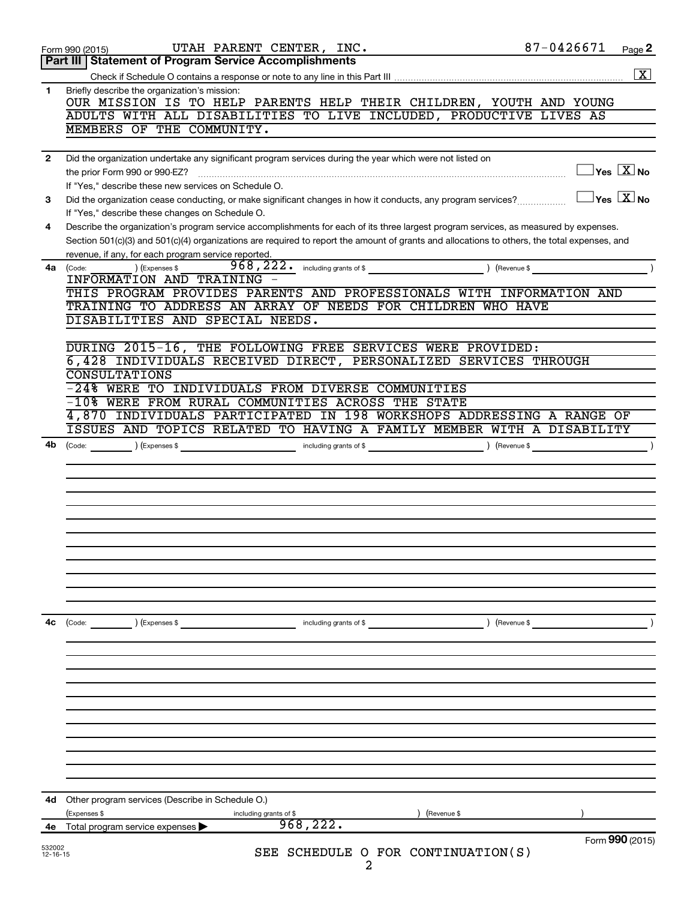Form 990 (2015) UTAH PARENT CENTER, INC. 87-0426671 Page 2

## Part III Statement of Program Service Accomplishments

Check if Schedule O contains a response or note to any line in this Part III [X]

**1** Briefly describe the organization's mission:

OUR MISSION IS TO HELP PARENTS HELP THEIR CHILDREN, YOUTH AND YOUNG ADULTS WITH ALL DISABILITIES TO LIVE INCLUDED, PRODUCTIVE LIVES AS MEMBERS OF THE COMMUNITY.

**2** Did the organization undertake any significant program services during the year which were not listed on the prior Form 990 or 990-EZ? [ ] Yes [X] No

If "Yes," describe these new services on Schedule O.

**3** Did the organization cease conducting, or make significant changes in how it conducts, any program services? [ ] Yes [X] No

If "Yes," describe these changes on Schedule O.

**4** Describe the organization's program service accomplishments for each of its three largest program services, as measured by expenses. Section 501(c)(3) and 501(c)(4) organizations are required to report the amount of grants and allocations to others, the total expenses, and revenue, if any, for each program service reported.

**4a** (Code: ) (Expenses $ 968,222. including grants of $ ) (Revenue $ )

INFORMATION AND TRAINING -

THIS PROGRAM PROVIDES PARENTS AND PROFESSIONALS WITH INFORMATION AND TRAINING TO ADDRESS AN ARRAY OF NEEDS FOR CHILDREN WHO HAVE DISABILITIES AND SPECIAL NEEDS.

DURING 2015-16, THE FOLLOWING FREE SERVICES WERE PROVIDED:

6,428 INDIVIDUALS RECEIVED DIRECT, PERSONALIZED SERVICES THROUGH CONSULTATIONS

-24% WERE TO INDIVIDUALS FROM DIVERSE COMMUNITIES

-10% WERE FROM RURAL COMMUNITIES ACROSS THE STATE

4,870 INDIVIDUALS PARTICIPATED IN 198 WORKSHOPS ADDRESSING A RANGE OF ISSUES AND TOPICS RELATED TO HAVING A FAMILY MEMBER WITH A DISABILITY

**4b** (Code: ) (Expenses $ including grants of $ ) (Revenue $ )

**4c** (Code: ) (Expenses $ including grants of $ ) (Revenue $ )

**4d** Other program services (Describe in Schedule O.)

(Expenses $ including grants of $ ) (Revenue $ )

**4e** Total program service expenses ▶ 968,222.

SEE SCHEDULE O FOR CONTINUATION(S)

Form **990** (2015)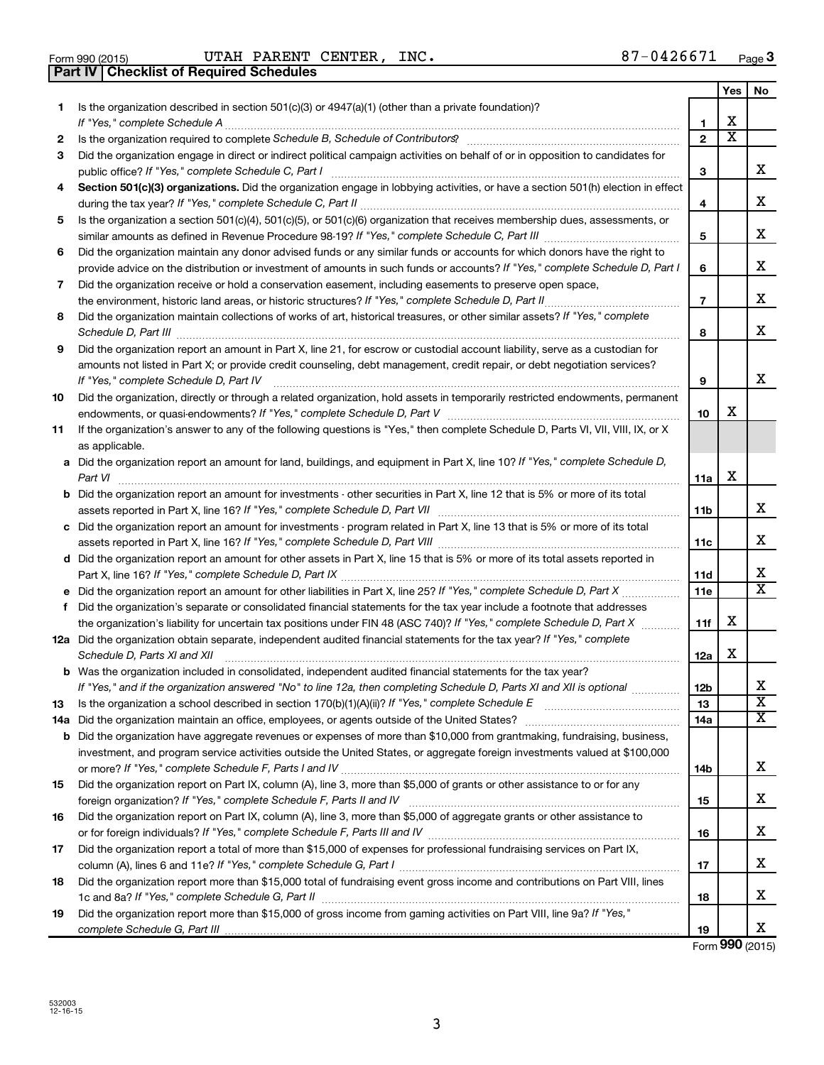Form 990 (2015) UTAH PARENT CENTER, INC. 87-0426671

**Part IV | Checklist of Required Schedules**

| | | | Yes | No |
|---|---|---|---|---|
| 1 | Is the organization described in section 501(c)(3) or 4947(a)(1) (other than a private foundation)? *If "Yes," complete Schedule A* | 1 | X | |
| 2 | Is the organization required to complete *Schedule B, Schedule of Contributors*? | 2 | X | |
| 3 | Did the organization engage in direct or indirect political campaign activities on behalf of or in opposition to candidates for public office? *If "Yes," complete Schedule C, Part I* | 3 | | X |
| 4 | **Section 501(c)(3) organizations.** Did the organization engage in lobbying activities, or have a section 501(h) election in effect during the tax year? *If "Yes," complete Schedule C, Part II* | 4 | | X |
| 5 | Is the organization a section 501(c)(4), 501(c)(5), or 501(c)(6) organization that receives membership dues, assessments, or similar amounts as defined in Revenue Procedure 98-19? *If "Yes," complete Schedule C, Part III* | 5 | | X |
| 6 | Did the organization maintain any donor advised funds or any similar funds or accounts for which donors have the right to provide advice on the distribution or investment of amounts in such funds or accounts? *If "Yes," complete Schedule D, Part I* | 6 | | X |
| 7 | Did the organization receive or hold a conservation easement, including easements to preserve open space, the environment, historic land areas, or historic structures? *If "Yes," complete Schedule D, Part II* | 7 | | X |
| 8 | Did the organization maintain collections of works of art, historical treasures, or other similar assets? *If "Yes," complete Schedule D, Part III* | 8 | | X |
| 9 | Did the organization report an amount in Part X, line 21, for escrow or custodial account liability, serve as a custodian for amounts not listed in Part X; or provide credit counseling, debt management, credit repair, or debt negotiation services? *If "Yes," complete Schedule D, Part IV* | 9 | | X |
| 10 | Did the organization, directly or through a related organization, hold assets in temporarily restricted endowments, permanent endowments, or quasi-endowments? *If "Yes," complete Schedule D, Part V* | 10 | X | |
| 11 | If the organization's answer to any of the following questions is "Yes," then complete Schedule D, Parts VI, VII, VIII, IX, or X as applicable. | | | |
| a | Did the organization report an amount for land, buildings, and equipment in Part X, line 10? *If "Yes," complete Schedule D, Part VI* | 11a | X | |
| b | Did the organization report an amount for investments - other securities in Part X, line 12 that is 5% or more of its total assets reported in Part X, line 16? *If "Yes," complete Schedule D, Part VII* | 11b | | X |
| c | Did the organization report an amount for investments - program related in Part X, line 13 that is 5% or more of its total assets reported in Part X, line 16? *If "Yes," complete Schedule D, Part VIII* | 11c | | X |
| d | Did the organization report an amount for other assets in Part X, line 15 that is 5% or more of its total assets reported in Part X, line 16? *If "Yes," complete Schedule D, Part IX* | 11d | | X |
| e | Did the organization report an amount for other liabilities in Part X, line 25? *If "Yes," complete Schedule D, Part X* | 11e | | X |
| f | Did the organization's separate or consolidated financial statements for the tax year include a footnote that addresses the organization's liability for uncertain tax positions under FIN 48 (ASC 740)? *If "Yes," complete Schedule D, Part X* | 11f | X | |
| 12a | Did the organization obtain separate, independent audited financial statements for the tax year? *If "Yes," complete Schedule D, Parts XI and XII* | 12a | X | |
| b | Was the organization included in consolidated, independent audited financial statements for the tax year? *If "Yes," and if the organization answered "No" to line 12a, then completing Schedule D, Parts XI and XII is optional* | 12b | | X |
| 13 | Is the organization a school described in section 170(b)(1)(A)(ii)? *If "Yes," complete Schedule E* | 13 | | X |
| 14a | Did the organization maintain an office, employees, or agents outside of the United States? | 14a | | X |
| b | Did the organization have aggregate revenues or expenses of more than $10,000 from grantmaking, fundraising, business, investment, and program service activities outside the United States, or aggregate foreign investments valued at $100,000 or more? *If "Yes," complete Schedule F, Parts I and IV* | 14b | | X |
| 15 | Did the organization report on Part IX, column (A), line 3, more than $5,000 of grants or other assistance to or for any foreign organization? *If "Yes," complete Schedule F, Parts II and IV* | 15 | | X |
| 16 | Did the organization report on Part IX, column (A), line 3, more than $5,000 of aggregate grants or other assistance to or for foreign individuals? *If "Yes," complete Schedule F, Parts III and IV* | 16 | | X |
| 17 | Did the organization report a total of more than $15,000 of expenses for professional fundraising services on Part IX, column (A), lines 6 and 11e? *If "Yes," complete Schedule G, Part I* | 17 | | X |
| 18 | Did the organization report more than $15,000 total of fundraising event gross income and contributions on Part VIII, lines 1c and 8a? *If "Yes," complete Schedule G, Part II* | 18 | | X |
| 19 | Did the organization report more than $15,000 of gross income from gaming activities on Part VIII, line 9a? *If "Yes," complete Schedule G, Part III* | 19 | | X |

Form **990** (2015)

532003
12-16-15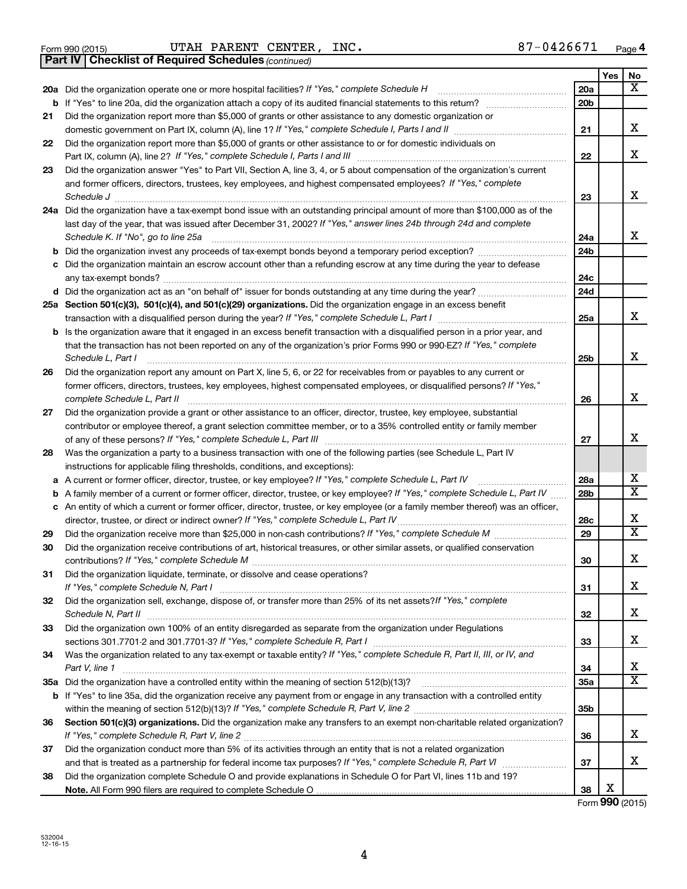Form 990 (2015) UTAH PARENT CENTER, INC. 87-0426671 Page 4

**Part IV | Checklist of Required Schedules** *(continued)*

| | | | Yes | No |
|---|---|---|---|---|
| **20a** | Did the organization operate one or more hospital facilities? *If "Yes," complete Schedule H* | 20a | | X |
| **b** | If "Yes" to line 20a, did the organization attach a copy of its audited financial statements to this return? | 20b | | |
| **21** | Did the organization report more than $5,000 of grants or other assistance to any domestic organization or domestic government on Part IX, column (A), line 1? *If "Yes," complete Schedule I, Parts I and II* | 21 | | X |
| **22** | Did the organization report more than $5,000 of grants or other assistance to or for domestic individuals on Part IX, column (A), line 2? *If "Yes," complete Schedule I, Parts I and III* | 22 | | X |
| **23** | Did the organization answer "Yes" to Part VII, Section A, line 3, 4, or 5 about compensation of the organization's current and former officers, directors, trustees, key employees, and highest compensated employees? *If "Yes," complete Schedule J* | 23 | | X |
| **24a** | Did the organization have a tax-exempt bond issue with an outstanding principal amount of more than $100,000 as of the last day of the year, that was issued after December 31, 2002? *If "Yes," answer lines 24b through 24d and complete Schedule K. If "No", go to line 25a* | 24a | | X |
| **b** | Did the organization invest any proceeds of tax-exempt bonds beyond a temporary period exception? | 24b | | |
| **c** | Did the organization maintain an escrow account other than a refunding escrow at any time during the year to defease any tax-exempt bonds? | 24c | | |
| **d** | Did the organization act as an "on behalf of" issuer for bonds outstanding at any time during the year? | 24d | | |
| **25a** | **Section 501(c)(3), 501(c)(4), and 501(c)(29) organizations.** Did the organization engage in an excess benefit transaction with a disqualified person during the year? *If "Yes," complete Schedule L, Part I* | 25a | | X |
| **b** | Is the organization aware that it engaged in an excess benefit transaction with a disqualified person in a prior year, and that the transaction has not been reported on any of the organization's prior Forms 990 or 990-EZ? *If "Yes," complete Schedule L, Part I* | 25b | | X |
| **26** | Did the organization report any amount on Part X, line 5, 6, or 22 for receivables from or payables to any current or former officers, directors, trustees, key employees, highest compensated employees, or disqualified persons? *If "Yes," complete Schedule L, Part II* | 26 | | X |
| **27** | Did the organization provide a grant or other assistance to an officer, director, trustee, key employee, substantial contributor or employee thereof, a grant selection committee member, or to a 35% controlled entity or family member of any of these persons? *If "Yes," complete Schedule L, Part III* | 27 | | X |
| **28** | Was the organization a party to a business transaction with one of the following parties (see Schedule L, Part IV instructions for applicable filing thresholds, conditions, and exceptions): | | | |
| **a** | A current or former officer, director, trustee, or key employee? *If "Yes," complete Schedule L, Part IV* | 28a | | X |
| **b** | A family member of a current or former officer, director, trustee, or key employee? *If "Yes," complete Schedule L, Part IV* | 28b | | X |
| **c** | An entity of which a current or former officer, director, trustee, or key employee (or a family member thereof) was an officer, director, trustee, or direct or indirect owner? *If "Yes," complete Schedule L, Part IV* | 28c | | X |
| **29** | Did the organization receive more than $25,000 in non-cash contributions? *If "Yes," complete Schedule M* | 29 | | X |
| **30** | Did the organization receive contributions of art, historical treasures, or other similar assets, or qualified conservation contributions? *If "Yes," complete Schedule M* | 30 | | X |
| **31** | Did the organization liquidate, terminate, or dissolve and cease operations? *If "Yes," complete Schedule N, Part I* | 31 | | X |
| **32** | Did the organization sell, exchange, dispose of, or transfer more than 25% of its net assets? *If "Yes," complete Schedule N, Part II* | 32 | | X |
| **33** | Did the organization own 100% of an entity disregarded as separate from the organization under Regulations sections 301.7701-2 and 301.7701-3? *If "Yes," complete Schedule R, Part I* | 33 | | X |
| **34** | Was the organization related to any tax-exempt or taxable entity? *If "Yes," complete Schedule R, Part II, III, or IV, and Part V, line 1* | 34 | | X |
| **35a** | Did the organization have a controlled entity within the meaning of section 512(b)(13)? | 35a | | X |
| **b** | If "Yes" to line 35a, did the organization receive any payment from or engage in any transaction with a controlled entity within the meaning of section 512(b)(13)? *If "Yes," complete Schedule R, Part V, line 2* | 35b | | |
| **36** | **Section 501(c)(3) organizations.** Did the organization make any transfers to an exempt non-charitable related organization? *If "Yes," complete Schedule R, Part V, line 2* | 36 | | X |
| **37** | Did the organization conduct more than 5% of its activities through an entity that is not a related organization and that is treated as a partnership for federal income tax purposes? *If "Yes," complete Schedule R, Part VI* | 37 | | X |
| **38** | Did the organization complete Schedule O and provide explanations in Schedule O for Part VI, lines 11b and 19? **Note.** All Form 990 filers are required to complete Schedule O | 38 | X | |

Form **990** (2015)

532004 12-16-15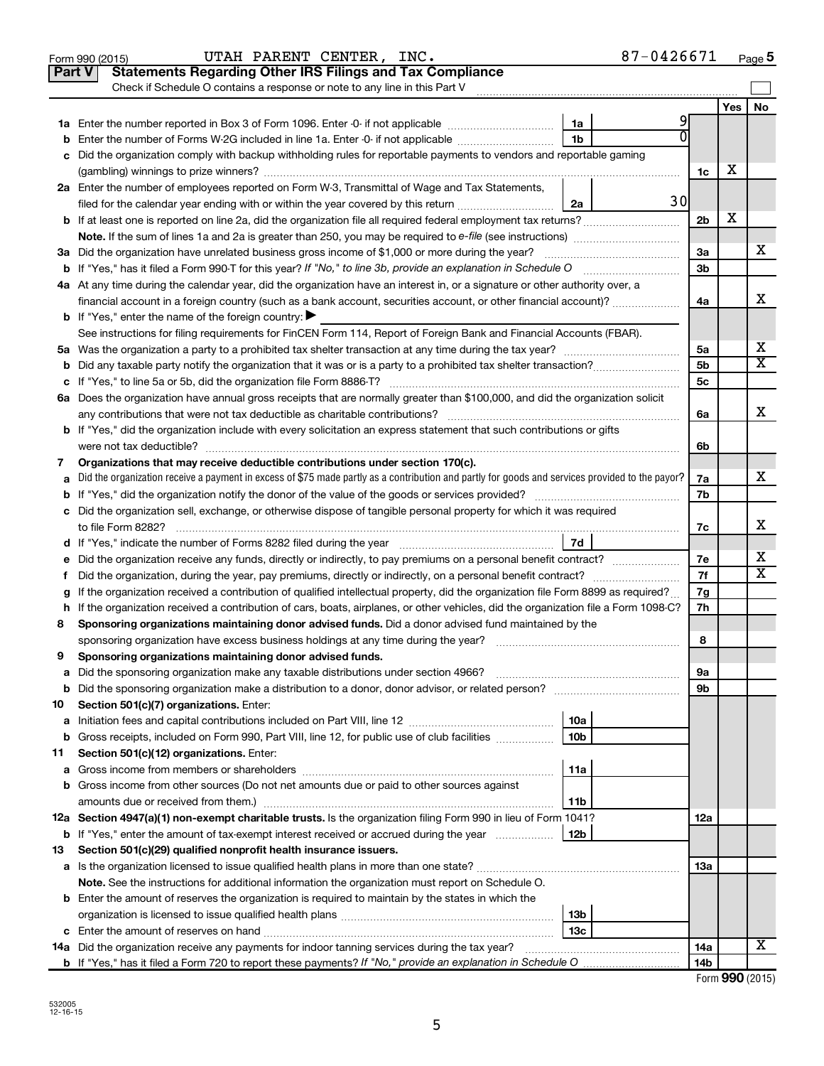Form 990 (2015) UTAH PARENT CENTER, INC. 87-0426671 Page 5

## Part V Statements Regarding Other IRS Filings and Tax Compliance

Check if Schedule O contains a response or note to any line in this Part V

| | | | | | Yes | No |
|---|---|---|---|---|---|---|
| **1a** | Enter the number reported in Box 3 of Form 1096. Enter -0- if not applicable | 1a | 9 | | | |
| **b** | Enter the number of Forms W-2G included in line 1a. Enter -0- if not applicable | 1b | 0 | | | |
| **c** | Did the organization comply with backup withholding rules for reportable payments to vendors and reportable gaming (gambling) winnings to prize winners? | | | 1c | X | |
| **2a** | Enter the number of employees reported on Form W-3, Transmittal of Wage and Tax Statements, filed for the calendar year ending with or within the year covered by this return | 2a | 30 | | | |
| **b** | If at least one is reported on line 2a, did the organization file all required federal employment tax returns? | | | 2b | X | |
| | **Note.** If the sum of lines 1a and 2a is greater than 250, you may be required to *e-file* (see instructions) | | | | | |
| **3a** | Did the organization have unrelated business gross income of $1,000 or more during the year? | | | 3a | | X |
| **b** | If "Yes," has it filed a Form 990-T for this year? *If "No," to line 3b, provide an explanation in Schedule O* | | | 3b | | |
| **4a** | At any time during the calendar year, did the organization have an interest in, or a signature or other authority over, a financial account in a foreign country (such as a bank account, securities account, or other financial account)? | | | 4a | | X |
| **b** | If "Yes," enter the name of the foreign country: ▶ | | | | | |
| | See instructions for filing requirements for FinCEN Form 114, Report of Foreign Bank and Financial Accounts (FBAR). | | | | | |
| **5a** | Was the organization a party to a prohibited tax shelter transaction at any time during the tax year? | | | 5a | | X |
| **b** | Did any taxable party notify the organization that it was or is a party to a prohibited tax shelter transaction? | | | 5b | | X |
| **c** | If "Yes," to line 5a or 5b, did the organization file Form 8886-T? | | | 5c | | |
| **6a** | Does the organization have annual gross receipts that are normally greater than $100,000, and did the organization solicit any contributions that were not tax deductible as charitable contributions? | | | 6a | | X |
| **b** | If "Yes," did the organization include with every solicitation an express statement that such contributions or gifts were not tax deductible? | | | 6b | | |
| **7** | **Organizations that may receive deductible contributions under section 170(c).** | | | | | |
| **a** | Did the organization receive a payment in excess of $75 made partly as a contribution and partly for goods and services provided to the payor? | | | 7a | | X |
| **b** | If "Yes," did the organization notify the donor of the value of the goods or services provided? | | | 7b | | |
| **c** | Did the organization sell, exchange, or otherwise dispose of tangible personal property for which it was required to file Form 8282? | | | 7c | | X |
| **d** | If "Yes," indicate the number of Forms 8282 filed during the year | 7d | | | | |
| **e** | Did the organization receive any funds, directly or indirectly, to pay premiums on a personal benefit contract? | | | 7e | | X |
| **f** | Did the organization, during the year, pay premiums, directly or indirectly, on a personal benefit contract? | | | 7f | | X |
| **g** | If the organization received a contribution of qualified intellectual property, did the organization file Form 8899 as required? | | | 7g | | |
| **h** | If the organization received a contribution of cars, boats, airplanes, or other vehicles, did the organization file a Form 1098-C? | | | 7h | | |
| **8** | **Sponsoring organizations maintaining donor advised funds.** Did a donor advised fund maintained by the sponsoring organization have excess business holdings at any time during the year? | | | 8 | | |
| **9** | **Sponsoring organizations maintaining donor advised funds.** | | | | | |
| **a** | Did the sponsoring organization make any taxable distributions under section 4966? | | | 9a | | |
| **b** | Did the sponsoring organization make a distribution to a donor, donor advisor, or related person? | | | 9b | | |
| **10** | **Section 501(c)(7) organizations.** Enter: | | | | | |
| **a** | Initiation fees and capital contributions included on Part VIII, line 12 | 10a | | | | |
| **b** | Gross receipts, included on Form 990, Part VIII, line 12, for public use of club facilities | 10b | | | | |
| **11** | **Section 501(c)(12) organizations.** Enter: | | | | | |
| **a** | Gross income from members or shareholders | 11a | | | | |
| **b** | Gross income from other sources (Do not net amounts due or paid to other sources against amounts due or received from them.) | 11b | | | | |
| **12a** | **Section 4947(a)(1) non-exempt charitable trusts.** Is the organization filing Form 990 in lieu of Form 1041? | | | 12a | | |
| **b** | If "Yes," enter the amount of tax-exempt interest received or accrued during the year | 12b | | | | |
| **13** | **Section 501(c)(29) qualified nonprofit health insurance issuers.** | | | | | |
| **a** | Is the organization licensed to issue qualified health plans in more than one state? | | | 13a | | |
| | **Note.** See the instructions for additional information the organization must report on Schedule O. | | | | | |
| **b** | Enter the amount of reserves the organization is required to maintain by the states in which the organization is licensed to issue qualified health plans | 13b | | | | |
| **c** | Enter the amount of reserves on hand | 13c | | | | |
| **14a** | Did the organization receive any payments for indoor tanning services during the tax year? | | | 14a | | X |
| **b** | If "Yes," has it filed a Form 720 to report these payments? *If "No," provide an explanation in Schedule O* | | | 14b | | |

Form **990** (2015)

532005 12-16-15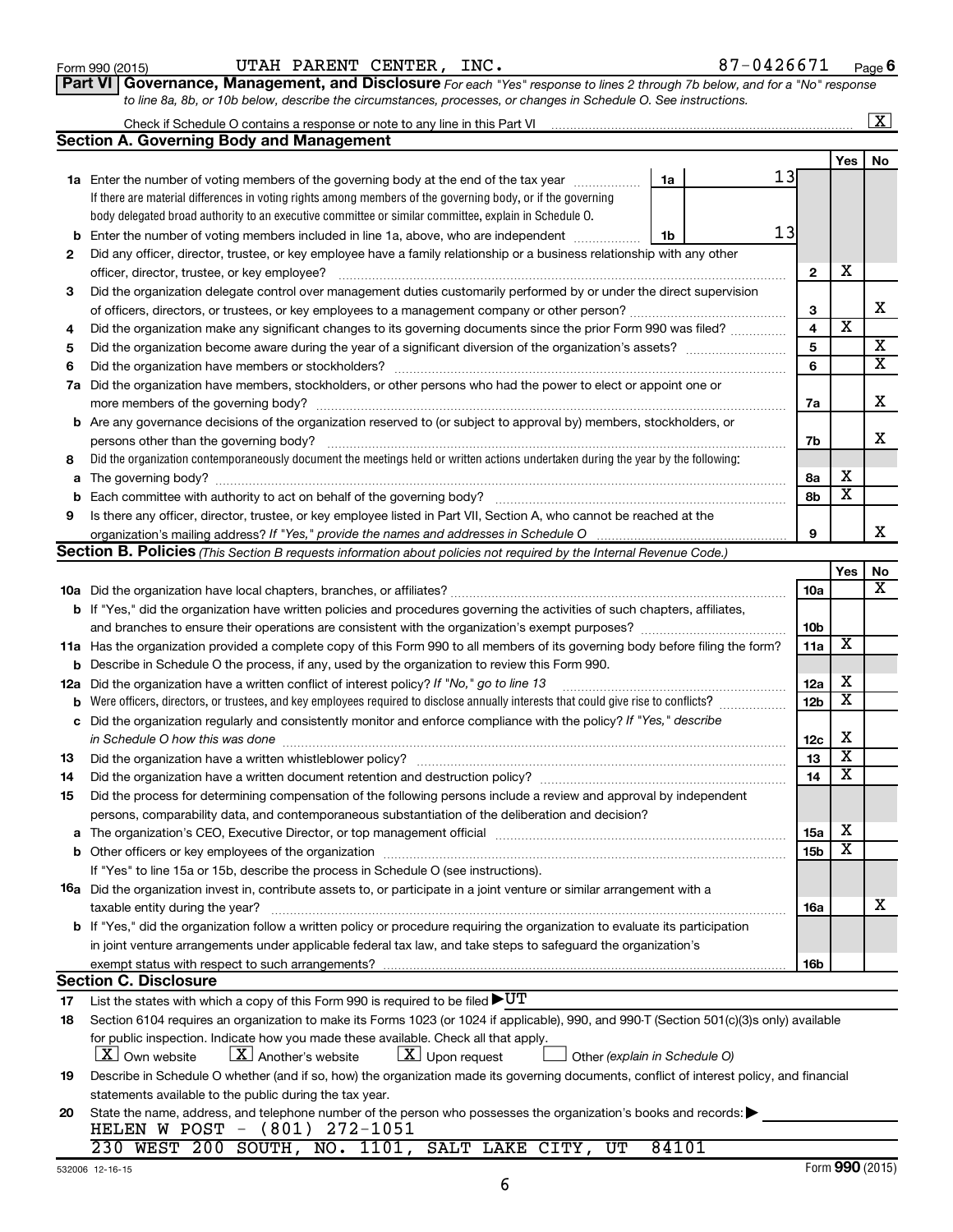Form 990 (2015) UTAH PARENT CENTER, INC. 87-0426671 Page **6**

## Part VI Governance, Management, and Disclosure

*For each "Yes" response to lines 2 through 7b below, and for a "No" response to line 8a, 8b, or 10b below, describe the circumstances, processes, or changes in Schedule O. See instructions.*

Check if Schedule O contains a response or note to any line in this Part VI [X]

### Section A. Governing Body and Management

| | | | | Yes | No |
|---|---|---|---|---|---|
| **1a** | Enter the number of voting members of the governing body at the end of the tax year. If there are material differences in voting rights among members of the governing body, or if the governing body delegated broad authority to an executive committee or similar committee, explain in Schedule O. | 1a: 13 | | | |
| **b** | Enter the number of voting members included in line 1a, above, who are independent | 1b: 13 | | | |
| **2** | Did any officer, director, trustee, or key employee have a family relationship or a business relationship with any other officer, director, trustee, or key employee? | | 2 | X | |
| **3** | Did the organization delegate control over management duties customarily performed by or under the direct supervision of officers, directors, or trustees, or key employees to a management company or other person? | | 3 | | X |
| **4** | Did the organization make any significant changes to its governing documents since the prior Form 990 was filed? | | 4 | X | |
| **5** | Did the organization become aware during the year of a significant diversion of the organization's assets? | | 5 | | X |
| **6** | Did the organization have members or stockholders? | | 6 | | X |
| **7a** | Did the organization have members, stockholders, or other persons who had the power to elect or appoint one or more members of the governing body? | | 7a | | X |
| **b** | Are any governance decisions of the organization reserved to (or subject to approval by) members, stockholders, or persons other than the governing body? | | 7b | | X |
| **8** | Did the organization contemporaneously document the meetings held or written actions undertaken during the year by the following: | | | | |
| **a** | The governing body? | | 8a | X | |
| **b** | Each committee with authority to act on behalf of the governing body? | | 8b | X | |
| **9** | Is there any officer, director, trustee, or key employee listed in Part VII, Section A, who cannot be reached at the organization's mailing address? *If "Yes," provide the names and addresses in Schedule O* | | 9 | | X |

### Section B. Policies *(This Section B requests information about policies not required by the Internal Revenue Code.)*

| | | | Yes | No |
|---|---|---|---|---|
| **10a** | Did the organization have local chapters, branches, or affiliates? | 10a | | X |
| **b** | If "Yes," did the organization have written policies and procedures governing the activities of such chapters, affiliates, and branches to ensure their operations are consistent with the organization's exempt purposes? | 10b | | |
| **11a** | Has the organization provided a complete copy of this Form 990 to all members of its governing body before filing the form? | 11a | X | |
| **b** | Describe in Schedule O the process, if any, used by the organization to review this Form 990. | | | |
| **12a** | Did the organization have a written conflict of interest policy? *If "No," go to line 13* | 12a | X | |
| **b** | Were officers, directors, or trustees, and key employees required to disclose annually interests that could give rise to conflicts? | 12b | X | |
| **c** | Did the organization regularly and consistently monitor and enforce compliance with the policy? *If "Yes," describe in Schedule O how this was done* | 12c | X | |
| **13** | Did the organization have a written whistleblower policy? | 13 | X | |
| **14** | Did the organization have a written document retention and destruction policy? | 14 | X | |
| **15** | Did the process for determining compensation of the following persons include a review and approval by independent persons, comparability data, and contemporaneous substantiation of the deliberation and decision? | | | |
| **a** | The organization's CEO, Executive Director, or top management official | 15a | X | |
| **b** | Other officers or key employees of the organization | 15b | X | |
| | If "Yes" to line 15a or 15b, describe the process in Schedule O (see instructions). | | | |
| **16a** | Did the organization invest in, contribute assets to, or participate in a joint venture or similar arrangement with a taxable entity during the year? | 16a | | X |
| **b** | If "Yes," did the organization follow a written policy or procedure requiring the organization to evaluate its participation in joint venture arrangements under applicable federal tax law, and take steps to safeguard the organization's exempt status with respect to such arrangements? | 16b | | |

### Section C. Disclosure

**17** List the states with which a copy of this Form 990 is required to be filed ▶ UT

**18** Section 6104 requires an organization to make its Forms 1023 (or 1024 if applicable), 990, and 990-T (Section 501(c)(3)s only) available for public inspection. Indicate how you made these available. Check all that apply.

[X] Own website [X] Another's website [X] Upon request [ ] Other *(explain in Schedule O)*

**19** Describe in Schedule O whether (and if so, how) the organization made its governing documents, conflict of interest policy, and financial statements available to the public during the tax year.

**20** State the name, address, and telephone number of the person who possesses the organization's books and records: ▶

HELEN W POST - (801) 272-1051
230 WEST 200 SOUTH, NO. 1101, SALT LAKE CITY, UT 84101

532006 12-16-15 Form **990** (2015)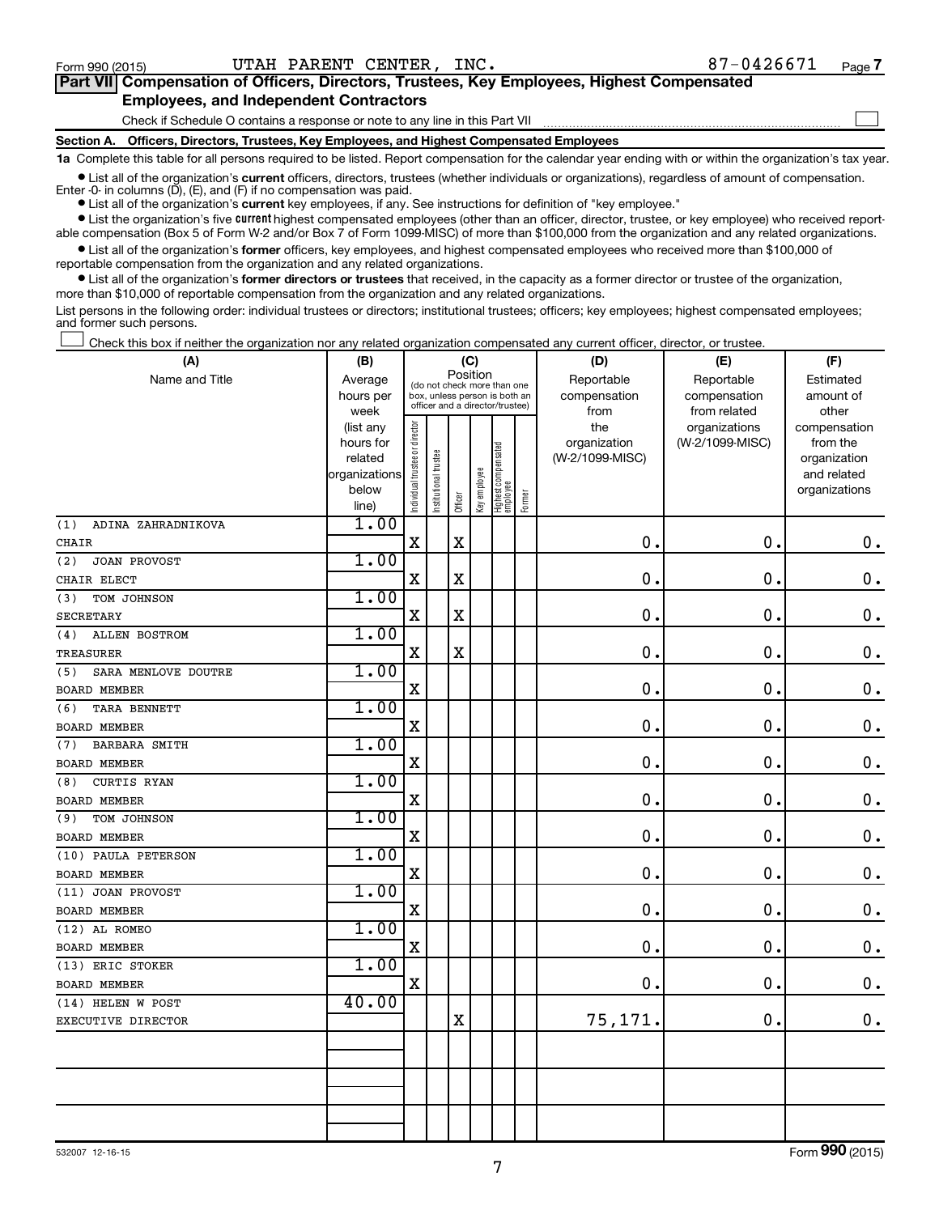Form 990 (2015) UTAH PARENT CENTER, INC. 87-0426671

## Part VII Compensation of Officers, Directors, Trustees, Key Employees, Highest Compensated Employees, and Independent Contractors

Check if Schedule O contains a response or note to any line in this Part VII ☐

**Section A. Officers, Directors, Trustees, Key Employees, and Highest Compensated Employees**

**1a** Complete this table for all persons required to be listed. Report compensation for the calendar year ending with or within the organization's tax year.

- List all of the organization's **current** officers, directors, trustees (whether individuals or organizations), regardless of amount of compensation. Enter -0- in columns (D), (E), and (F) if no compensation was paid.
- List all of the organization's **current** key employees, if any. See instructions for definition of "key employee."
- List the organization's five **current** highest compensated employees (other than an officer, director, trustee, or key employee) who received reportable compensation (Box 5 of Form W-2 and/or Box 7 of Form 1099-MISC) of more than $100,000 from the organization and any related organizations.
- List all of the organization's **former** officers, key employees, and highest compensated employees who received more than $100,000 of reportable compensation from the organization and any related organizations.
- List all of the organization's **former directors or trustees** that received, in the capacity as a former director or trustee of the organization, more than $10,000 of reportable compensation from the organization and any related organizations.

List persons in the following order: individual trustees or directors; institutional trustees; officers; key employees; highest compensated employees; and former such persons.

☐ Check this box if neither the organization nor any related organization compensated any current officer, director, or trustee.

| (A) Name and Title | (B) Average hours per week (list any hours for related organizations below line) | (C) Position: Individual trustee or director | Institutional trustee | Officer | Key employee | Highest compensated employee | Former | (D) Reportable compensation from the organization (W-2/1099-MISC) | (E) Reportable compensation from related organizations (W-2/1099-MISC) | (F) Estimated amount of other compensation from the organization and related organizations |
|---|---|---|---|---|---|---|---|---|---|---|
| (1) ADINA ZAHRADNIKOVA<br>CHAIR | 1.00 | X | | X | | | | 0. | 0. | 0. |
| (2) JOAN PROVOST<br>CHAIR ELECT | 1.00 | X | | X | | | | 0. | 0. | 0. |
| (3) TOM JOHNSON<br>SECRETARY | 1.00 | X | | X | | | | 0. | 0. | 0. |
| (4) ALLEN BOSTROM<br>TREASURER | 1.00 | X | | X | | | | 0. | 0. | 0. |
| (5) SARA MENLOVE DOUTRE<br>BOARD MEMBER | 1.00 | X | | | | | | 0. | 0. | 0. |
| (6) TARA BENNETT<br>BOARD MEMBER | 1.00 | X | | | | | | 0. | 0. | 0. |
| (7) BARBARA SMITH<br>BOARD MEMBER | 1.00 | X | | | | | | 0. | 0. | 0. |
| (8) CURTIS RYAN<br>BOARD MEMBER | 1.00 | X | | | | | | 0. | 0. | 0. |
| (9) TOM JOHNSON<br>BOARD MEMBER | 1.00 | X | | | | | | 0. | 0. | 0. |
| (10) PAULA PETERSON<br>BOARD MEMBER | 1.00 | X | | | | | | 0. | 0. | 0. |
| (11) JOAN PROVOST<br>BOARD MEMBER | 1.00 | X | | | | | | 0. | 0. | 0. |
| (12) AL ROMEO<br>BOARD MEMBER | 1.00 | X | | | | | | 0. | 0. | 0. |
| (13) ERIC STOKER<br>BOARD MEMBER | 1.00 | X | | | | | | 0. | 0. | 0. |
| (14) HELEN W POST<br>EXECUTIVE DIRECTOR | 40.00 | | | X | | | | 75,171. | 0. | 0. |
| | | | | | | | | | | |
| | | | | | | | | | | |
| | | | | | | | | | | |

532007 12-16-15 Form **990** (2015)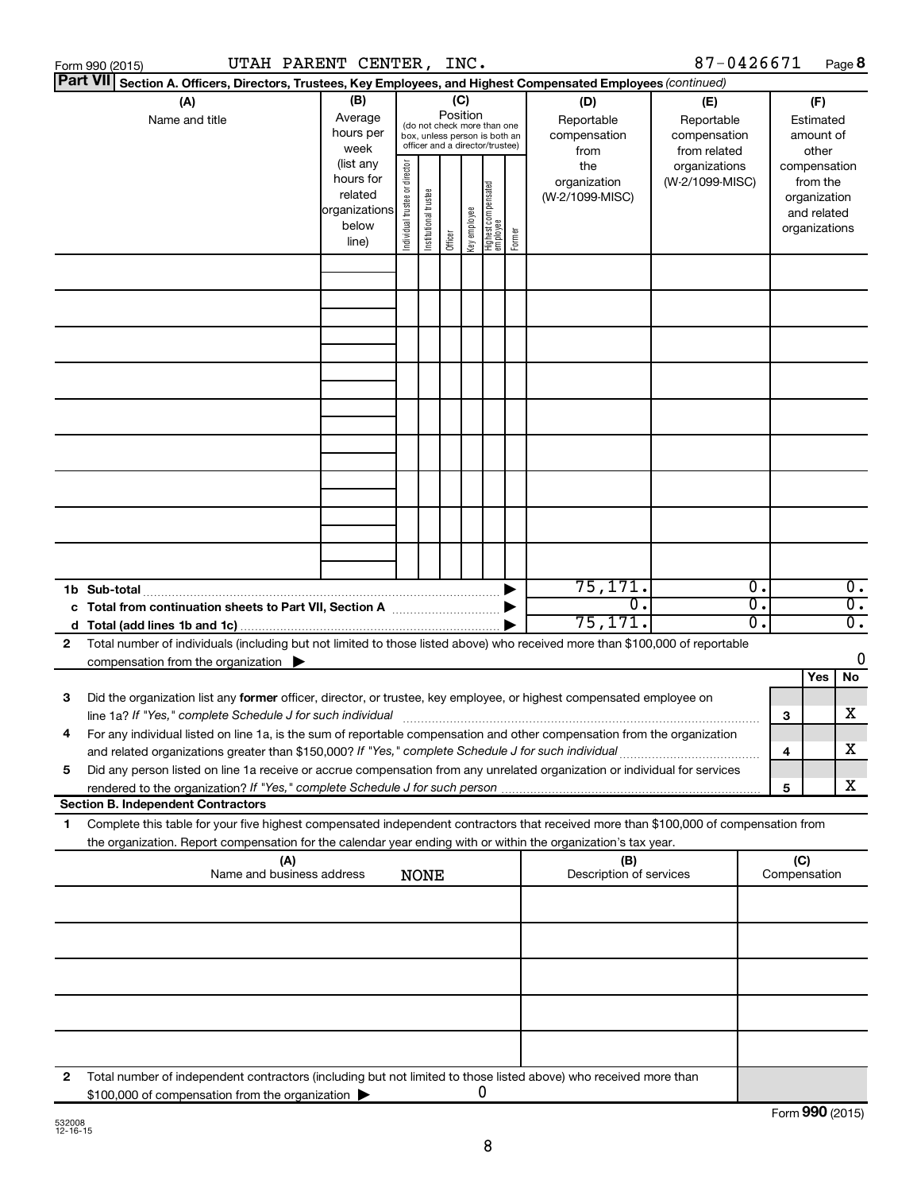Form 990 (2015) UTAH PARENT CENTER, INC. 87-0426671 Page 8

**Part VII Section A. Officers, Directors, Trustees, Key Employees, and Highest Compensated Employees** *(continued)*

| (A) Name and title | (B) Average hours per week (list any hours for related organizations below line) | (C) Position (do not check more than one box, unless person is both an officer and a director/trustee): Individual trustee or director | Institutional trustee | Officer | Key employee | Highest compensated employee | Former | (D) Reportable compensation from the organization (W-2/1099-MISC) | (E) Reportable compensation from related organizations (W-2/1099-MISC) | (F) Estimated amount of other compensation from the organization and related organizations |
|---|---|---|---|---|---|---|---|---|---|---|
| | | | | | | | | | | |
| | | | | | | | | | | |
| | | | | | | | | | | |
| | | | | | | | | | | |
| | | | | | | | | | | |
| | | | | | | | | | | |
| | | | | | | | | | | |
| | | | | | | | | | | |
| | | | | | | | | | | |
| **1b Sub-total** | | | | | | | ▶ | 75,171. | 0. | 0. |
| **c Total from continuation sheets to Part VII, Section A** | | | | | | | ▶ | 0. | 0. | 0. |
| **d Total (add lines 1b and 1c)** | | | | | | | ▶ | 75,171. | 0. | 0. |

**2** Total number of individuals (including but not limited to those listed above) who received more than $100,000 of reportable compensation from the organization ▶ 0

| | | | Yes | No |
|---|---|---|---|---|
| **3** | Did the organization list any **former** officer, director, or trustee, key employee, or highest compensated employee on line 1a? *If "Yes," complete Schedule J for such individual* | 3 | | X |
| **4** | For any individual listed on line 1a, is the sum of reportable compensation and other compensation from the organization and related organizations greater than $150,000? *If "Yes," complete Schedule J for such individual* | 4 | | X |
| **5** | Did any person listed on line 1a receive or accrue compensation from any unrelated organization or individual for services rendered to the organization? *If "Yes," complete Schedule J for such person* | 5 | | X |

**Section B. Independent Contractors**

**1** Complete this table for your five highest compensated independent contractors that received more than $100,000 of compensation from the organization. Report compensation for the calendar year ending with or within the organization's tax year.

| (A) Name and business address NONE | (B) Description of services | (C) Compensation |
|---|---|---|
| | | |
| | | |
| | | |
| | | |
| | | |

**2** Total number of independent contractors (including but not limited to those listed above) who received more than $100,000 of compensation from the organization ▶ 0

Form **990** (2015)

532008 12-16-15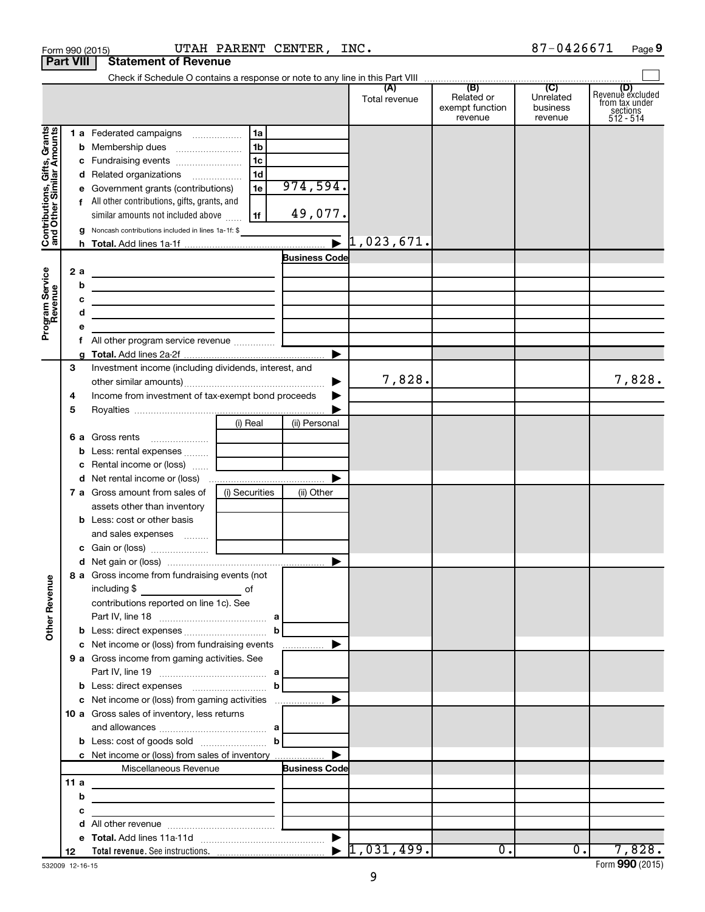Form 990 (2015) UTAH PARENT CENTER, INC. 87-0426671 Page **9**

## Part VIII Statement of Revenue

Check if Schedule O contains a response or note to any line in this Part VIII ☐

| | | | | (A) Total revenue | (B) Related or exempt function revenue | (C) Unrelated business revenue | (D) Revenue excluded from tax under sections 512 - 514 |
|---|---|---|---|---|---|---|---|
| **Contributions, Gifts, Grants and Other Similar Amounts** | 1 a Federated campaigns | 1a | | | | | |
| | b Membership dues | 1b | | | | | |
| | c Fundraising events | 1c | | | | | |
| | d Related organizations | 1d | | | | | |
| | e Government grants (contributions) | 1e | 974,594. | | | | |
| | f All other contributions, gifts, grants, and similar amounts not included above | 1f | 49,077. | | | | |
| | g Noncash contributions included in lines 1a-1f: $ | | | | | | |
| | h **Total.** Add lines 1a-1f | | ▶ | 1,023,671. | | | |
| **Program Service Revenue** | | | **Business Code** | | | | |
| | 2 a | | | | | | |
| | b | | | | | | |
| | c | | | | | | |
| | d | | | | | | |
| | e | | | | | | |
| | f All other program service revenue | | | | | | |
| | g **Total.** Add lines 2a-2f | | ▶ | | | | |
| **Other Revenue** | 3 Investment income (including dividends, interest, and other similar amounts) | | ▶ | 7,828. | | | 7,828. |
| | 4 Income from investment of tax-exempt bond proceeds | | ▶ | | | | |
| | 5 Royalties | | ▶ | | | | |
| | | (i) Real | (ii) Personal | | | | |
| | 6 a Gross rents | | | | | | |
| | b Less: rental expenses | | | | | | |
| | c Rental income or (loss) | | | | | | |
| | d Net rental income or (loss) | | ▶ | | | | |
| | | (i) Securities | (ii) Other | | | | |
| | 7 a Gross amount from sales of assets other than inventory | | | | | | |
| | b Less: cost or other basis and sales expenses | | | | | | |
| | c Gain or (loss) | | | | | | |
| | d Net gain or (loss) | | ▶ | | | | |
| | 8 a Gross income from fundraising events (not including $ ______ of contributions reported on line 1c). See Part IV, line 18 | a | | | | | |
| | b Less: direct expenses | b | | | | | |
| | c Net income or (loss) from fundraising events | | ▶ | | | | |
| | 9 a Gross income from gaming activities. See Part IV, line 19 | a | | | | | |
| | b Less: direct expenses | b | | | | | |
| | c Net income or (loss) from gaming activities | | ▶ | | | | |
| | 10 a Gross sales of inventory, less returns and allowances | a | | | | | |
| | b Less: cost of goods sold | b | | | | | |
| | c Net income or (loss) from sales of inventory | | ▶ | | | | |
| | Miscellaneous Revenue | | **Business Code** | | | | |
| | 11 a | | | | | | |
| | b | | | | | | |
| | c | | | | | | |
| | d All other revenue | | | | | | |
| | e **Total.** Add lines 11a-11d | | ▶ | | | | |
| | 12 **Total revenue.** See instructions. | | ▶ | 1,031,499. | 0. | 0. | 7,828. |

532009 12-16-15 Form **990** (2015)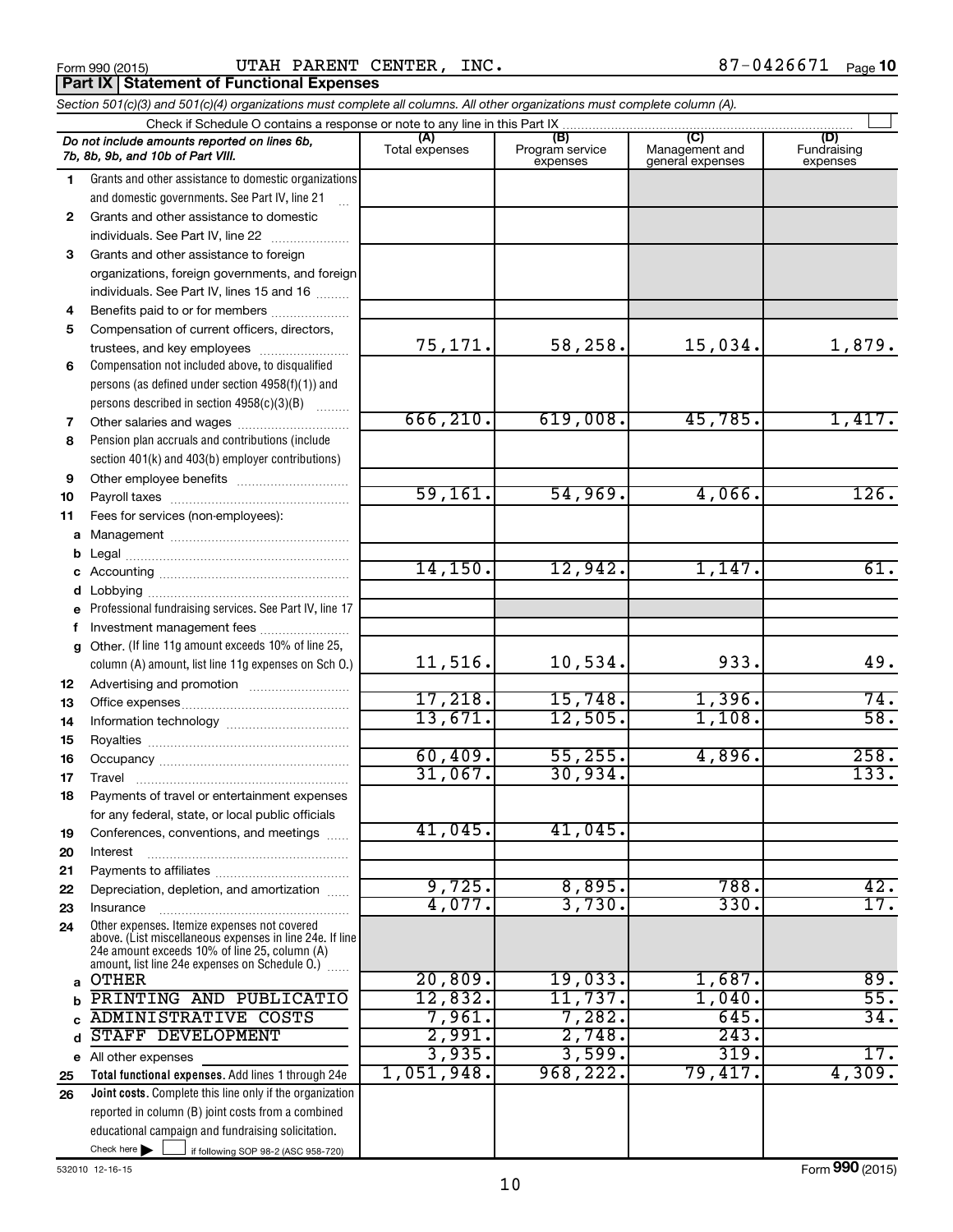Form 990 (2015) UTAH PARENT CENTER, INC. 87-0426671 Page 10

**Part IX Statement of Functional Expenses**

*Section 501(c)(3) and 501(c)(4) organizations must complete all columns. All other organizations must complete column (A).*

Check if Schedule O contains a response or note to any line in this Part IX

| | *Do not include amounts reported on lines 6b, 7b, 8b, 9b, and 10b of Part VIII.* | (A) Total expenses | (B) Program service expenses | (C) Management and general expenses | (D) Fundraising expenses |
|---|---|---|---|---|---|
| 1 | Grants and other assistance to domestic organizations and domestic governments. See Part IV, line 21 | | | | |
| 2 | Grants and other assistance to domestic individuals. See Part IV, line 22 | | | | |
| 3 | Grants and other assistance to foreign organizations, foreign governments, and foreign individuals. See Part IV, lines 15 and 16 | | | | |
| 4 | Benefits paid to or for members | | | | |
| 5 | Compensation of current officers, directors, trustees, and key employees | 75,171. | 58,258. | 15,034. | 1,879. |
| 6 | Compensation not included above, to disqualified persons (as defined under section 4958(f)(1)) and persons described in section 4958(c)(3)(B) | | | | |
| 7 | Other salaries and wages | 666,210. | 619,008. | 45,785. | 1,417. |
| 8 | Pension plan accruals and contributions (include section 401(k) and 403(b) employer contributions) | | | | |
| 9 | Other employee benefits | | | | |
| 10 | Payroll taxes | 59,161. | 54,969. | 4,066. | 126. |
| 11 | Fees for services (non-employees): | | | | |
| a | Management | | | | |
| b | Legal | | | | |
| c | Accounting | 14,150. | 12,942. | 1,147. | 61. |
| d | Lobbying | | | | |
| e | Professional fundraising services. See Part IV, line 17 | | | | |
| f | Investment management fees | | | | |
| g | Other. (If line 11g amount exceeds 10% of line 25, column (A) amount, list line 11g expenses on Sch O.) | 11,516. | 10,534. | 933. | 49. |
| 12 | Advertising and promotion | | | | |
| 13 | Office expenses | 17,218. | 15,748. | 1,396. | 74. |
| 14 | Information technology | 13,671. | 12,505. | 1,108. | 58. |
| 15 | Royalties | | | | |
| 16 | Occupancy | 60,409. | 55,255. | 4,896. | 258. |
| 17 | Travel | 31,067. | 30,934. | | 133. |
| 18 | Payments of travel or entertainment expenses for any federal, state, or local public officials | | | | |
| 19 | Conferences, conventions, and meetings | 41,045. | 41,045. | | |
| 20 | Interest | | | | |
| 21 | Payments to affiliates | | | | |
| 22 | Depreciation, depletion, and amortization | 9,725. | 8,895. | 788. | 42. |
| 23 | Insurance | 4,077. | 3,730. | 330. | 17. |
| 24 | Other expenses. Itemize expenses not covered above. (List miscellaneous expenses in line 24e. If line 24e amount exceeds 10% of line 25, column (A) amount, list line 24e expenses on Schedule O.) | | | | |
| a | OTHER | 20,809. | 19,033. | 1,687. | 89. |
| b | PRINTING AND PUBLICATIO | 12,832. | 11,737. | 1,040. | 55. |
| c | ADMINISTRATIVE COSTS | 7,961. | 7,282. | 645. | 34. |
| d | STAFF DEVELOPMENT | 2,991. | 2,748. | 243. | |
| e | All other expenses | 3,935. | 3,599. | 319. | 17. |
| 25 | **Total functional expenses.** Add lines 1 through 24e | 1,051,948. | 968,222. | 79,417. | 4,309. |
| 26 | **Joint costs.** Complete this line only if the organization reported in column (B) joint costs from a combined educational campaign and fundraising solicitation. Check here ☐ if following SOP 98-2 (ASC 958-720) | | | | |

532010 12-16-15 Form **990** (2015)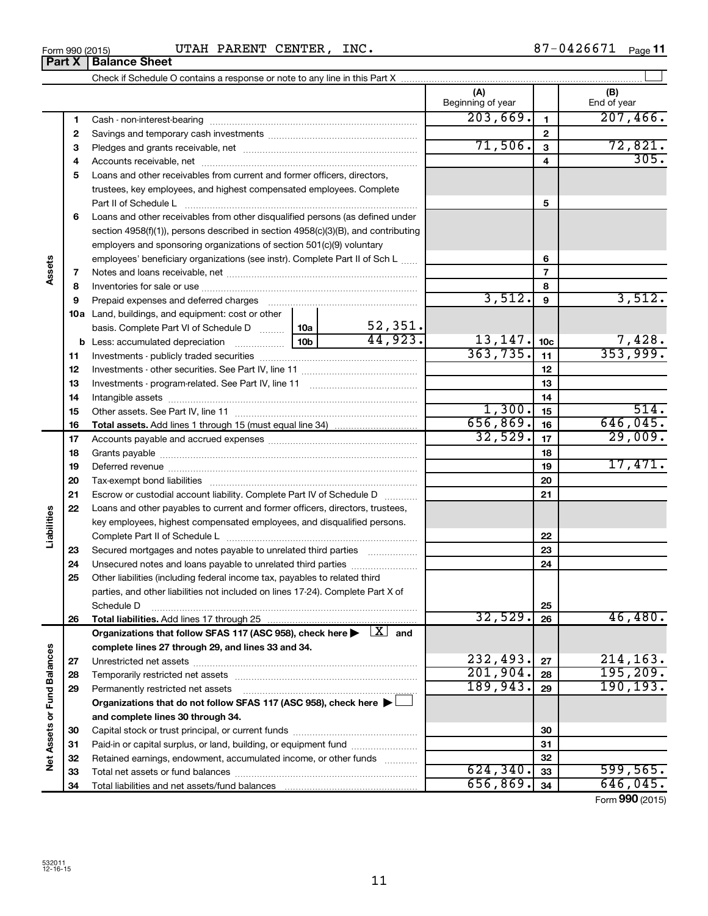Form 990 (2015) UTAH PARENT CENTER, INC. 87-0426671 Page 11

## Part X Balance Sheet

Check if Schedule O contains a response or note to any line in this Part X

| | | | | (A) Beginning of year | | (B) End of year |
|---|---|---|---|---|---|---|
| **Assets** | 1 | Cash - non-interest-bearing | | 203,669. | 1 | 207,466. |
| | 2 | Savings and temporary cash investments | | | 2 | |
| | 3 | Pledges and grants receivable, net | | 71,506. | 3 | 72,821. |
| | 4 | Accounts receivable, net | | | 4 | 305. |
| | 5 | Loans and other receivables from current and former officers, directors, trustees, key employees, and highest compensated employees. Complete Part II of Schedule L | | | 5 | |
| | 6 | Loans and other receivables from other disqualified persons (as defined under section 4958(f)(1)), persons described in section 4958(c)(3)(B), and contributing employers and sponsoring organizations of section 501(c)(9) voluntary employees' beneficiary organizations (see instr). Complete Part II of Sch L | | | 6 | |
| | 7 | Notes and loans receivable, net | | | 7 | |
| | 8 | Inventories for sale or use | | | 8 | |
| | 9 | Prepaid expenses and deferred charges | | 3,512. | 9 | 3,512. |
| | 10a | Land, buildings, and equipment: cost or other basis. Complete Part VI of Schedule D | 10a 52,351. | | | |
| | b | Less: accumulated depreciation | 10b 44,923. | 13,147. | 10c | 7,428. |
| | 11 | Investments - publicly traded securities | | 363,735. | 11 | 353,999. |
| | 12 | Investments - other securities. See Part IV, line 11 | | | 12 | |
| | 13 | Investments - program-related. See Part IV, line 11 | | | 13 | |
| | 14 | Intangible assets | | | 14 | |
| | 15 | Other assets. See Part IV, line 11 | | 1,300. | 15 | 514. |
| | 16 | **Total assets.** Add lines 1 through 15 (must equal line 34) | | 656,869. | 16 | 646,045. |
| **Liabilities** | 17 | Accounts payable and accrued expenses | | 32,529. | 17 | 29,009. |
| | 18 | Grants payable | | | 18 | |
| | 19 | Deferred revenue | | | 19 | 17,471. |
| | 20 | Tax-exempt bond liabilities | | | 20 | |
| | 21 | Escrow or custodial account liability. Complete Part IV of Schedule D | | | 21 | |
| | 22 | Loans and other payables to current and former officers, directors, trustees, key employees, highest compensated employees, and disqualified persons. Complete Part II of Schedule L | | | 22 | |
| | 23 | Secured mortgages and notes payable to unrelated third parties | | | 23 | |
| | 24 | Unsecured notes and loans payable to unrelated third parties | | | 24 | |
| | 25 | Other liabilities (including federal income tax, payables to related third parties, and other liabilities not included on lines 17-24). Complete Part X of Schedule D | | | 25 | |
| | 26 | **Total liabilities.** Add lines 17 through 25 | | 32,529. | 26 | 46,480. |
| **Net Assets or Fund Balances** | | **Organizations that follow SFAS 117 (ASC 958), check here ▶ [X] and complete lines 27 through 29, and lines 33 and 34.** | | | | |
| | 27 | Unrestricted net assets | | 232,493. | 27 | 214,163. |
| | 28 | Temporarily restricted net assets | | 201,904. | 28 | 195,209. |
| | 29 | Permanently restricted net assets | | 189,943. | 29 | 190,193. |
| | | **Organizations that do not follow SFAS 117 (ASC 958), check here ▶ [ ] and complete lines 30 through 34.** | | | | |
| | 30 | Capital stock or trust principal, or current funds | | | 30 | |
| | 31 | Paid-in or capital surplus, or land, building, or equipment fund | | | 31 | |
| | 32 | Retained earnings, endowment, accumulated income, or other funds | | | 32 | |
| | 33 | Total net assets or fund balances | | 624,340. | 33 | 599,565. |
| | 34 | Total liabilities and net assets/fund balances | | 656,869. | 34 | 646,045. |

Form **990** (2015)

532011 12-16-15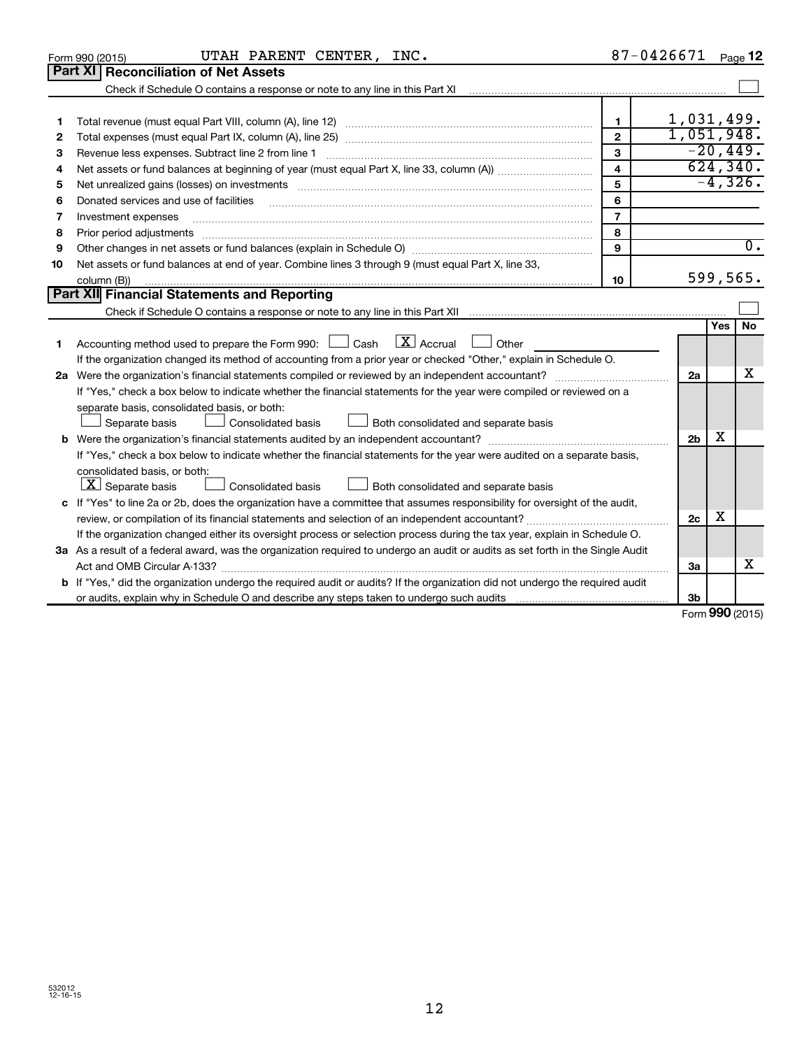Form 990 (2015) UTAH PARENT CENTER, INC. 87-0426671 Page 12

## Part XI Reconciliation of Net Assets

Check if Schedule O contains a response or note to any line in this Part XI ☐

| | | | |
|---|---|---|---|
| 1 | Total revenue (must equal Part VIII, column (A), line 12) | 1 | 1,031,499. |
| 2 | Total expenses (must equal Part IX, column (A), line 25) | 2 | 1,051,948. |
| 3 | Revenue less expenses. Subtract line 2 from line 1 | 3 | -20,449. |
| 4 | Net assets or fund balances at beginning of year (must equal Part X, line 33, column (A)) | 4 | 624,340. |
| 5 | Net unrealized gains (losses) on investments | 5 | -4,326. |
| 6 | Donated services and use of facilities | 6 | |
| 7 | Investment expenses | 7 | |
| 8 | Prior period adjustments | 8 | |
| 9 | Other changes in net assets or fund balances (explain in Schedule O) | 9 | 0. |
| 10 | Net assets or fund balances at end of year. Combine lines 3 through 9 (must equal Part X, line 33, column (B)) | 10 | 599,565. |

## Part XII Financial Statements and Reporting

Check if Schedule O contains a response or note to any line in this Part XII ☐

| | | | Yes | No |
|---|---|---|---|---|
| 1 | Accounting method used to prepare the Form 990: ☐ Cash ☒ Accrual ☐ Other<br>If the organization changed its method of accounting from a prior year or checked "Other," explain in Schedule O. | | | |
| 2a | Were the organization's financial statements compiled or reviewed by an independent accountant?<br>If "Yes," check a box below to indicate whether the financial statements for the year were compiled or reviewed on a separate basis, consolidated basis, or both:<br>☐ Separate basis ☐ Consolidated basis ☐ Both consolidated and separate basis | 2a | | X |
| b | Were the organization's financial statements audited by an independent accountant?<br>If "Yes," check a box below to indicate whether the financial statements for the year were audited on a separate basis, consolidated basis, or both:<br>☒ Separate basis ☐ Consolidated basis ☐ Both consolidated and separate basis | 2b | X | |
| c | If "Yes" to line 2a or 2b, does the organization have a committee that assumes responsibility for oversight of the audit, review, or compilation of its financial statements and selection of an independent accountant?<br>If the organization changed either its oversight process or selection process during the tax year, explain in Schedule O. | 2c | X | |
| 3a | As a result of a federal award, was the organization required to undergo an audit or audits as set forth in the Single Audit Act and OMB Circular A-133? | 3a | | X |
| b | If "Yes," did the organization undergo the required audit or audits? If the organization did not undergo the required audit or audits, explain why in Schedule O and describe any steps taken to undergo such audits | 3b | | |

Form 990 (2015)

532012 12-16-15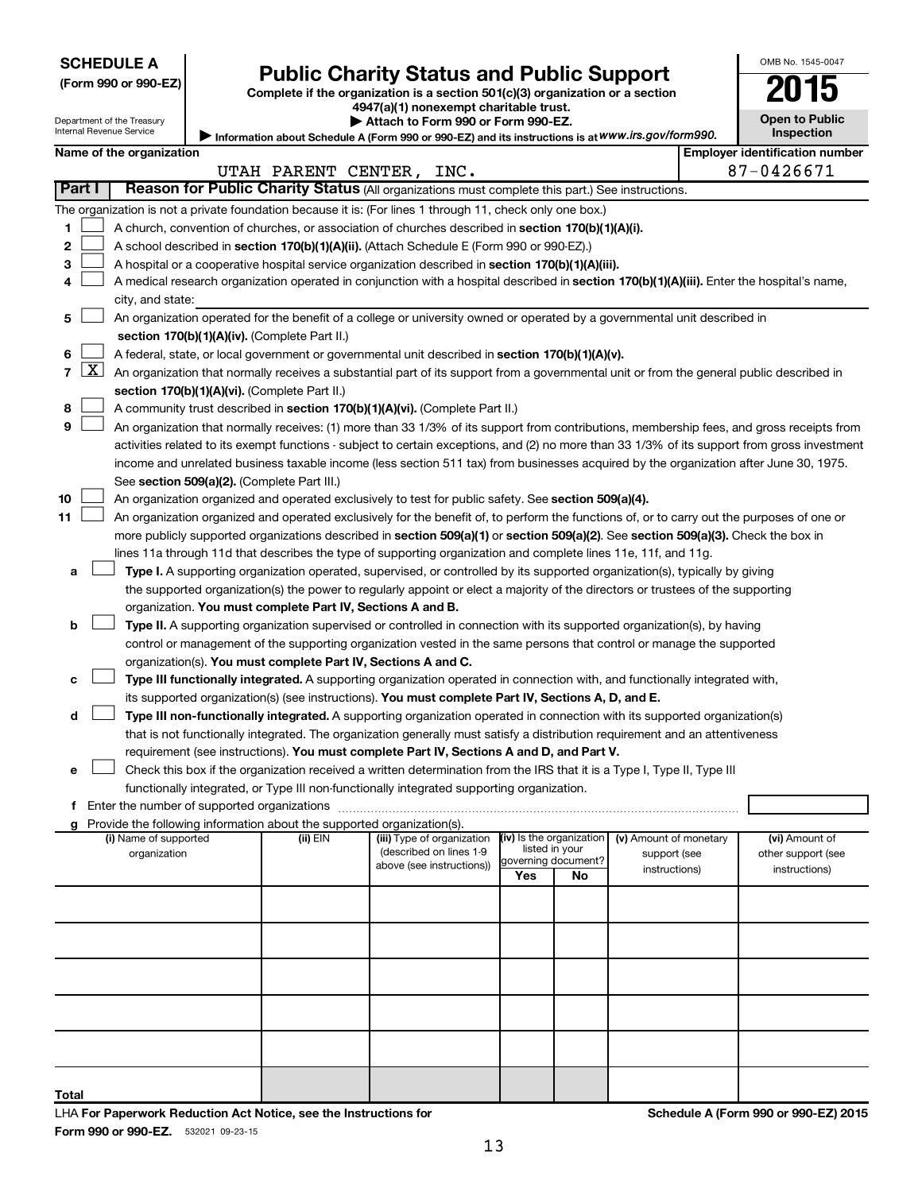**SCHEDULE A**
**(Form 990 or 990-EZ)**

Department of the Treasury
Internal Revenue Service

# Public Charity Status and Public Support

**Complete if the organization is a section 501(c)(3) organization or a section 4947(a)(1) nonexempt charitable trust.**
**▶ Attach to Form 990 or Form 990-EZ.**
**▶ Information about Schedule A (Form 990 or 990-EZ) and its instructions is at** *www.irs.gov/form990.*

OMB No. 1545-0047
**2015**
**Open to Public Inspection**

| Name of the organization | Employer identification number |
|---|---|
| UTAH PARENT CENTER, INC. | 87-0426671 |

**Part I — Reason for Public Charity Status** (All organizations must complete this part.) See instructions.

The organization is not a private foundation because it is: (For lines 1 through 11, check only one box.)

1 ☐ A church, convention of churches, or association of churches described in **section 170(b)(1)(A)(i).**

2 ☐ A school described in **section 170(b)(1)(A)(ii).** (Attach Schedule E (Form 990 or 990-EZ).)

3 ☐ A hospital or a cooperative hospital service organization described in **section 170(b)(1)(A)(iii).**

4 ☐ A medical research organization operated in conjunction with a hospital described in **section 170(b)(1)(A)(iii).** Enter the hospital's name, city, and state: ______

5 ☐ An organization operated for the benefit of a college or university owned or operated by a governmental unit described in **section 170(b)(1)(A)(iv).** (Complete Part II.)

6 ☐ A federal, state, or local government or governmental unit described in **section 170(b)(1)(A)(v).**

7 ☒ An organization that normally receives a substantial part of its support from a governmental unit or from the general public described in **section 170(b)(1)(A)(vi).** (Complete Part II.)

8 ☐ A community trust described in **section 170(b)(1)(A)(vi).** (Complete Part II.)

9 ☐ An organization that normally receives: (1) more than 33 1/3% of its support from contributions, membership fees, and gross receipts from activities related to its exempt functions - subject to certain exceptions, and (2) no more than 33 1/3% of its support from gross investment income and unrelated business taxable income (less section 511 tax) from businesses acquired by the organization after June 30, 1975. See **section 509(a)(2).** (Complete Part III.)

10 ☐ An organization organized and operated exclusively to test for public safety. See **section 509(a)(4).**

11 ☐ An organization organized and operated exclusively for the benefit of, to perform the functions of, or to carry out the purposes of one or more publicly supported organizations described in **section 509(a)(1)** or **section 509(a)(2).** See **section 509(a)(3).** Check the box in lines 11a through 11d that describes the type of supporting organization and complete lines 11e, 11f, and 11g.

a ☐ **Type I.** A supporting organization operated, supervised, or controlled by its supported organization(s), typically by giving the supported organization(s) the power to regularly appoint or elect a majority of the directors or trustees of the supporting organization. **You must complete Part IV, Sections A and B.**

b ☐ **Type II.** A supporting organization supervised or controlled in connection with its supported organization(s), by having control or management of the supporting organization vested in the same persons that control or manage the supported organization(s). **You must complete Part IV, Sections A and C.**

c ☐ **Type III functionally integrated.** A supporting organization operated in connection with, and functionally integrated with, its supported organization(s) (see instructions). **You must complete Part IV, Sections A, D, and E.**

d ☐ **Type III non-functionally integrated.** A supporting organization operated in connection with its supported organization(s) that is not functionally integrated. The organization generally must satisfy a distribution requirement and an attentiveness requirement (see instructions). **You must complete Part IV, Sections A and D, and Part V.**

e ☐ Check this box if the organization received a written determination from the IRS that it is a Type I, Type II, Type III functionally integrated, or Type III non-functionally integrated supporting organization.

f Enter the number of supported organizations ______

g Provide the following information about the supported organization(s).

| (i) Name of supported organization | (ii) EIN | (iii) Type of organization (described on lines 1-9 above (see instructions)) | (iv) Is the organization listed in your governing document? Yes | No | (v) Amount of monetary support (see instructions) | (vi) Amount of other support (see instructions) |
|---|---|---|---|---|---|---|
| | | | | | | |
| | | | | | | |
| | | | | | | |
| | | | | | | |
| | | | | | | |
| **Total** | | | | | | |

LHA **For Paperwork Reduction Act Notice, see the Instructions for Form 990 or 990-EZ.** 532021 09-23-15

**Schedule A (Form 990 or 990-EZ) 2015**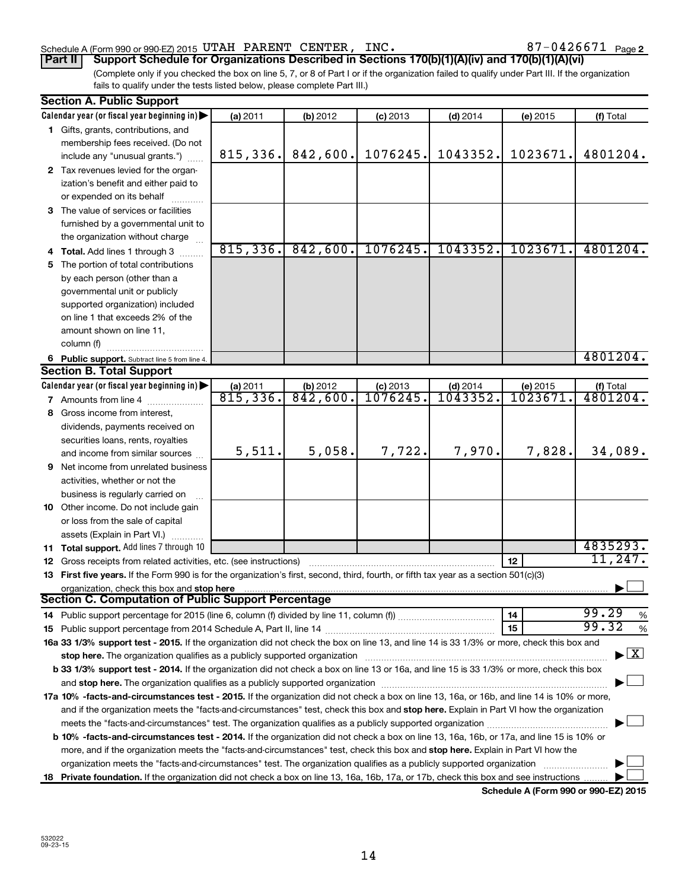Schedule A (Form 990 or 990-EZ) 2015 UTAH PARENT CENTER, INC. 87-0426671 Page 2

**Part II | Support Schedule for Organizations Described in Sections 170(b)(1)(A)(iv) and 170(b)(1)(A)(vi)**

(Complete only if you checked the box on line 5, 7, or 8 of Part I or if the organization failed to qualify under Part III. If the organization fails to qualify under the tests listed below, please complete Part III.)

### Section A. Public Support

| Calendar year (or fiscal year beginning in) ▶ | (a) 2011 | (b) 2012 | (c) 2013 | (d) 2014 | (e) 2015 | (f) Total |
|---|---|---|---|---|---|---|
| **1** Gifts, grants, contributions, and membership fees received. (Do not include any "unusual grants.") | 815,336. | 842,600. | 1076245. | 1043352. | 1023671. | 4801204. |
| **2** Tax revenues levied for the organization's benefit and either paid to or expended on its behalf | | | | | | |
| **3** The value of services or facilities furnished by a governmental unit to the organization without charge | | | | | | |
| **4 Total.** Add lines 1 through 3 | 815,336. | 842,600. | 1076245. | 1043352. | 1023671. | 4801204. |
| **5** The portion of total contributions by each person (other than a governmental unit or publicly supported organization) included on line 1 that exceeds 2% of the amount shown on line 11, column (f) | | | | | | |
| **6 Public support.** Subtract line 5 from line 4. | | | | | | 4801204. |

### Section B. Total Support

| Calendar year (or fiscal year beginning in) ▶ | (a) 2011 | (b) 2012 | (c) 2013 | (d) 2014 | (e) 2015 | (f) Total |
|---|---|---|---|---|---|---|
| **7** Amounts from line 4 | 815,336. | 842,600. | 1076245. | 1043352. | 1023671. | 4801204. |
| **8** Gross income from interest, dividends, payments received on securities loans, rents, royalties and income from similar sources | 5,511. | 5,058. | 7,722. | 7,970. | 7,828. | 34,089. |
| **9** Net income from unrelated business activities, whether or not the business is regularly carried on | | | | | | |
| **10** Other income. Do not include gain or loss from the sale of capital assets (Explain in Part VI.) | | | | | | |
| **11 Total support.** Add lines 7 through 10 | | | | | | 4835293. |

**12** Gross receipts from related activities, etc. (see instructions) | **12** | 11,247.

**13 First five years.** If the Form 990 is for the organization's first, second, third, fourth, or fifth tax year as a section 501(c)(3) organization, check this box and **stop here** ▶ ☐

### Section C. Computation of Public Support Percentage

**14** Public support percentage for 2015 (line 6, column (f) divided by line 11, column (f)) | **14** | 99.29 %

**15** Public support percentage from 2014 Schedule A, Part II, line 14 | **15** | 99.32 %

**16a 33 1/3% support test - 2015.** If the organization did not check the box on line 13, and line 14 is 33 1/3% or more, check this box and **stop here.** The organization qualifies as a publicly supported organization ▶ ☒

**b 33 1/3% support test - 2014.** If the organization did not check a box on line 13 or 16a, and line 15 is 33 1/3% or more, check this box and **stop here.** The organization qualifies as a publicly supported organization ▶ ☐

**17a 10% -facts-and-circumstances test - 2015.** If the organization did not check a box on line 13, 16a, or 16b, and line 14 is 10% or more, and if the organization meets the "facts-and-circumstances" test, check this box and **stop here.** Explain in Part VI how the organization meets the "facts-and-circumstances" test. The organization qualifies as a publicly supported organization ▶ ☐

**b 10% -facts-and-circumstances test - 2014.** If the organization did not check a box on line 13, 16a, 16b, or 17a, and line 15 is 10% or more, and if the organization meets the "facts-and-circumstances" test, check this box and **stop here.** Explain in Part VI how the organization meets the "facts-and-circumstances" test. The organization qualifies as a publicly supported organization ▶ ☐

**18 Private foundation.** If the organization did not check a box on line 13, 16a, 16b, 17a, or 17b, check this box and see instructions ▶ ☐

**Schedule A (Form 990 or 990-EZ) 2015**

532022
09-23-15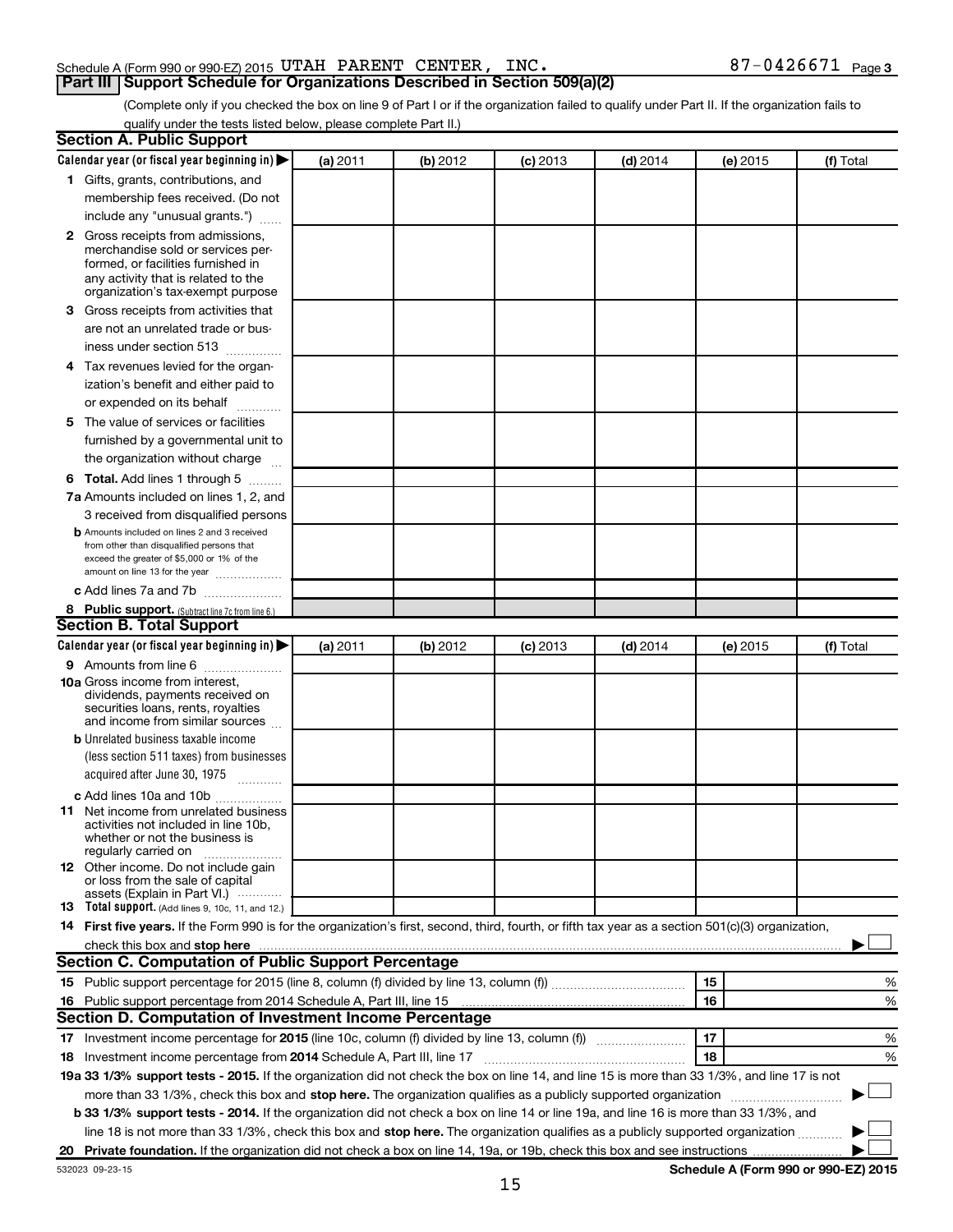Schedule A (Form 990 or 990-EZ) 2015 UTAH PARENT CENTER, INC. 87-0426671 Page 3

## Part III Support Schedule for Organizations Described in Section 509(a)(2)

(Complete only if you checked the box on line 9 of Part I or if the organization failed to qualify under Part II. If the organization fails to qualify under the tests listed below, please complete Part II.)

### Section A. Public Support

| Calendar year (or fiscal year beginning in) ▶ | (a) 2011 | (b) 2012 | (c) 2013 | (d) 2014 | (e) 2015 | (f) Total |
|---|---|---|---|---|---|---|
| **1** Gifts, grants, contributions, and membership fees received. (Do not include any "unusual grants.") | | | | | | |
| **2** Gross receipts from admissions, merchandise sold or services performed, or facilities furnished in any activity that is related to the organization's tax-exempt purpose | | | | | | |
| **3** Gross receipts from activities that are not an unrelated trade or business under section 513 | | | | | | |
| **4** Tax revenues levied for the organization's benefit and either paid to or expended on its behalf | | | | | | |
| **5** The value of services or facilities furnished by a governmental unit to the organization without charge | | | | | | |
| **6 Total.** Add lines 1 through 5 | | | | | | |
| **7a** Amounts included on lines 1, 2, and 3 received from disqualified persons | | | | | | |
| **b** Amounts included on lines 2 and 3 received from other than disqualified persons that exceed the greater of $5,000 or 1% of the amount on line 13 for the year | | | | | | |
| **c** Add lines 7a and 7b | | | | | | |
| **8 Public support.** (Subtract line 7c from line 6.) | | | | | | |

### Section B. Total Support

| Calendar year (or fiscal year beginning in) ▶ | (a) 2011 | (b) 2012 | (c) 2013 | (d) 2014 | (e) 2015 | (f) Total |
|---|---|---|---|---|---|---|
| **9** Amounts from line 6 | | | | | | |
| **10a** Gross income from interest, dividends, payments received on securities loans, rents, royalties and income from similar sources | | | | | | |
| **b** Unrelated business taxable income (less section 511 taxes) from businesses acquired after June 30, 1975 | | | | | | |
| **c** Add lines 10a and 10b | | | | | | |
| **11** Net income from unrelated business activities not included in line 10b, whether or not the business is regularly carried on | | | | | | |
| **12** Other income. Do not include gain or loss from the sale of capital assets (Explain in Part VI.) | | | | | | |
| **13 Total support.** (Add lines 9, 10c, 11, and 12.) | | | | | | |

**14 First five years.** If the Form 990 is for the organization's first, second, third, fourth, or fifth tax year as a section 501(c)(3) organization, check this box and **stop here** ▶ ☐

### Section C. Computation of Public Support Percentage

| | | | |
|---|---|---|---|
| **15** Public support percentage for 2015 (line 8, column (f) divided by line 13, column (f)) | 15 | | % |
| **16** Public support percentage from 2014 Schedule A, Part III, line 15 | 16 | | % |

### Section D. Computation of Investment Income Percentage

| | | | |
|---|---|---|---|
| **17** Investment income percentage for **2015** (line 10c, column (f) divided by line 13, column (f)) | 17 | | % |
| **18** Investment income percentage from **2014** Schedule A, Part III, line 17 | 18 | | % |

**19a 33 1/3% support tests - 2015.** If the organization did not check the box on line 14, and line 15 is more than 33 1/3%, and line 17 is not more than 33 1/3%, check this box and **stop here.** The organization qualifies as a publicly supported organization ▶ ☐

**b 33 1/3% support tests - 2014.** If the organization did not check a box on line 14 or line 19a, and line 16 is more than 33 1/3%, and line 18 is not more than 33 1/3%, check this box and **stop here.** The organization qualifies as a publicly supported organization ▶ ☐

**20 Private foundation.** If the organization did not check a box on line 14, 19a, or 19b, check this box and see instructions ▶ ☐

532023 09-23-15 **Schedule A (Form 990 or 990-EZ) 2015**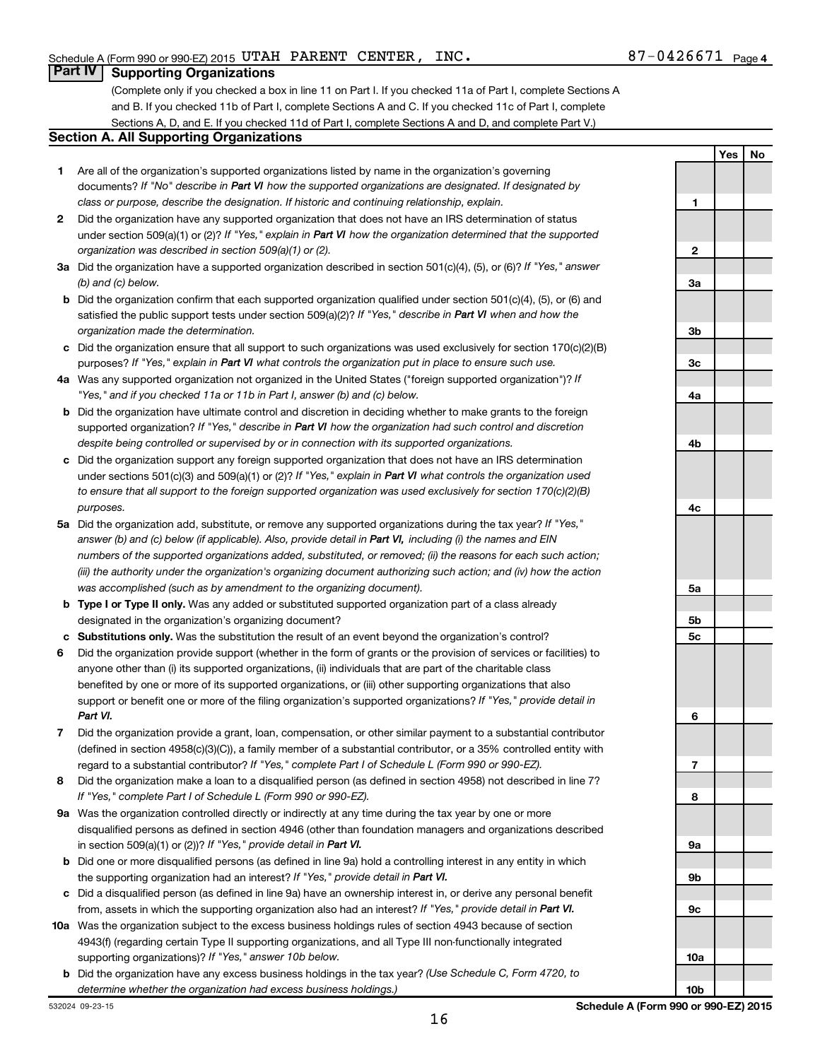Schedule A (Form 990 or 990-EZ) 2015 UTAH PARENT CENTER, INC. 87-0426671 Page 4

## Part IV Supporting Organizations

(Complete only if you checked a box in line 11 on Part I. If you checked 11a of Part I, complete Sections A and B. If you checked 11b of Part I, complete Sections A and C. If you checked 11c of Part I, complete Sections A, D, and E. If you checked 11d of Part I, complete Sections A and D, and complete Part V.)

### Section A. All Supporting Organizations

| | | | Yes | No |
|---|---|---|---|---|
| **1** | Are all of the organization's supported organizations listed by name in the organization's governing documents? *If "No" describe in **Part VI** how the supported organizations are designated. If designated by class or purpose, describe the designation. If historic and continuing relationship, explain.* | 1 | | |
| **2** | Did the organization have any supported organization that does not have an IRS determination of status under section 509(a)(1) or (2)? *If "Yes," explain in **Part VI** how the organization determined that the supported organization was described in section 509(a)(1) or (2).* | 2 | | |
| **3a** | Did the organization have a supported organization described in section 501(c)(4), (5), or (6)? *If "Yes," answer (b) and (c) below.* | 3a | | |
| **b** | Did the organization confirm that each supported organization qualified under section 501(c)(4), (5), or (6) and satisfied the public support tests under section 509(a)(2)? *If "Yes," describe in **Part VI** when and how the organization made the determination.* | 3b | | |
| **c** | Did the organization ensure that all support to such organizations was used exclusively for section 170(c)(2)(B) purposes? *If "Yes," explain in **Part VI** what controls the organization put in place to ensure such use.* | 3c | | |
| **4a** | Was any supported organization not organized in the United States ("foreign supported organization")? *If "Yes," and if you checked 11a or 11b in Part I, answer (b) and (c) below.* | 4a | | |
| **b** | Did the organization have ultimate control and discretion in deciding whether to make grants to the foreign supported organization? *If "Yes," describe in **Part VI** how the organization had such control and discretion despite being controlled or supervised by or in connection with its supported organizations.* | 4b | | |
| **c** | Did the organization support any foreign supported organization that does not have an IRS determination under sections 501(c)(3) and 509(a)(1) or (2)? *If "Yes," explain in **Part VI** what controls the organization used to ensure that all support to the foreign supported organization was used exclusively for section 170(c)(2)(B) purposes.* | 4c | | |
| **5a** | Did the organization add, substitute, or remove any supported organizations during the tax year? *If "Yes," answer (b) and (c) below (if applicable). Also, provide detail in **Part VI**, including (i) the names and EIN numbers of the supported organizations added, substituted, or removed; (ii) the reasons for each such action; (iii) the authority under the organization's organizing document authorizing such action; and (iv) how the action was accomplished (such as by amendment to the organizing document).* | 5a | | |
| **b** | **Type I or Type II only.** Was any added or substituted supported organization part of a class already designated in the organization's organizing document? | 5b | | |
| **c** | **Substitutions only.** Was the substitution the result of an event beyond the organization's control? | 5c | | |
| **6** | Did the organization provide support (whether in the form of grants or the provision of services or facilities) to anyone other than (i) its supported organizations, (ii) individuals that are part of the charitable class benefited by one or more of its supported organizations, or (iii) other supporting organizations that also support or benefit one or more of the filing organization's supported organizations? *If "Yes," provide detail in **Part VI.*** | 6 | | |
| **7** | Did the organization provide a grant, loan, compensation, or other similar payment to a substantial contributor (defined in section 4958(c)(3)(C)), a family member of a substantial contributor, or a 35% controlled entity with regard to a substantial contributor? *If "Yes," complete Part I of Schedule L (Form 990 or 990-EZ).* | 7 | | |
| **8** | Did the organization make a loan to a disqualified person (as defined in section 4958) not described in line 7? *If "Yes," complete Part I of Schedule L (Form 990 or 990-EZ).* | 8 | | |
| **9a** | Was the organization controlled directly or indirectly at any time during the tax year by one or more disqualified persons as defined in section 4946 (other than foundation managers and organizations described in section 509(a)(1) or (2))? *If "Yes," provide detail in **Part VI.*** | 9a | | |
| **b** | Did one or more disqualified persons (as defined in line 9a) hold a controlling interest in any entity in which the supporting organization had an interest? *If "Yes," provide detail in **Part VI.*** | 9b | | |
| **c** | Did a disqualified person (as defined in line 9a) have an ownership interest in, or derive any personal benefit from, assets in which the supporting organization also had an interest? *If "Yes," provide detail in **Part VI.*** | 9c | | |
| **10a** | Was the organization subject to the excess business holdings rules of section 4943 because of section 4943(f) (regarding certain Type II supporting organizations, and all Type III non-functionally integrated supporting organizations)? *If "Yes," answer 10b below.* | 10a | | |
| **b** | Did the organization have any excess business holdings in the tax year? *(Use Schedule C, Form 4720, to determine whether the organization had excess business holdings.)* | 10b | | |

532024 09-23-15 **Schedule A (Form 990 or 990-EZ) 2015**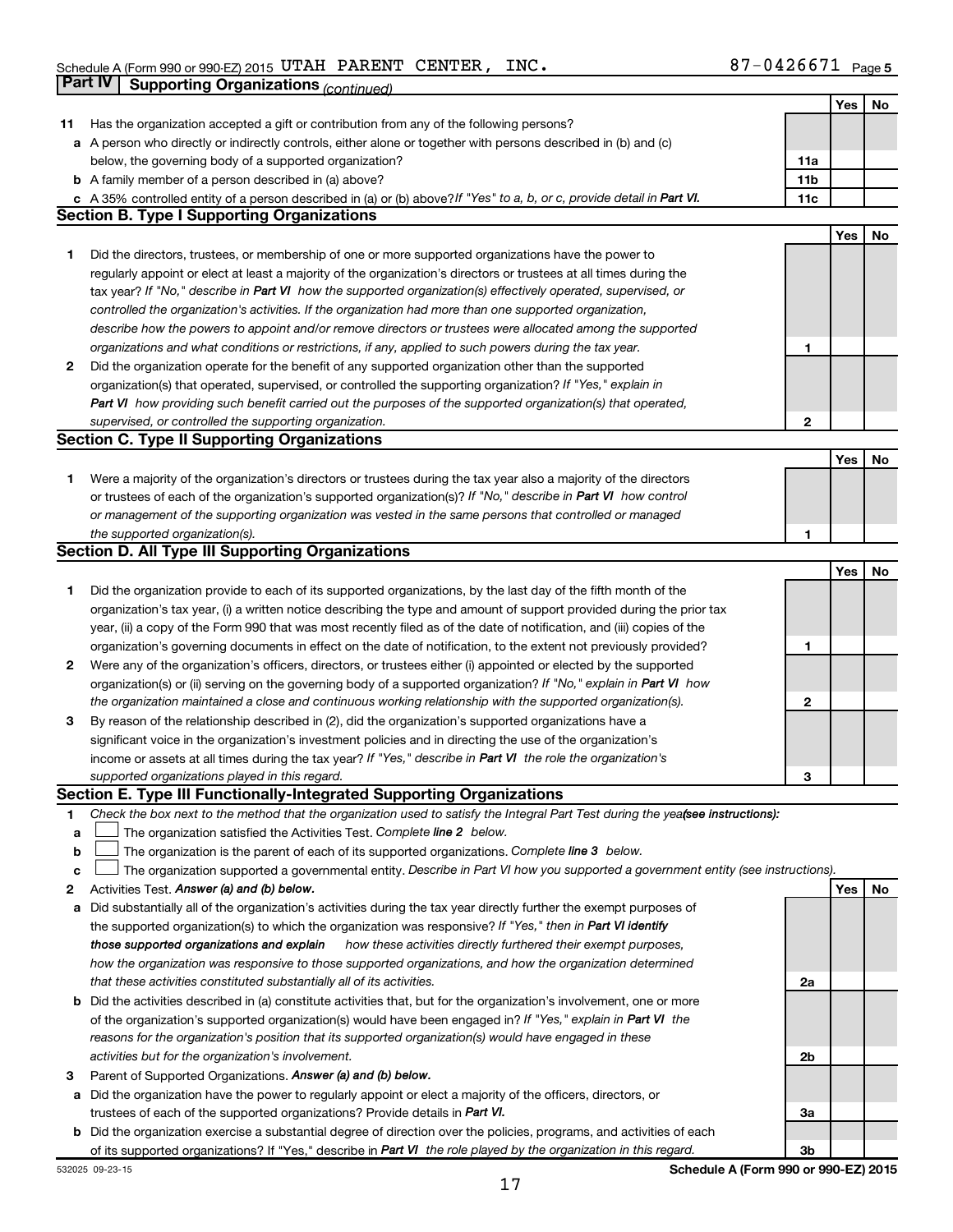Schedule A (Form 990 or 990-EZ) 2015 UTAH PARENT CENTER, INC. 87-0426671 Page 5

## Part IV Supporting Organizations *(continued)*

| | | | Yes | No |
|---|---|---|---|---|
| 11 | Has the organization accepted a gift or contribution from any of the following persons? | | | |
| a | A person who directly or indirectly controls, either alone or together with persons described in (b) and (c) below, the governing body of a supported organization? | 11a | | |
| b | A family member of a person described in (a) above? | 11b | | |
| c | A 35% controlled entity of a person described in (a) or (b) above? *If "Yes" to a, b, or c, provide detail in **Part VI.*** | 11c | | |

### Section B. Type I Supporting Organizations

| | | | Yes | No |
|---|---|---|---|---|
| 1 | Did the directors, trustees, or membership of one or more supported organizations have the power to regularly appoint or elect at least a majority of the organization's directors or trustees at all times during the tax year? *If "No," describe in **Part VI** how the supported organization(s) effectively operated, supervised, or controlled the organization's activities. If the organization had more than one supported organization, describe how the powers to appoint and/or remove directors or trustees were allocated among the supported organizations and what conditions or restrictions, if any, applied to such powers during the tax year.* | 1 | | |
| 2 | Did the organization operate for the benefit of any supported organization other than the supported organization(s) that operated, supervised, or controlled the supporting organization? *If "Yes," explain in **Part VI** how providing such benefit carried out the purposes of the supported organization(s) that operated, supervised, or controlled the supporting organization.* | 2 | | |

### Section C. Type II Supporting Organizations

| | | | Yes | No |
|---|---|---|---|---|
| 1 | Were a majority of the organization's directors or trustees during the tax year also a majority of the directors or trustees of each of the organization's supported organization(s)? *If "No," describe in **Part VI** how control or management of the supporting organization was vested in the same persons that controlled or managed the supported organization(s).* | 1 | | |

### Section D. All Type III Supporting Organizations

| | | | Yes | No |
|---|---|---|---|---|
| 1 | Did the organization provide to each of its supported organizations, by the last day of the fifth month of the organization's tax year, (i) a written notice describing the type and amount of support provided during the prior tax year, (ii) a copy of the Form 990 that was most recently filed as of the date of notification, and (iii) copies of the organization's governing documents in effect on the date of notification, to the extent not previously provided? | 1 | | |
| 2 | Were any of the organization's officers, directors, or trustees either (i) appointed or elected by the supported organization(s) or (ii) serving on the governing body of a supported organization? *If "No," explain in **Part VI** how the organization maintained a close and continuous working relationship with the supported organization(s).* | 2 | | |
| 3 | By reason of the relationship described in (2), did the organization's supported organizations have a significant voice in the organization's investment policies and in directing the use of the organization's income or assets at all times during the tax year? *If "Yes," describe in **Part VI** the role the organization's supported organizations played in this regard.* | 3 | | |

### Section E. Type III Functionally-Integrated Supporting Organizations

1 *Check the box next to the method that the organization used to satisfy the Integral Part Test during the year **(see instructions)**:*

- a ☐ The organization satisfied the Activities Test. *Complete **line 2** below.*
- b ☐ The organization is the parent of each of its supported organizations. *Complete **line 3** below.*
- c ☐ The organization supported a governmental entity. *Describe in Part VI how you supported a government entity (see instructions).*

| | | | Yes | No |
|---|---|---|---|---|
| 2 | Activities Test. ***Answer (a) and (b) below.*** | | | |
| a | Did substantially all of the organization's activities during the tax year directly further the exempt purposes of the supported organization(s) to which the organization was responsive? *If "Yes," then in **Part VI identify those supported organizations and explain** how these activities directly furthered their exempt purposes, how the organization was responsive to those supported organizations, and how the organization determined that these activities constituted substantially all of its activities.* | 2a | | |
| b | Did the activities described in (a) constitute activities that, but for the organization's involvement, one or more of the organization's supported organization(s) would have been engaged in? *If "Yes," explain in **Part VI** the reasons for the organization's position that its supported organization(s) would have engaged in these activities but for the organization's involvement.* | 2b | | |
| 3 | Parent of Supported Organizations. ***Answer (a) and (b) below.*** | | | |
| a | Did the organization have the power to regularly appoint or elect a majority of the officers, directors, or trustees of each of the supported organizations? Provide details in ***Part VI.*** | 3a | | |
| b | Did the organization exercise a substantial degree of direction over the policies, programs, and activities of each of its supported organizations? If "Yes," describe in ***Part VI** the role played by the organization in this regard.* | 3b | | |

532025 09-23-15 **Schedule A (Form 990 or 990-EZ) 2015**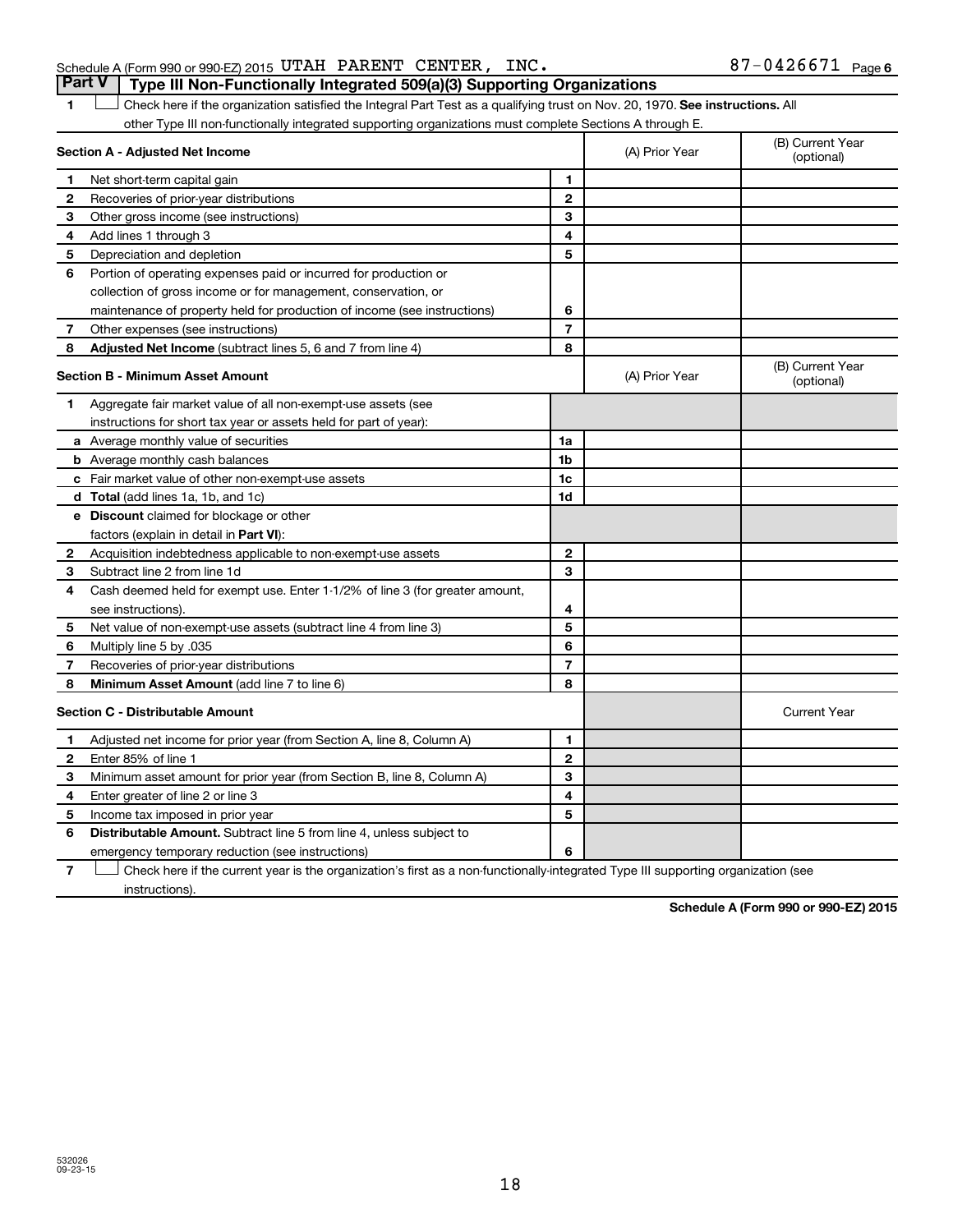Schedule A (Form 990 or 990-EZ) 2015 UTAH PARENT CENTER, INC. 87-0426671 Page 6

## Part V | Type III Non-Functionally Integrated 509(a)(3) Supporting Organizations

1 ☐ Check here if the organization satisfied the Integral Part Test as a qualifying trust on Nov. 20, 1970. **See instructions.** All other Type III non-functionally integrated supporting organizations must complete Sections A through E.

| **Section A - Adjusted Net Income** | | (A) Prior Year | (B) Current Year (optional) |
|---|---|---|---|
| **1** Net short-term capital gain | 1 | | |
| **2** Recoveries of prior-year distributions | 2 | | |
| **3** Other gross income (see instructions) | 3 | | |
| **4** Add lines 1 through 3 | 4 | | |
| **5** Depreciation and depletion | 5 | | |
| **6** Portion of operating expenses paid or incurred for production or collection of gross income or for management, conservation, or maintenance of property held for production of income (see instructions) | 6 | | |
| **7** Other expenses (see instructions) | 7 | | |
| **8** **Adjusted Net Income** (subtract lines 5, 6 and 7 from line 4) | 8 | | |

| **Section B - Minimum Asset Amount** | | (A) Prior Year | (B) Current Year (optional) |
|---|---|---|---|
| **1** Aggregate fair market value of all non-exempt-use assets (see instructions for short tax year or assets held for part of year): | | | |
| **a** Average monthly value of securities | 1a | | |
| **b** Average monthly cash balances | 1b | | |
| **c** Fair market value of other non-exempt-use assets | 1c | | |
| **d** **Total** (add lines 1a, 1b, and 1c) | 1d | | |
| **e** **Discount** claimed for blockage or other factors (explain in detail in **Part VI**): | | | |
| **2** Acquisition indebtedness applicable to non-exempt-use assets | 2 | | |
| **3** Subtract line 2 from line 1d | 3 | | |
| **4** Cash deemed held for exempt use. Enter 1-1/2% of line 3 (for greater amount, see instructions). | 4 | | |
| **5** Net value of non-exempt-use assets (subtract line 4 from line 3) | 5 | | |
| **6** Multiply line 5 by .035 | 6 | | |
| **7** Recoveries of prior-year distributions | 7 | | |
| **8** **Minimum Asset Amount** (add line 7 to line 6) | 8 | | |

| **Section C - Distributable Amount** | | | Current Year |
|---|---|---|---|
| **1** Adjusted net income for prior year (from Section A, line 8, Column A) | 1 | | |
| **2** Enter 85% of line 1 | 2 | | |
| **3** Minimum asset amount for prior year (from Section B, line 8, Column A) | 3 | | |
| **4** Enter greater of line 2 or line 3 | 4 | | |
| **5** Income tax imposed in prior year | 5 | | |
| **6** **Distributable Amount.** Subtract line 5 from line 4, unless subject to emergency temporary reduction (see instructions) | 6 | | |

7 ☐ Check here if the current year is the organization's first as a non-functionally-integrated Type III supporting organization (see instructions).

**Schedule A (Form 990 or 990-EZ) 2015**

532026
09-23-15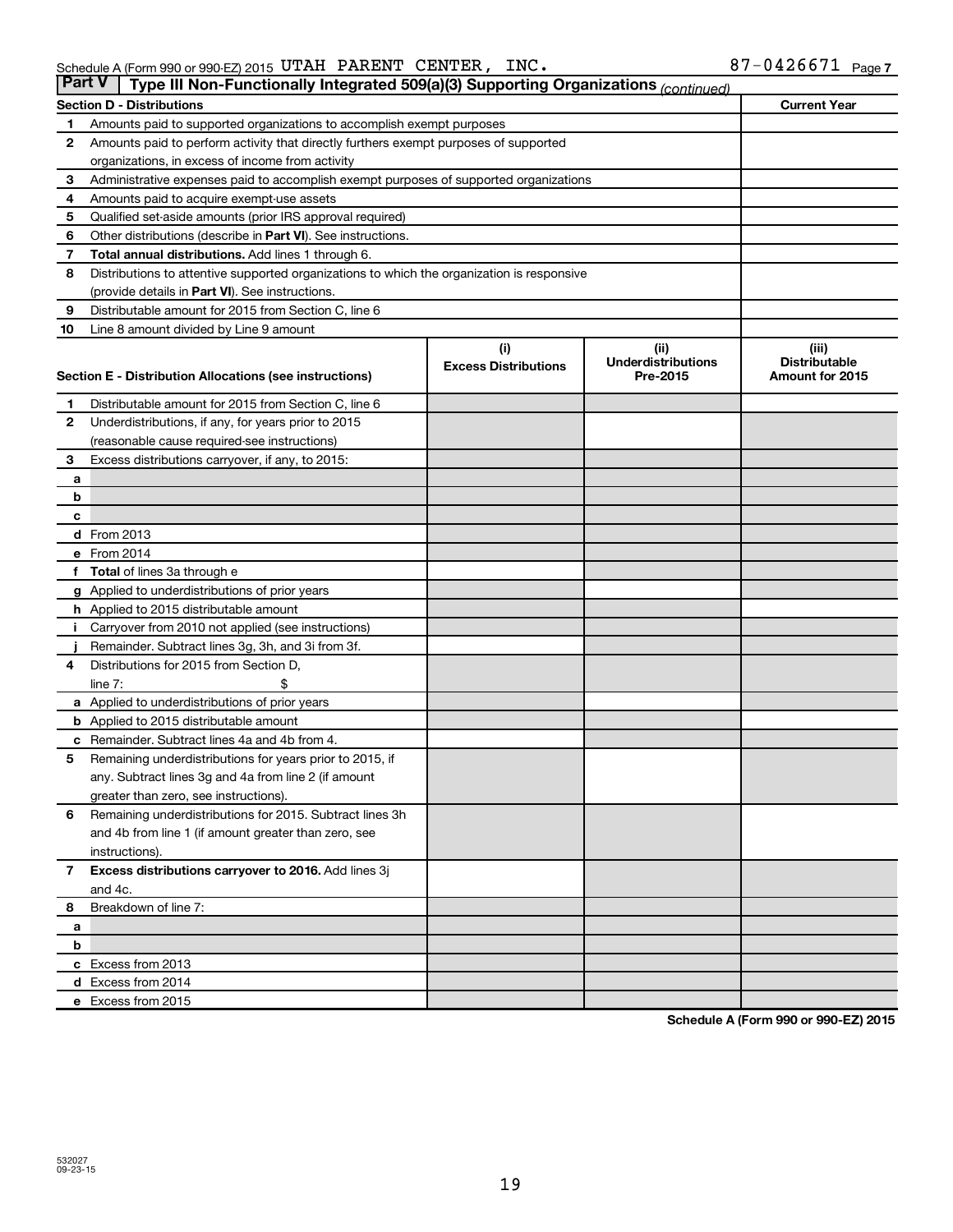Schedule A (Form 990 or 990-EZ) 2015 UTAH PARENT CENTER, INC. 87-0426671 Page 7

**Part V | Type III Non-Functionally Integrated 509(a)(3) Supporting Organizations** *(continued)*

| **Section D - Distributions** | | **Current Year** |
|---|---|---|
| 1 | Amounts paid to supported organizations to accomplish exempt purposes | |
| 2 | Amounts paid to perform activity that directly furthers exempt purposes of supported organizations, in excess of income from activity | |
| 3 | Administrative expenses paid to accomplish exempt purposes of supported organizations | |
| 4 | Amounts paid to acquire exempt-use assets | |
| 5 | Qualified set-aside amounts (prior IRS approval required) | |
| 6 | Other distributions (describe in **Part VI**). See instructions. | |
| 7 | **Total annual distributions.** Add lines 1 through 6. | |
| 8 | Distributions to attentive supported organizations to which the organization is responsive (provide details in **Part VI**). See instructions. | |
| 9 | Distributable amount for 2015 from Section C, line 6 | |
| 10 | Line 8 amount divided by Line 9 amount | |

| | **Section E - Distribution Allocations (see instructions)** | **(i) Excess Distributions** | **(ii) Underdistributions Pre-2015** | **(iii) Distributable Amount for 2015** |
|---|---|---|---|---|
| 1 | Distributable amount for 2015 from Section C, line 6 | | | |
| 2 | Underdistributions, if any, for years prior to 2015 (reasonable cause required-see instructions) | | | |
| 3 | Excess distributions carryover, if any, to 2015: | | | |
| a | | | | |
| b | | | | |
| c | | | | |
| d | From 2013 | | | |
| e | From 2014 | | | |
| f | **Total** of lines 3a through e | | | |
| g | Applied to underdistributions of prior years | | | |
| h | Applied to 2015 distributable amount | | | |
| i | Carryover from 2010 not applied (see instructions) | | | |
| j | Remainder. Subtract lines 3g, 3h, and 3i from 3f. | | | |
| 4 | Distributions for 2015 from Section D, line 7: $ | | | |
| a | Applied to underdistributions of prior years | | | |
| b | Applied to 2015 distributable amount | | | |
| c | Remainder. Subtract lines 4a and 4b from 4. | | | |
| 5 | Remaining underdistributions for years prior to 2015, if any. Subtract lines 3g and 4a from line 2 (if amount greater than zero, see instructions). | | | |
| 6 | Remaining underdistributions for 2015. Subtract lines 3h and 4b from line 1 (if amount greater than zero, see instructions). | | | |
| 7 | **Excess distributions carryover to 2016.** Add lines 3j and 4c. | | | |
| 8 | Breakdown of line 7: | | | |
| a | | | | |
| b | | | | |
| c | Excess from 2013 | | | |
| d | Excess from 2014 | | | |
| e | Excess from 2015 | | | |

**Schedule A (Form 990 or 990-EZ) 2015**

532027
09-23-15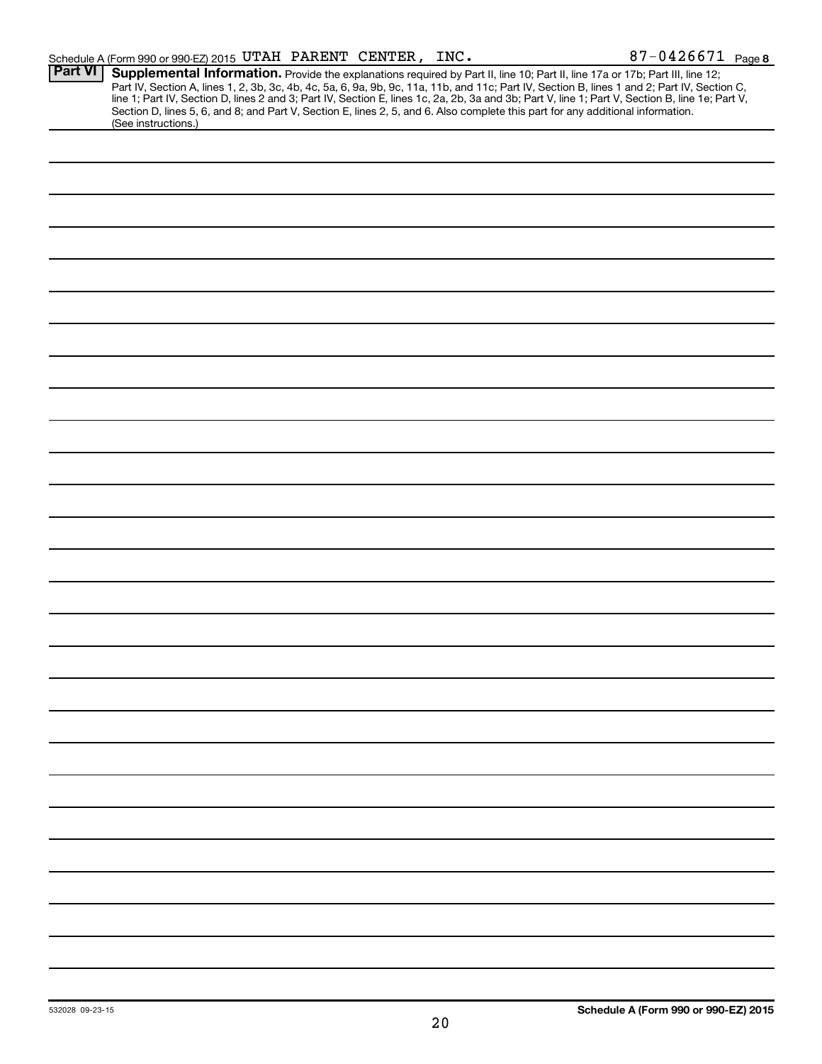Schedule A (Form 990 or 990-EZ) 2015 UTAH PARENT CENTER, INC. 87-0426671 Page 8

**Part VI** **Supplemental Information.** Provide the explanations required by Part II, line 10; Part II, line 17a or 17b; Part III, line 12; Part IV, Section A, lines 1, 2, 3b, 3c, 4b, 4c, 5a, 6, 9a, 9b, 9c, 11a, 11b, and 11c; Part IV, Section B, lines 1 and 2; Part IV, Section C, line 1; Part IV, Section D, lines 2 and 3; Part IV, Section E, lines 1c, 2a, 2b, 3a and 3b; Part V, line 1; Part V, Section B, line 1e; Part V, Section D, lines 5, 6, and 8; and Part V, Section E, lines 2, 5, and 6. Also complete this part for any additional information. (See instructions.)

532028 09-23-15

**Schedule A (Form 990 or 990-EZ) 2015**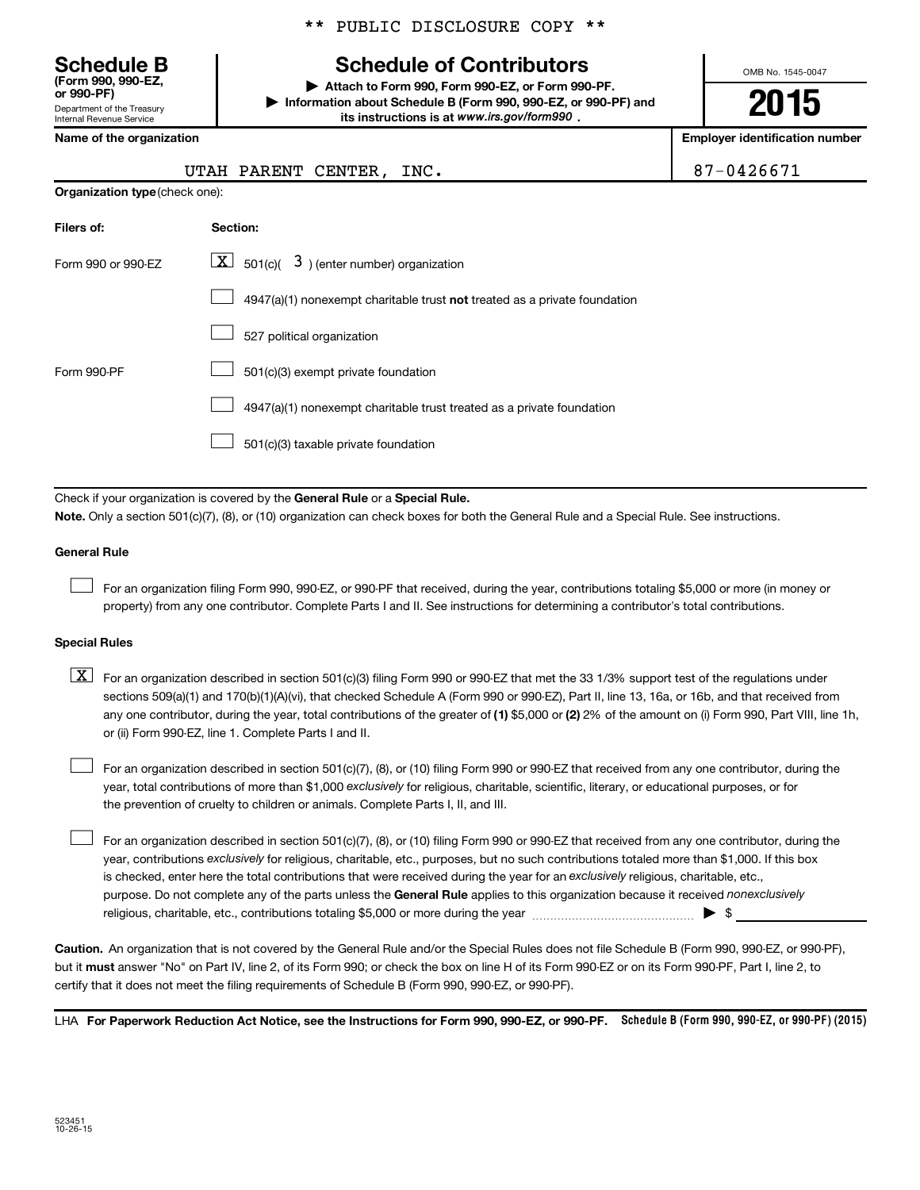** PUBLIC DISCLOSURE COPY **

# Schedule B

**(Form 990, 990-EZ, or 990-PF)**

Department of the Treasury
Internal Revenue Service

## Schedule of Contributors

▶ Attach to Form 990, Form 990-EZ, or Form 990-PF.

▶ Information about Schedule B (Form 990, 990-EZ, or 990-PF) and its instructions is at *www.irs.gov/form990* .

OMB No. 1545-0047

**2015**

| Name of the organization | Employer identification number |
|---|---|
| UTAH PARENT CENTER, INC. | 87-0426671 |

**Organization type** (check one):

| Filers of: | Section: |
|---|---|
| Form 990 or 990-EZ | [X] 501(c)( 3 ) (enter number) organization |
| | [ ] 4947(a)(1) nonexempt charitable trust **not** treated as a private foundation |
| | [ ] 527 political organization |
| Form 990-PF | [ ] 501(c)(3) exempt private foundation |
| | [ ] 4947(a)(1) nonexempt charitable trust treated as a private foundation |
| | [ ] 501(c)(3) taxable private foundation |

Check if your organization is covered by the **General Rule** or a **Special Rule.**

**Note.** Only a section 501(c)(7), (8), or (10) organization can check boxes for both the General Rule and a Special Rule. See instructions.

**General Rule**

[ ] For an organization filing Form 990, 990-EZ, or 990-PF that received, during the year, contributions totaling $5,000 or more (in money or property) from any one contributor. Complete Parts I and II. See instructions for determining a contributor's total contributions.

**Special Rules**

[X] For an organization described in section 501(c)(3) filing Form 990 or 990-EZ that met the 33 1/3% support test of the regulations under sections 509(a)(1) and 170(b)(1)(A)(vi), that checked Schedule A (Form 990 or 990-EZ), Part II, line 13, 16a, or 16b, and that received from any one contributor, during the year, total contributions of the greater of **(1)** $5,000 or **(2)** 2% of the amount on (i) Form 990, Part VIII, line 1h, or (ii) Form 990-EZ, line 1. Complete Parts I and II.

[ ] For an organization described in section 501(c)(7), (8), or (10) filing Form 990 or 990-EZ that received from any one contributor, during the year, total contributions of more than $1,000 *exclusively* for religious, charitable, scientific, literary, or educational purposes, or for the prevention of cruelty to children or animals. Complete Parts I, II, and III.

[ ] For an organization described in section 501(c)(7), (8), or (10) filing Form 990 or 990-EZ that received from any one contributor, during the year, contributions *exclusively* for religious, charitable, etc., purposes, but no such contributions totaled more than $1,000. If this box is checked, enter here the total contributions that were received during the year for an *exclusively* religious, charitable, etc., purpose. Do not complete any of the parts unless the **General Rule** applies to this organization because it received *nonexclusively* religious, charitable, etc., contributions totaling $5,000 or more during the year ▶ $ ____________

**Caution.** An organization that is not covered by the General Rule and/or the Special Rules does not file Schedule B (Form 990, 990-EZ, or 990-PF), but it **must** answer "No" on Part IV, line 2, of its Form 990; or check the box on line H of its Form 990-EZ or on its Form 990-PF, Part I, line 2, to certify that it does not meet the filing requirements of Schedule B (Form 990, 990-EZ, or 990-PF).

LHA **For Paperwork Reduction Act Notice, see the Instructions for Form 990, 990-EZ, or 990-PF.** **Schedule B (Form 990, 990-EZ, or 990-PF) (2015)**

523451
10-26-15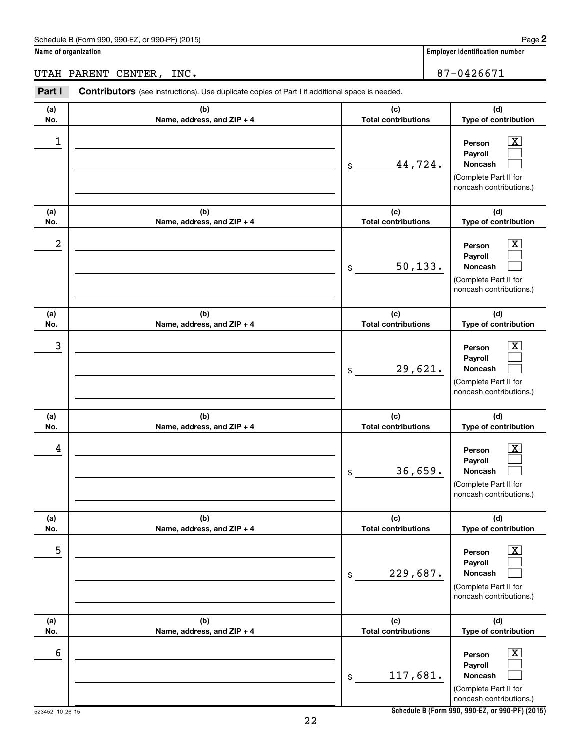Schedule B (Form 990, 990-EZ, or 990-PF) (2015)

**Name of organization**

UTAH PARENT CENTER, INC.

**Employer identification number**

87-0426671

**Part I** **Contributors** (see instructions). Use duplicate copies of Part I if additional space is needed.

| (a) No. | (b) Name, address, and ZIP + 4 | (c) Total contributions | (d) Type of contribution |
|---|---|---|---|
| 1 | | $ 44,724. | Person [X] Payroll [ ] Noncash [ ] (Complete Part II for noncash contributions.) |
| 2 | | $ 50,133. | Person [X] Payroll [ ] Noncash [ ] (Complete Part II for noncash contributions.) |
| 3 | | $ 29,621. | Person [X] Payroll [ ] Noncash [ ] (Complete Part II for noncash contributions.) |
| 4 | | $ 36,659. | Person [X] Payroll [ ] Noncash [ ] (Complete Part II for noncash contributions.) |
| 5 | | $ 229,687. | Person [X] Payroll [ ] Noncash [ ] (Complete Part II for noncash contributions.) |
| 6 | | $ 117,681. | Person [X] Payroll [ ] Noncash [ ] (Complete Part II for noncash contributions.) |

523452 10-26-15

**Schedule B (Form 990, 990-EZ, or 990-PF) (2015)**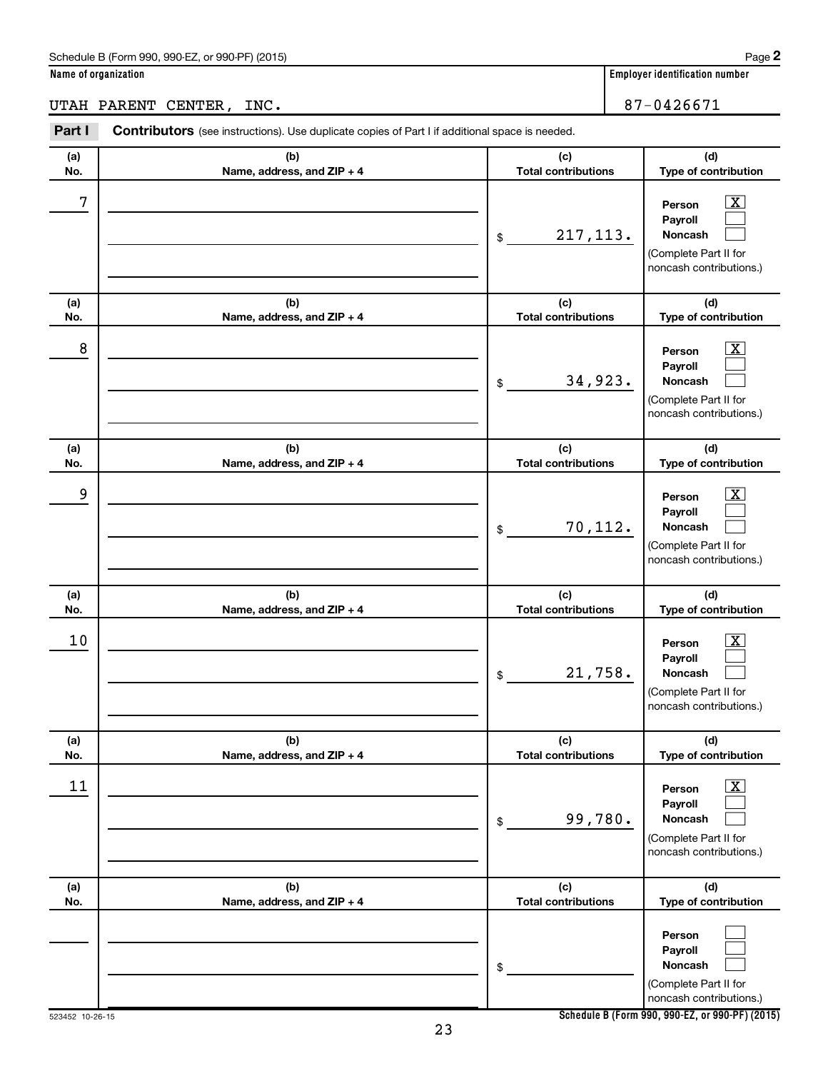Schedule B (Form 990, 990-EZ, or 990-PF) (2015) Page **2**

**Name of organization**

UTAH PARENT CENTER, INC.

**Employer identification number**

87-0426671

**Part I** **Contributors** (see instructions). Use duplicate copies of Part I if additional space is needed.

| (a) No. | (b) Name, address, and ZIP + 4 | (c) Total contributions | (d) Type of contribution |
|---|---|---|---|
| 7 | | $ 217,113. | Person [X] Payroll [ ] Noncash [ ] (Complete Part II for noncash contributions.) |
| 8 | | $ 34,923. | Person [X] Payroll [ ] Noncash [ ] (Complete Part II for noncash contributions.) |
| 9 | | $ 70,112. | Person [X] Payroll [ ] Noncash [ ] (Complete Part II for noncash contributions.) |
| 10 | | $ 21,758. | Person [X] Payroll [ ] Noncash [ ] (Complete Part II for noncash contributions.) |
| 11 | | $ 99,780. | Person [X] Payroll [ ] Noncash [ ] (Complete Part II for noncash contributions.) |
| | | $ | Person [ ] Payroll [ ] Noncash [ ] (Complete Part II for noncash contributions.) |

523452 10-26-15

**Schedule B (Form 990, 990-EZ, or 990-PF) (2015)**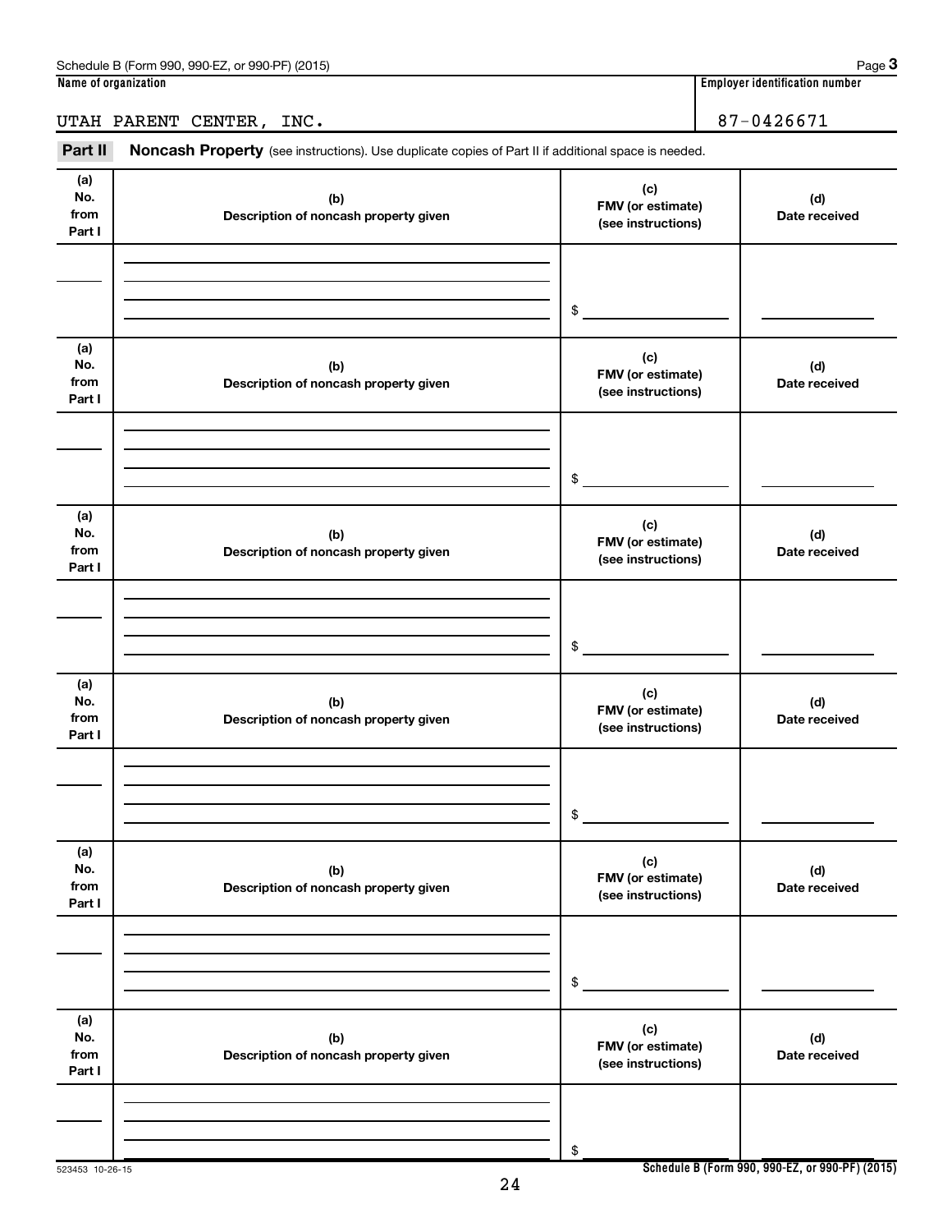Schedule B (Form 990, 990-EZ, or 990-PF) (2015) Page **3**

**Name of organization** | **Employer identification number**

UTAH PARENT CENTER, INC. | 87-0426671

**Part II** **Noncash Property** (see instructions). Use duplicate copies of Part II if additional space is needed.

| (a) No. from Part I | (b) Description of noncash property given | (c) FMV (or estimate) (see instructions) | (d) Date received |
|---|---|---|---|
| | | $ | |

| (a) No. from Part I | (b) Description of noncash property given | (c) FMV (or estimate) (see instructions) | (d) Date received |
|---|---|---|---|
| | | $ | |

| (a) No. from Part I | (b) Description of noncash property given | (c) FMV (or estimate) (see instructions) | (d) Date received |
|---|---|---|---|
| | | $ | |

| (a) No. from Part I | (b) Description of noncash property given | (c) FMV (or estimate) (see instructions) | (d) Date received |
|---|---|---|---|
| | | $ | |

| (a) No. from Part I | (b) Description of noncash property given | (c) FMV (or estimate) (see instructions) | (d) Date received |
|---|---|---|---|
| | | $ | |

| (a) No. from Part I | (b) Description of noncash property given | (c) FMV (or estimate) (see instructions) | (d) Date received |
|---|---|---|---|
| | | $ | |

523453 10-26-15 **Schedule B (Form 990, 990-EZ, or 990-PF) (2015)**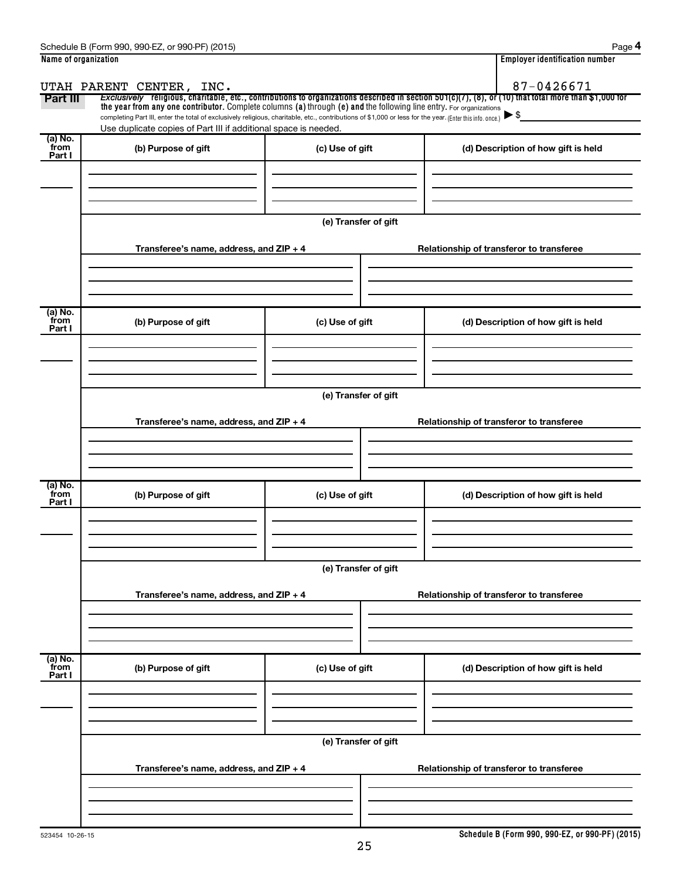Schedule B (Form 990, 990-EZ, or 990-PF) (2015) Page **4**

| Name of organization | Employer identification number |
|---|---|
| UTAH PARENT CENTER, INC. | 87-0426671 |

**Part III** *Exclusively* religious, charitable, etc., contributions to organizations described in section 501(c)(7), (8), or (10) that total more than $1,000 for the year from any one contributor. Complete columns (a) through (e) and the following line entry. For organizations completing Part III, enter the total of exclusively religious, charitable, etc., contributions of $1,000 or less for the year. (Enter this info. once.) ▶ $

Use duplicate copies of Part III if additional space is needed.

| (a) No. from Part I | (b) Purpose of gift | (c) Use of gift | (d) Description of how gift is held |
|---|---|---|---|
| | | | |

(e) Transfer of gift

| Transferee's name, address, and ZIP + 4 | Relationship of transferor to transferee |
|---|---|
| | |

| (a) No. from Part I | (b) Purpose of gift | (c) Use of gift | (d) Description of how gift is held |
|---|---|---|---|
| | | | |

(e) Transfer of gift

| Transferee's name, address, and ZIP + 4 | Relationship of transferor to transferee |
|---|---|
| | |

| (a) No. from Part I | (b) Purpose of gift | (c) Use of gift | (d) Description of how gift is held |
|---|---|---|---|
| | | | |

(e) Transfer of gift

| Transferee's name, address, and ZIP + 4 | Relationship of transferor to transferee |
|---|---|
| | |

| (a) No. from Part I | (b) Purpose of gift | (c) Use of gift | (d) Description of how gift is held |
|---|---|---|---|
| | | | |

(e) Transfer of gift

| Transferee's name, address, and ZIP + 4 | Relationship of transferor to transferee |
|---|---|
| | |

523454 10-26-15

**Schedule B (Form 990, 990-EZ, or 990-PF) (2015)**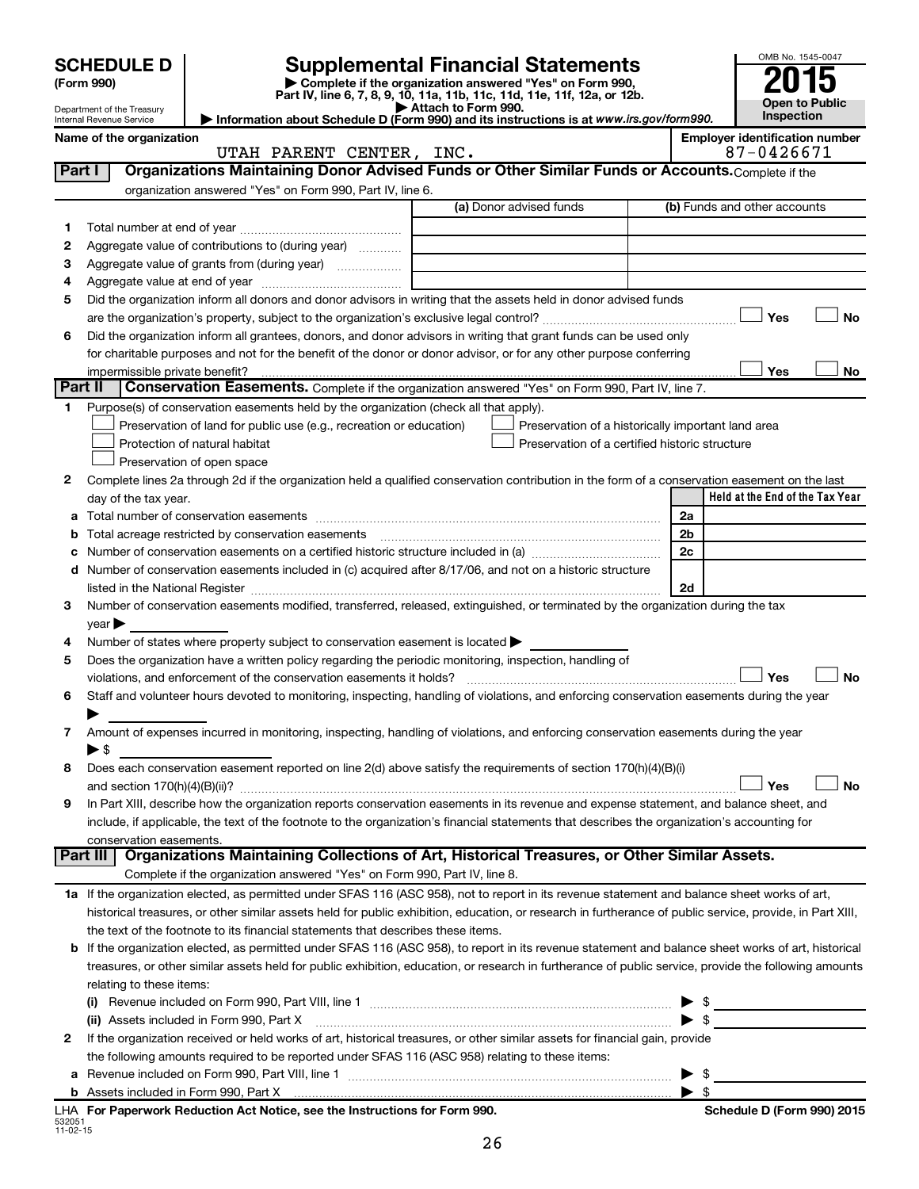# SCHEDULE D (Form 990)

Department of the Treasury
Internal Revenue Service

## Supplemental Financial Statements

▶ Complete if the organization answered "Yes" on Form 990, Part IV, line 6, 7, 8, 9, 10, 11a, 11b, 11c, 11d, 11e, 11f, 12a, or 12b.
▶ Attach to Form 990.
▶ Information about Schedule D (Form 990) and its instructions is at *www.irs.gov/form990*.

OMB No. 1545-0047

**2015**

**Open to Public Inspection**

**Name of the organization:** UTAH PARENT CENTER, INC.

**Employer identification number:** 87-0426671

### Part I Organizations Maintaining Donor Advised Funds or Other Similar Funds or Accounts.

Complete if the organization answered "Yes" on Form 990, Part IV, line 6.

| | | (a) Donor advised funds | (b) Funds and other accounts |
|---|---|---|---|
| 1 | Total number at end of year | | |
| 2 | Aggregate value of contributions to (during year) | | |
| 3 | Aggregate value of grants from (during year) | | |
| 4 | Aggregate value at end of year | | |

5 Did the organization inform all donors and donor advisors in writing that the assets held in donor advised funds are the organization's property, subject to the organization's exclusive legal control? ☐ Yes ☐ No

6 Did the organization inform all grantees, donors, and donor advisors in writing that grant funds can be used only for charitable purposes and not for the benefit of the donor or donor advisor, or for any other purpose conferring impermissible private benefit? ☐ Yes ☐ No

### Part II Conservation Easements.

Complete if the organization answered "Yes" on Form 990, Part IV, line 7.

1 Purpose(s) of conservation easements held by the organization (check all that apply).

- ☐ Preservation of land for public use (e.g., recreation or education)
- ☐ Protection of natural habitat
- ☐ Preservation of open space
- ☐ Preservation of a historically important land area
- ☐ Preservation of a certified historic structure

2 Complete lines 2a through 2d if the organization held a qualified conservation contribution in the form of a conservation easement on the last day of the tax year.

| | | | Held at the End of the Tax Year |
|---|---|---|---|
| a | Total number of conservation easements | 2a | |
| b | Total acreage restricted by conservation easements | 2b | |
| c | Number of conservation easements on a certified historic structure included in (a) | 2c | |
| d | Number of conservation easements included in (c) acquired after 8/17/06, and not on a historic structure listed in the National Register | 2d | |

3 Number of conservation easements modified, transferred, released, extinguished, or terminated by the organization during the tax year ▶

4 Number of states where property subject to conservation easement is located ▶

5 Does the organization have a written policy regarding the periodic monitoring, inspection, handling of violations, and enforcement of the conservation easements it holds? ☐ Yes ☐ No

6 Staff and volunteer hours devoted to monitoring, inspecting, handling of violations, and enforcing conservation easements during the year ▶

7 Amount of expenses incurred in monitoring, inspecting, handling of violations, and enforcing conservation easements during the year ▶ $

8 Does each conservation easement reported on line 2(d) above satisfy the requirements of section 170(h)(4)(B)(i) and section 170(h)(4)(B)(ii)? ☐ Yes ☐ No

9 In Part XIII, describe how the organization reports conservation easements in its revenue and expense statement, and balance sheet, and include, if applicable, the text of the footnote to the organization's financial statements that describes the organization's accounting for conservation easements.

### Part III Organizations Maintaining Collections of Art, Historical Treasures, or Other Similar Assets.

Complete if the organization answered "Yes" on Form 990, Part IV, line 8.

1a If the organization elected, as permitted under SFAS 116 (ASC 958), not to report in its revenue statement and balance sheet works of art, historical treasures, or other similar assets held for public exhibition, education, or research in furtherance of public service, provide, in Part XIII, the text of the footnote to its financial statements that describes these items.

b If the organization elected, as permitted under SFAS 116 (ASC 958), to report in its revenue statement and balance sheet works of art, historical treasures, or other similar assets held for public exhibition, education, or research in furtherance of public service, provide the following amounts relating to these items:

(i) Revenue included on Form 990, Part VIII, line 1 ▶ $

(ii) Assets included in Form 990, Part X ▶ $

2 If the organization received or held works of art, historical treasures, or other similar assets for financial gain, provide the following amounts required to be reported under SFAS 116 (ASC 958) relating to these items:

a Revenue included on Form 990, Part VIII, line 1 ▶ $

b Assets included in Form 990, Part X ▶ $

LHA For Paperwork Reduction Act Notice, see the Instructions for Form 990.

Schedule D (Form 990) 2015

532051 11-02-15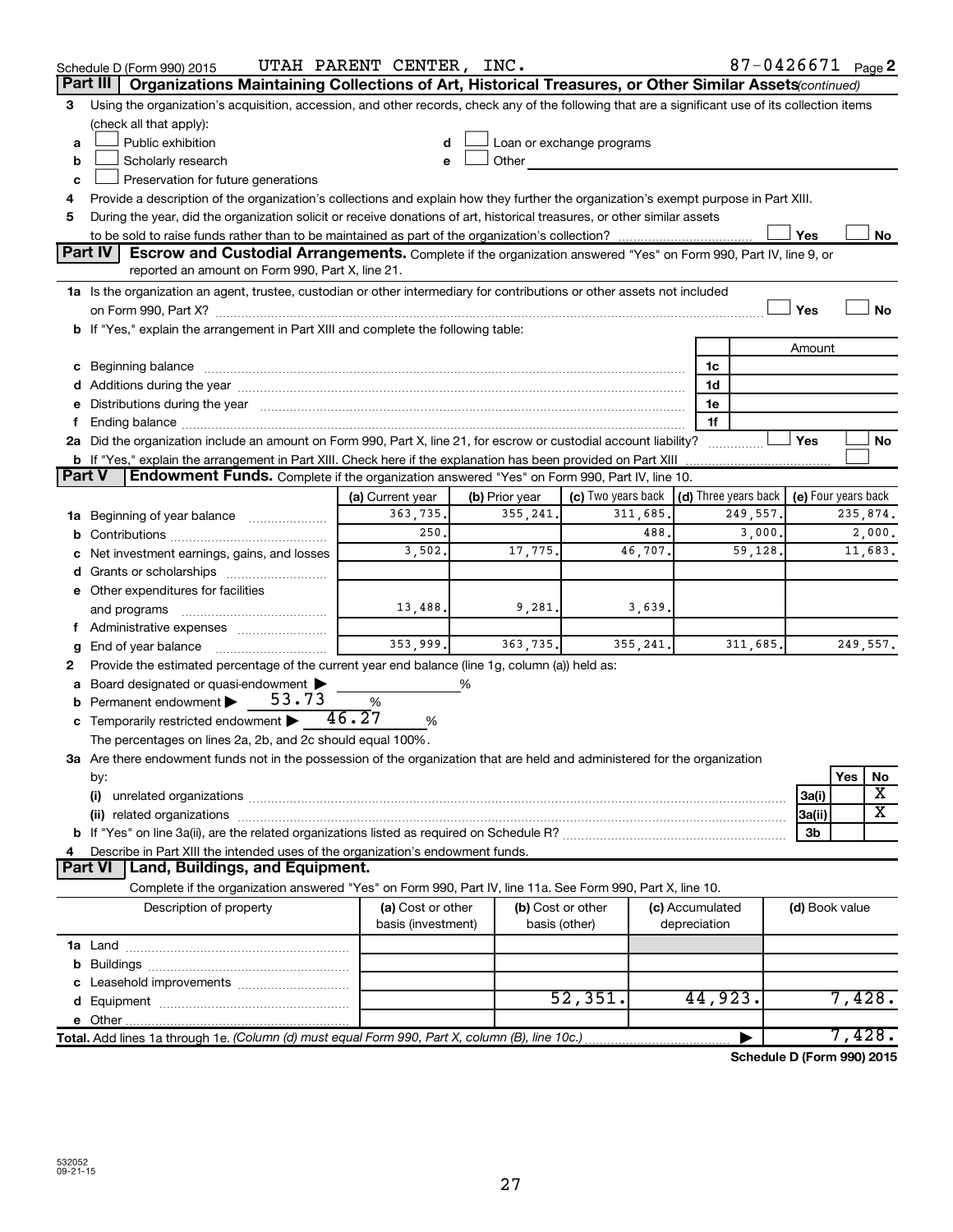Schedule D (Form 990) 2015 UTAH PARENT CENTER, INC. 87-0426671 Page 2

## Part III Organizations Maintaining Collections of Art, Historical Treasures, or Other Similar Assets *(continued)*

3 Using the organization's acquisition, accession, and other records, check any of the following that are a significant use of its collection items (check all that apply):

- a ☐ Public exhibition
- b ☐ Scholarly research
- c ☐ Preservation for future generations
- d ☐ Loan or exchange programs
- e ☐ Other

4 Provide a description of the organization's collections and explain how they further the organization's exempt purpose in Part XIII.

5 During the year, did the organization solicit or receive donations of art, historical treasures, or other similar assets to be sold to raise funds rather than to be maintained as part of the organization's collection? ☐ Yes ☐ No

## Part IV Escrow and Custodial Arrangements.

Complete if the organization answered "Yes" on Form 990, Part IV, line 9, or reported an amount on Form 990, Part X, line 21.

1a Is the organization an agent, trustee, custodian or other intermediary for contributions or other assets not included on Form 990, Part X? ☐ Yes ☐ No

b If "Yes," explain the arrangement in Part XIII and complete the following table:

| | | Amount |
|---|---|---|
| c Beginning balance | 1c | |
| d Additions during the year | 1d | |
| e Distributions during the year | 1e | |
| f Ending balance | 1f | |

2a Did the organization include an amount on Form 990, Part X, line 21, for escrow or custodial account liability? ☐ Yes ☐ No

b If "Yes," explain the arrangement in Part XIII. Check here if the explanation has been provided on Part XIII ☐

## Part V Endowment Funds.

Complete if the organization answered "Yes" on Form 990, Part IV, line 10.

| | (a) Current year | (b) Prior year | (c) Two years back | (d) Three years back | (e) Four years back |
|---|---|---|---|---|---|
| 1a Beginning of year balance | 363,735. | 355,241. | 311,685. | 249,557. | 235,874. |
| b Contributions | 250. | | 488. | 3,000. | 2,000. |
| c Net investment earnings, gains, and losses | 3,502. | 17,775. | 46,707. | 59,128. | 11,683. |
| d Grants or scholarships | | | | | |
| e Other expenditures for facilities and programs | 13,488. | 9,281. | 3,639. | | |
| f Administrative expenses | | | | | |
| g End of year balance | 353,999. | 363,735. | 355,241. | 311,685. | 249,557. |

2 Provide the estimated percentage of the current year end balance (line 1g, column (a)) held as:

- a Board designated or quasi-endowment ▶ ______ %
- b Permanent endowment ▶ 53.73 %
- c Temporarily restricted endowment ▶ 46.27 %

The percentages on lines 2a, 2b, and 2c should equal 100%.

3a Are there endowment funds not in the possession of the organization that are held and administered for the organization by:

| | | Yes | No |
|---|---|---|---|
| (i) unrelated organizations | 3a(i) | | X |
| (ii) related organizations | 3a(ii) | | X |
| b If "Yes" on line 3a(ii), are the related organizations listed as required on Schedule R? | 3b | | |

4 Describe in Part XIII the intended uses of the organization's endowment funds.

## Part VI Land, Buildings, and Equipment.

Complete if the organization answered "Yes" on Form 990, Part IV, line 11a. See Form 990, Part X, line 10.

| Description of property | (a) Cost or other basis (investment) | (b) Cost or other basis (other) | (c) Accumulated depreciation | (d) Book value |
|---|---|---|---|---|
| 1a Land | | | | |
| b Buildings | | | | |
| c Leasehold improvements | | | | |
| d Equipment | | 52,351. | 44,923. | 7,428. |
| e Other | | | | |
| **Total.** Add lines 1a through 1e. *(Column (d) must equal Form 990, Part X, column (B), line 10c.)* | | | ▶ | 7,428. |

**Schedule D (Form 990) 2015**

532052 09-21-15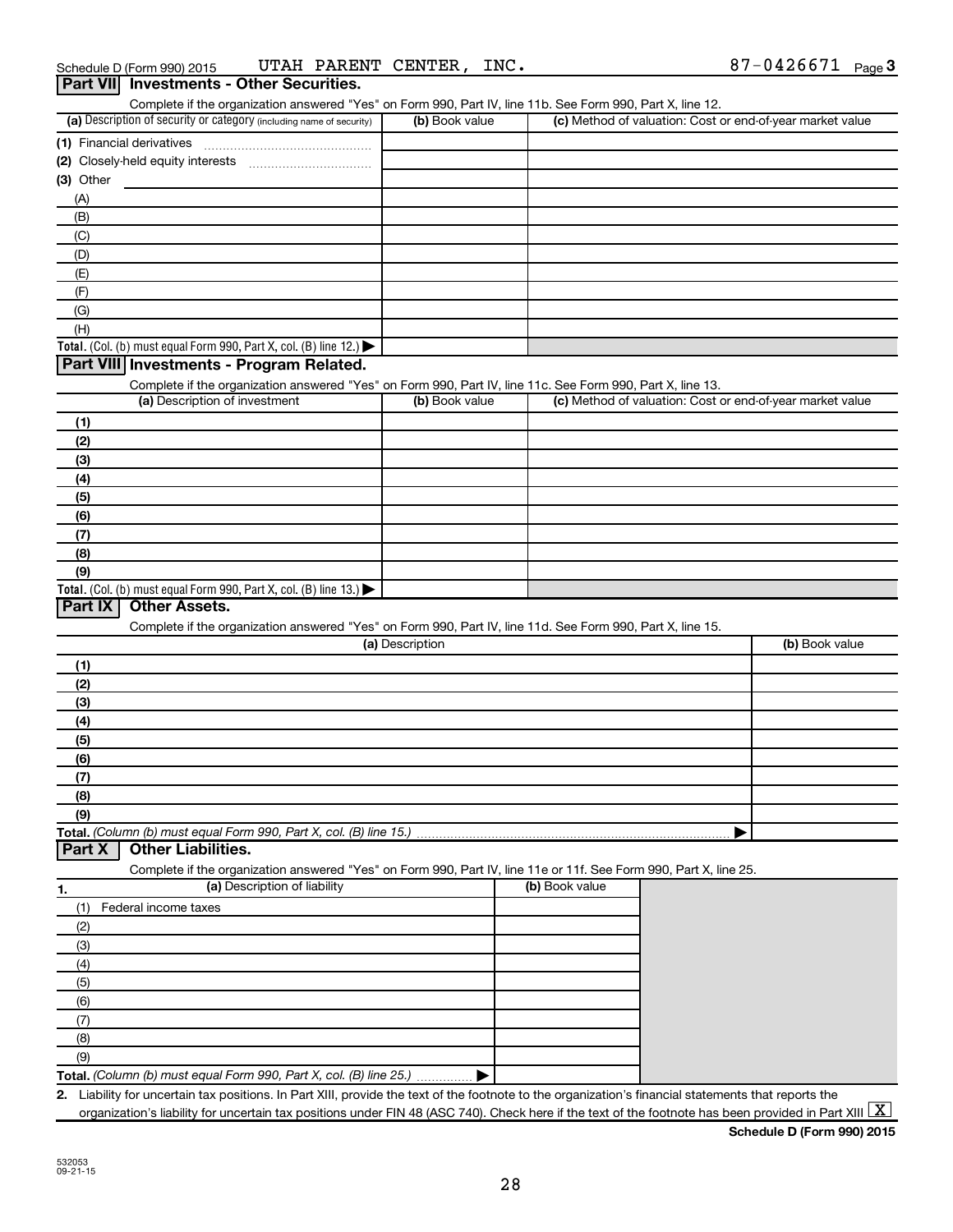Schedule D (Form 990) 2015 UTAH PARENT CENTER, INC. 87-0426671 Page 3

## Part VII Investments - Other Securities.

Complete if the organization answered "Yes" on Form 990, Part IV, line 11b. See Form 990, Part X, line 12.

| (a) Description of security or category (including name of security) | (b) Book value | (c) Method of valuation: Cost or end-of-year market value |
|---|---|---|
| (1) Financial derivatives | | |
| (2) Closely-held equity interests | | |
| (3) Other | | |
| (A) | | |
| (B) | | |
| (C) | | |
| (D) | | |
| (E) | | |
| (F) | | |
| (G) | | |
| (H) | | |
| **Total.** (Col. (b) must equal Form 990, Part X, col. (B) line 12.) ▶ | | |

## Part VIII Investments - Program Related.

Complete if the organization answered "Yes" on Form 990, Part IV, line 11c. See Form 990, Part X, line 13.

| (a) Description of investment | (b) Book value | (c) Method of valuation: Cost or end-of-year market value |
|---|---|---|
| (1) | | |
| (2) | | |
| (3) | | |
| (4) | | |
| (5) | | |
| (6) | | |
| (7) | | |
| (8) | | |
| (9) | | |
| **Total.** (Col. (b) must equal Form 990, Part X, col. (B) line 13.) ▶ | | |

## Part IX Other Assets.

Complete if the organization answered "Yes" on Form 990, Part IV, line 11d. See Form 990, Part X, line 15.

| (a) Description | (b) Book value |
|---|---|
| (1) | |
| (2) | |
| (3) | |
| (4) | |
| (5) | |
| (6) | |
| (7) | |
| (8) | |
| (9) | |
| **Total.** *(Column (b) must equal Form 990, Part X, col. (B) line 15.)* ▶ | |

## Part X Other Liabilities.

Complete if the organization answered "Yes" on Form 990, Part IV, line 11e or 11f. See Form 990, Part X, line 25.

| 1. (a) Description of liability | (b) Book value |
|---|---|
| (1) Federal income taxes | |
| (2) | |
| (3) | |
| (4) | |
| (5) | |
| (6) | |
| (7) | |
| (8) | |
| (9) | |
| **Total.** *(Column (b) must equal Form 990, Part X, col. (B) line 25.)* ▶ | |

**2.** Liability for uncertain tax positions. In Part XIII, provide the text of the footnote to the organization's financial statements that reports the organization's liability for uncertain tax positions under FIN 48 (ASC 740). Check here if the text of the footnote has been provided in Part XIII [X]

**Schedule D (Form 990) 2015**

532053 09-21-15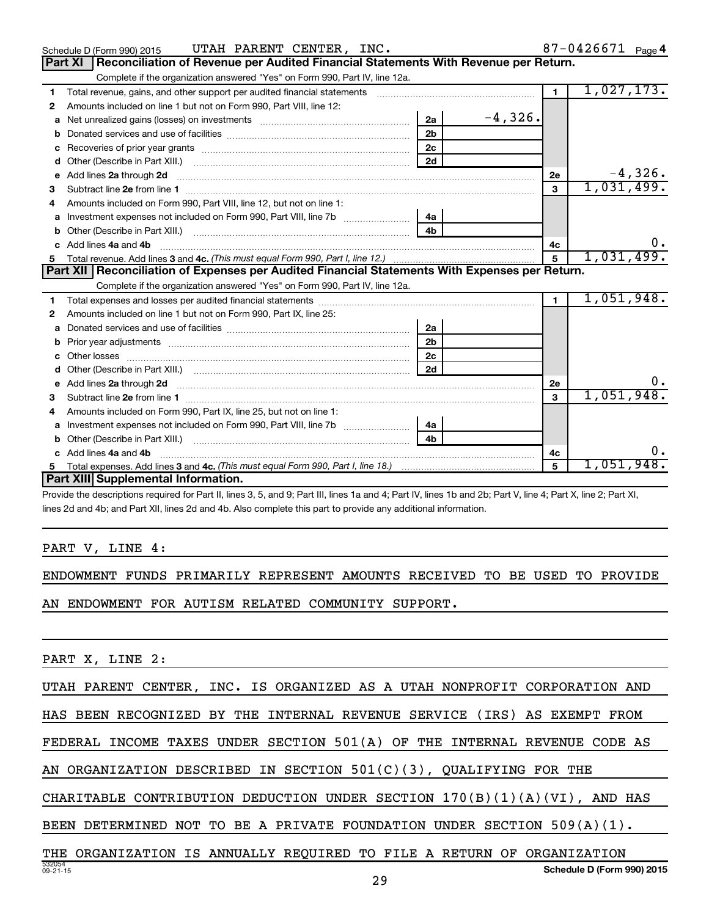Schedule D (Form 990) 2015 UTAH PARENT CENTER, INC. 87-0426671 Page 4

**Part XI Reconciliation of Revenue per Audited Financial Statements With Revenue per Return.**

Complete if the organization answered "Yes" on Form 990, Part IV, line 12a.

| | | | | | |
|---|---|---|---|---|---|
| 1 | Total revenue, gains, and other support per audited financial statements | | | 1 | 1,027,173. |
| 2 | Amounts included on line 1 but not on Form 990, Part VIII, line 12: | | | | |
| a | Net unrealized gains (losses) on investments | 2a | -4,326. | | |
| b | Donated services and use of facilities | 2b | | | |
| c | Recoveries of prior year grants | 2c | | | |
| d | Other (Describe in Part XIII.) | 2d | | | |
| e | Add lines 2a through 2d | | | 2e | -4,326. |
| 3 | Subtract line 2e from line 1 | | | 3 | 1,031,499. |
| 4 | Amounts included on Form 990, Part VIII, line 12, but not on line 1: | | | | |
| a | Investment expenses not included on Form 990, Part VIII, line 7b | 4a | | | |
| b | Other (Describe in Part XIII.) | 4b | | | |
| c | Add lines 4a and 4b | | | 4c | 0. |
| 5 | Total revenue. Add lines 3 and 4c. *(This must equal Form 990, Part I, line 12.)* | | | 5 | 1,031,499. |

**Part XII Reconciliation of Expenses per Audited Financial Statements With Expenses per Return.**

Complete if the organization answered "Yes" on Form 990, Part IV, line 12a.

| | | | | | |
|---|---|---|---|---|---|
| 1 | Total expenses and losses per audited financial statements | | | 1 | 1,051,948. |
| 2 | Amounts included on line 1 but not on Form 990, Part IX, line 25: | | | | |
| a | Donated services and use of facilities | 2a | | | |
| b | Prior year adjustments | 2b | | | |
| c | Other losses | 2c | | | |
| d | Other (Describe in Part XIII.) | 2d | | | |
| e | Add lines 2a through 2d | | | 2e | 0. |
| 3 | Subtract line 2e from line 1 | | | 3 | 1,051,948. |
| 4 | Amounts included on Form 990, Part IX, line 25, but not on line 1: | | | | |
| a | Investment expenses not included on Form 990, Part VIII, line 7b | 4a | | | |
| b | Other (Describe in Part XIII.) | 4b | | | |
| c | Add lines 4a and 4b | | | 4c | 0. |
| 5 | Total expenses. Add lines 3 and 4c. *(This must equal Form 990, Part I, line 18.)* | | | 5 | 1,051,948. |

**Part XIII Supplemental Information.**

Provide the descriptions required for Part II, lines 3, 5, and 9; Part III, lines 1a and 4; Part IV, lines 1b and 2b; Part V, line 4; Part X, line 2; Part XI, lines 2d and 4b; and Part XII, lines 2d and 4b. Also complete this part to provide any additional information.

PART V, LINE 4:

ENDOWMENT FUNDS PRIMARILY REPRESENT AMOUNTS RECEIVED TO BE USED TO PROVIDE AN ENDOWMENT FOR AUTISM RELATED COMMUNITY SUPPORT.

PART X, LINE 2:

UTAH PARENT CENTER, INC. IS ORGANIZED AS A UTAH NONPROFIT CORPORATION AND HAS BEEN RECOGNIZED BY THE INTERNAL REVENUE SERVICE (IRS) AS EXEMPT FROM FEDERAL INCOME TAXES UNDER SECTION 501(A) OF THE INTERNAL REVENUE CODE AS AN ORGANIZATION DESCRIBED IN SECTION 501(C)(3), QUALIFYING FOR THE CHARITABLE CONTRIBUTION DEDUCTION UNDER SECTION 170(B)(1)(A)(VI), AND HAS BEEN DETERMINED NOT TO BE A PRIVATE FOUNDATION UNDER SECTION 509(A)(1). THE ORGANIZATION IS ANNUALLY REQUIRED TO FILE A RETURN OF ORGANIZATION

532054 09-21-15 **Schedule D (Form 990) 2015**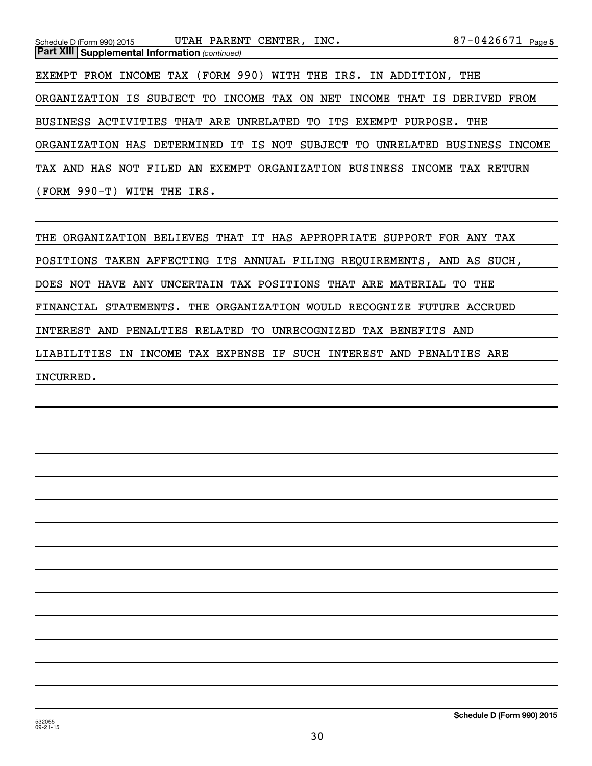Schedule D (Form 990) 2015 UTAH PARENT CENTER, INC. 87-0426671 Page 5

**Part XIII | Supplemental Information** *(continued)*

EXEMPT FROM INCOME TAX (FORM 990) WITH THE IRS. IN ADDITION, THE ORGANIZATION IS SUBJECT TO INCOME TAX ON NET INCOME THAT IS DERIVED FROM BUSINESS ACTIVITIES THAT ARE UNRELATED TO ITS EXEMPT PURPOSE. THE ORGANIZATION HAS DETERMINED IT IS NOT SUBJECT TO UNRELATED BUSINESS INCOME TAX AND HAS NOT FILED AN EXEMPT ORGANIZATION BUSINESS INCOME TAX RETURN (FORM 990-T) WITH THE IRS.

THE ORGANIZATION BELIEVES THAT IT HAS APPROPRIATE SUPPORT FOR ANY TAX POSITIONS TAKEN AFFECTING ITS ANNUAL FILING REQUIREMENTS, AND AS SUCH, DOES NOT HAVE ANY UNCERTAIN TAX POSITIONS THAT ARE MATERIAL TO THE FINANCIAL STATEMENTS. THE ORGANIZATION WOULD RECOGNIZE FUTURE ACCRUED INTEREST AND PENALTIES RELATED TO UNRECOGNIZED TAX BENEFITS AND LIABILITIES IN INCOME TAX EXPENSE IF SUCH INTEREST AND PENALTIES ARE INCURRED.

532055
09-21-15

**Schedule D (Form 990) 2015**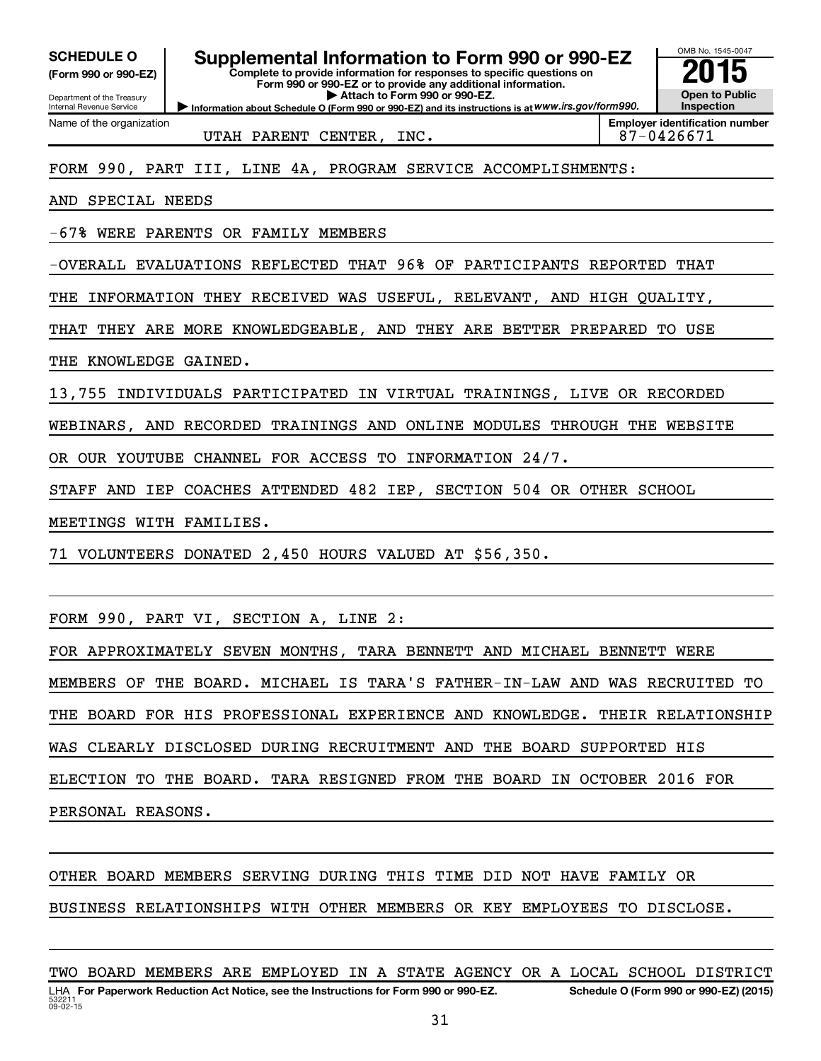**SCHEDULE O (Form 990 or 990-EZ)**

Department of the Treasury
Internal Revenue Service

# Supplemental Information to Form 990 or 990-EZ

**Complete to provide information for responses to specific questions on Form 990 or 990-EZ or to provide any additional information.**
**▶ Attach to Form 990 or 990-EZ.**
**▶ Information about Schedule O (Form 990 or 990-EZ) and its instructions is at *www.irs.gov/form990.***

OMB No. 1545-0047
**2015**
**Open to Public Inspection**

| Name of the organization | Employer identification number |
|---|---|
| UTAH PARENT CENTER, INC. | 87-0426671 |

FORM 990, PART III, LINE 4A, PROGRAM SERVICE ACCOMPLISHMENTS:

AND SPECIAL NEEDS

-67% WERE PARENTS OR FAMILY MEMBERS

-OVERALL EVALUATIONS REFLECTED THAT 96% OF PARTICIPANTS REPORTED THAT THE INFORMATION THEY RECEIVED WAS USEFUL, RELEVANT, AND HIGH QUALITY, THAT THEY ARE MORE KNOWLEDGEABLE, AND THEY ARE BETTER PREPARED TO USE THE KNOWLEDGE GAINED.

13,755 INDIVIDUALS PARTICIPATED IN VIRTUAL TRAININGS, LIVE OR RECORDED WEBINARS, AND RECORDED TRAININGS AND ONLINE MODULES THROUGH THE WEBSITE OR OUR YOUTUBE CHANNEL FOR ACCESS TO INFORMATION 24/7.

STAFF AND IEP COACHES ATTENDED 482 IEP, SECTION 504 OR OTHER SCHOOL MEETINGS WITH FAMILIES.

71 VOLUNTEERS DONATED 2,450 HOURS VALUED AT $56,350.

FORM 990, PART VI, SECTION A, LINE 2:

FOR APPROXIMATELY SEVEN MONTHS, TARA BENNETT AND MICHAEL BENNETT WERE MEMBERS OF THE BOARD. MICHAEL IS TARA'S FATHER-IN-LAW AND WAS RECRUITED TO THE BOARD FOR HIS PROFESSIONAL EXPERIENCE AND KNOWLEDGE. THEIR RELATIONSHIP WAS CLEARLY DISCLOSED DURING RECRUITMENT AND THE BOARD SUPPORTED HIS ELECTION TO THE BOARD. TARA RESIGNED FROM THE BOARD IN OCTOBER 2016 FOR PERSONAL REASONS.

OTHER BOARD MEMBERS SERVING DURING THIS TIME DID NOT HAVE FAMILY OR BUSINESS RELATIONSHIPS WITH OTHER MEMBERS OR KEY EMPLOYEES TO DISCLOSE.

TWO BOARD MEMBERS ARE EMPLOYED IN A STATE AGENCY OR A LOCAL SCHOOL DISTRICT

LHA **For Paperwork Reduction Act Notice, see the Instructions for Form 990 or 990-EZ.** **Schedule O (Form 990 or 990-EZ) (2015)**
532211
09-02-15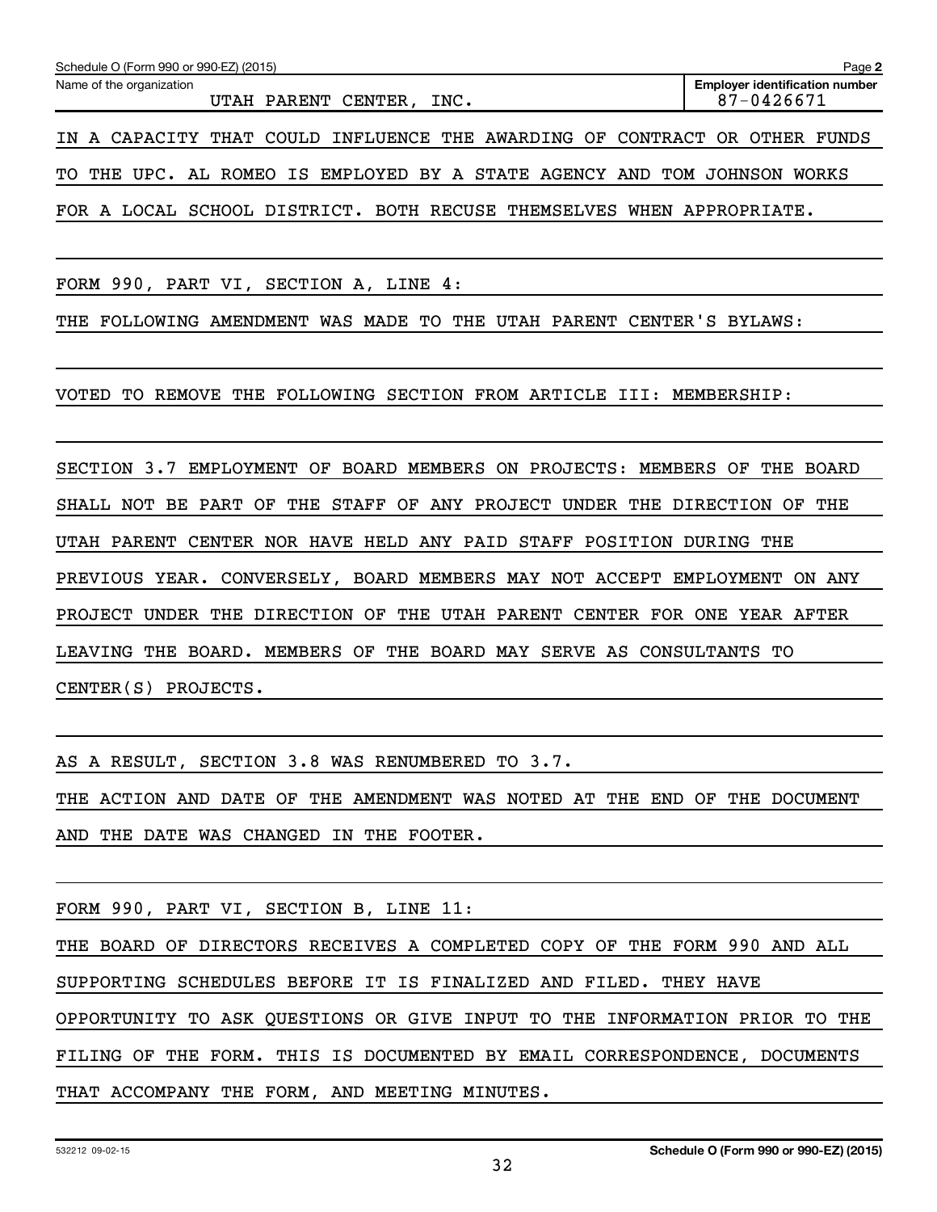Schedule O (Form 990 or 990-EZ) (2015)

Name of the organization: UTAH PARENT CENTER, INC.

Employer identification number: 87-0426671

IN A CAPACITY THAT COULD INFLUENCE THE AWARDING OF CONTRACT OR OTHER FUNDS TO THE UPC. AL ROMEO IS EMPLOYED BY A STATE AGENCY AND TOM JOHNSON WORKS FOR A LOCAL SCHOOL DISTRICT. BOTH RECUSE THEMSELVES WHEN APPROPRIATE.

FORM 990, PART VI, SECTION A, LINE 4:

THE FOLLOWING AMENDMENT WAS MADE TO THE UTAH PARENT CENTER'S BYLAWS:

VOTED TO REMOVE THE FOLLOWING SECTION FROM ARTICLE III: MEMBERSHIP:

SECTION 3.7 EMPLOYMENT OF BOARD MEMBERS ON PROJECTS: MEMBERS OF THE BOARD SHALL NOT BE PART OF THE STAFF OF ANY PROJECT UNDER THE DIRECTION OF THE UTAH PARENT CENTER NOR HAVE HELD ANY PAID STAFF POSITION DURING THE PREVIOUS YEAR. CONVERSELY, BOARD MEMBERS MAY NOT ACCEPT EMPLOYMENT ON ANY PROJECT UNDER THE DIRECTION OF THE UTAH PARENT CENTER FOR ONE YEAR AFTER LEAVING THE BOARD. MEMBERS OF THE BOARD MAY SERVE AS CONSULTANTS TO CENTER(S) PROJECTS.

AS A RESULT, SECTION 3.8 WAS RENUMBERED TO 3.7.

THE ACTION AND DATE OF THE AMENDMENT WAS NOTED AT THE END OF THE DOCUMENT AND THE DATE WAS CHANGED IN THE FOOTER.

FORM 990, PART VI, SECTION B, LINE 11:

THE BOARD OF DIRECTORS RECEIVES A COMPLETED COPY OF THE FORM 990 AND ALL SUPPORTING SCHEDULES BEFORE IT IS FINALIZED AND FILED. THEY HAVE OPPORTUNITY TO ASK QUESTIONS OR GIVE INPUT TO THE INFORMATION PRIOR TO THE FILING OF THE FORM. THIS IS DOCUMENTED BY EMAIL CORRESPONDENCE, DOCUMENTS THAT ACCOMPANY THE FORM, AND MEETING MINUTES.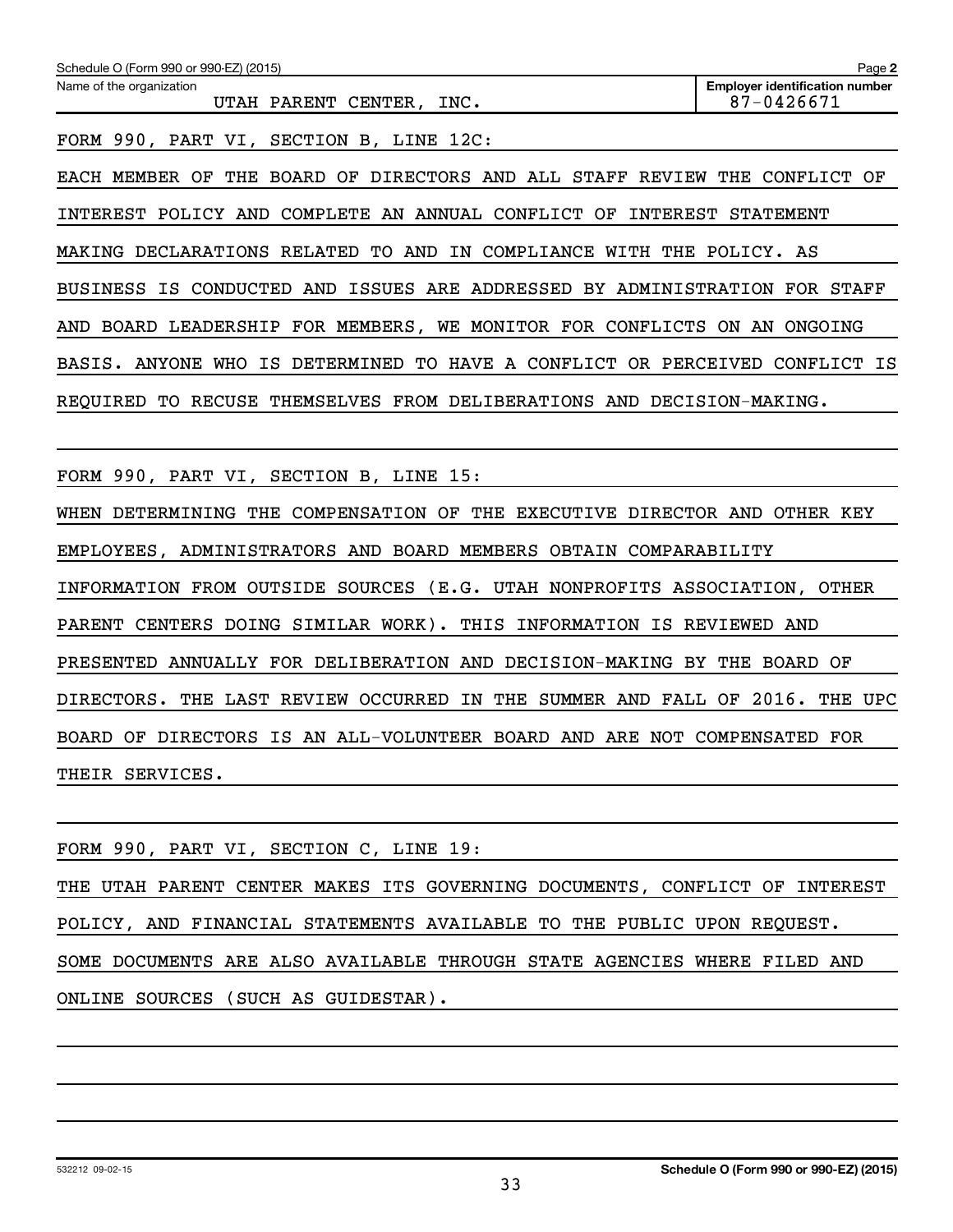Name of the organization: UTAH PARENT CENTER, INC.

Employer identification number: 87-0426671

FORM 990, PART VI, SECTION B, LINE 12C:

EACH MEMBER OF THE BOARD OF DIRECTORS AND ALL STAFF REVIEW THE CONFLICT OF INTEREST POLICY AND COMPLETE AN ANNUAL CONFLICT OF INTEREST STATEMENT MAKING DECLARATIONS RELATED TO AND IN COMPLIANCE WITH THE POLICY. AS BUSINESS IS CONDUCTED AND ISSUES ARE ADDRESSED BY ADMINISTRATION FOR STAFF AND BOARD LEADERSHIP FOR MEMBERS, WE MONITOR FOR CONFLICTS ON AN ONGOING BASIS. ANYONE WHO IS DETERMINED TO HAVE A CONFLICT OR PERCEIVED CONFLICT IS REQUIRED TO RECUSE THEMSELVES FROM DELIBERATIONS AND DECISION-MAKING.

FORM 990, PART VI, SECTION B, LINE 15:

WHEN DETERMINING THE COMPENSATION OF THE EXECUTIVE DIRECTOR AND OTHER KEY EMPLOYEES, ADMINISTRATORS AND BOARD MEMBERS OBTAIN COMPARABILITY INFORMATION FROM OUTSIDE SOURCES (E.G. UTAH NONPROFITS ASSOCIATION, OTHER PARENT CENTERS DOING SIMILAR WORK). THIS INFORMATION IS REVIEWED AND PRESENTED ANNUALLY FOR DELIBERATION AND DECISION-MAKING BY THE BOARD OF DIRECTORS. THE LAST REVIEW OCCURRED IN THE SUMMER AND FALL OF 2016. THE UPC BOARD OF DIRECTORS IS AN ALL-VOLUNTEER BOARD AND ARE NOT COMPENSATED FOR THEIR SERVICES.

FORM 990, PART VI, SECTION C, LINE 19:

THE UTAH PARENT CENTER MAKES ITS GOVERNING DOCUMENTS, CONFLICT OF INTEREST POLICY, AND FINANCIAL STATEMENTS AVAILABLE TO THE PUBLIC UPON REQUEST. SOME DOCUMENTS ARE ALSO AVAILABLE THROUGH STATE AGENCIES WHERE FILED AND ONLINE SOURCES (SUCH AS GUIDESTAR).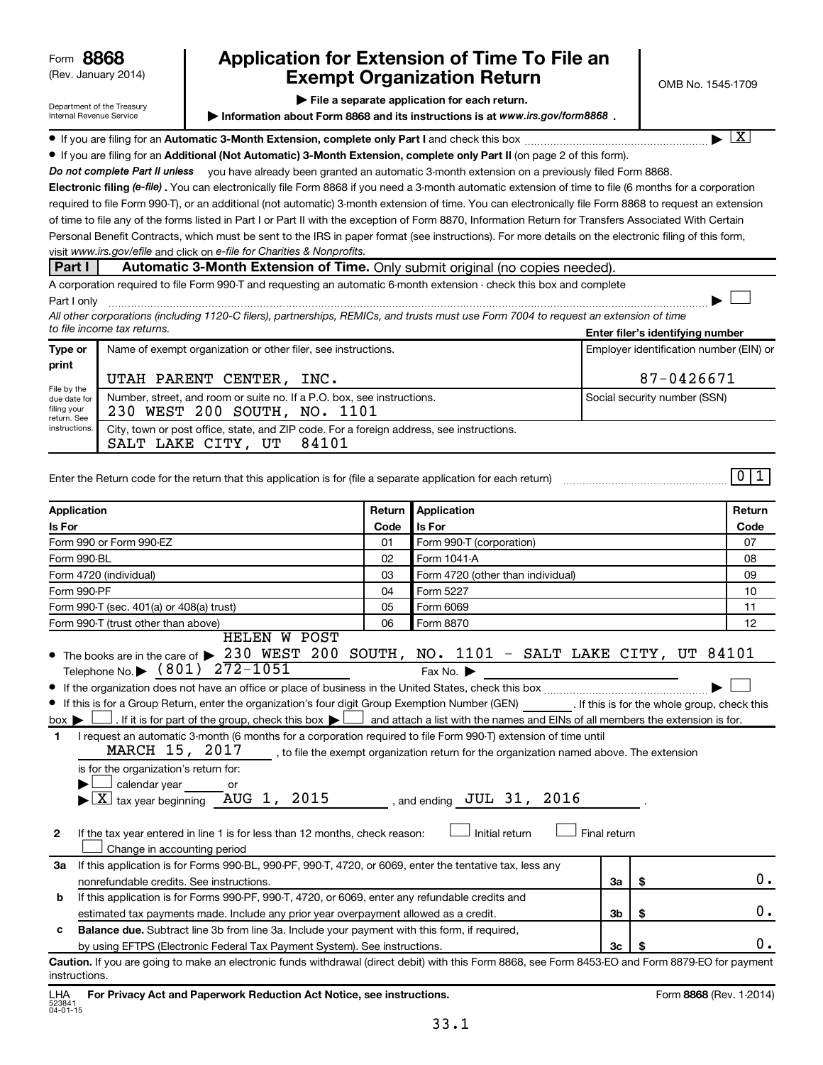Form **8868** (Rev. January 2014)

Department of the Treasury
Internal Revenue Service

# Application for Extension of Time To File an Exempt Organization Return

▶ File a separate application for each return.

▶ Information about Form 8868 and its instructions is at *www.irs.gov/form8868*.

OMB No. 1545-1709

- If you are filing for an **Automatic 3-Month Extension, complete only Part I** and check this box ▶ [X]
- If you are filing for an **Additional (Not Automatic) 3-Month Extension, complete only Part II** (on page 2 of this form).

***Do not complete Part II unless*** you have already been granted an automatic 3-month extension on a previously filed Form 8868.

**Electronic filing *(e-file)*.** You can electronically file Form 8868 if you need a 3-month automatic extension of time to file (6 months for a corporation required to file Form 990-T), or an additional (not automatic) 3-month extension of time. You can electronically file Form 8868 to request an extension of time to file any of the forms listed in Part I or Part II with the exception of Form 8870, Information Return for Transfers Associated With Certain Personal Benefit Contracts, which must be sent to the IRS in paper format (see instructions). For more details on the electronic filing of this form, visit *www.irs.gov/efile* and click on *e-file for Charities & Nonprofits*.

**Part I** **Automatic 3-Month Extension of Time.** Only submit original (no copies needed).

A corporation required to file Form 990-T and requesting an automatic 6-month extension - check this box and complete Part I only ▶ [ ]

*All other corporations (including 1120-C filers), partnerships, REMICs, and trusts must use Form 7004 to request an extension of time to file income tax returns.*

**Enter filer's identifying number**

| Type or print | Name of exempt organization or other filer, see instructions. | Employer identification number (EIN) or |
|---|---|---|
| | UTAH PARENT CENTER, INC. | 87-0426671 |
| File by the due date for filing your return. See instructions. | Number, street, and room or suite no. If a P.O. box, see instructions. 230 WEST 200 SOUTH, NO. 1101 | Social security number (SSN) |
| | City, town or post office, state, and ZIP code. For a foreign address, see instructions. SALT LAKE CITY, UT 84101 | |

Enter the Return code for the return that this application is for (file a separate application for each return) 0 1

| Application Is For | Return Code | Application Is For | Return Code |
|---|---|---|---|
| Form 990 or Form 990-EZ | 01 | Form 990-T (corporation) | 07 |
| Form 990-BL | 02 | Form 1041-A | 08 |
| Form 4720 (individual) | 03 | Form 4720 (other than individual) | 09 |
| Form 990-PF | 04 | Form 5227 | 10 |
| Form 990-T (sec. 401(a) or 408(a) trust) | 05 | Form 6069 | 11 |
| Form 990-T (trust other than above) | 06 | Form 8870 | 12 |

- The books are in the care of ▶ HELEN W POST 230 WEST 200 SOUTH, NO. 1101 - SALT LAKE CITY, UT 84101
  Telephone No. ▶ (801) 272-1051 Fax No. ▶
- If the organization does not have an office or place of business in the United States, check this box ▶ [ ]
- If this is for a Group Return, enter the organization's four digit Group Exemption Number (GEN) ______ . If this is for the whole group, check this box ▶ [ ] . If it is for part of the group, check this box ▶ [ ] and attach a list with the names and EINs of all members the extension is for.

**1** I request an automatic 3-month (6 months for a corporation required to file Form 990-T) extension of time until MARCH 15, 2017 , to file the exempt organization return for the organization named above. The extension is for the organization's return for:
▶ [ ] calendar year ______ or
▶ [X] tax year beginning AUG 1, 2015 , and ending JUL 31, 2016 .

**2** If the tax year entered in line 1 is for less than 12 months, check reason: [ ] Initial return [ ] Final return
[ ] Change in accounting period

| | | | | |
|---|---|---|---|---|
| **3a** | If this application is for Forms 990-BL, 990-PF, 990-T, 4720, or 6069, enter the tentative tax, less any nonrefundable credits. See instructions. | 3a | $ | 0. |
| **b** | If this application is for Forms 990-PF, 990-T, 4720, or 6069, enter any refundable credits and estimated tax payments made. Include any prior year overpayment allowed as a credit. | 3b | $ | 0. |
| **c** | **Balance due.** Subtract line 3b from line 3a. Include your payment with this form, if required, by using EFTPS (Electronic Federal Tax Payment System). See instructions. | 3c | $ | 0. |

**Caution.** If you are going to make an electronic funds withdrawal (direct debit) with this Form 8868, see Form 8453-EO and Form 8879-EO for payment instructions.

LHA **For Privacy Act and Paperwork Reduction Act Notice, see instructions.** Form **8868** (Rev. 1-2014)

523841 04-01-15

33.1